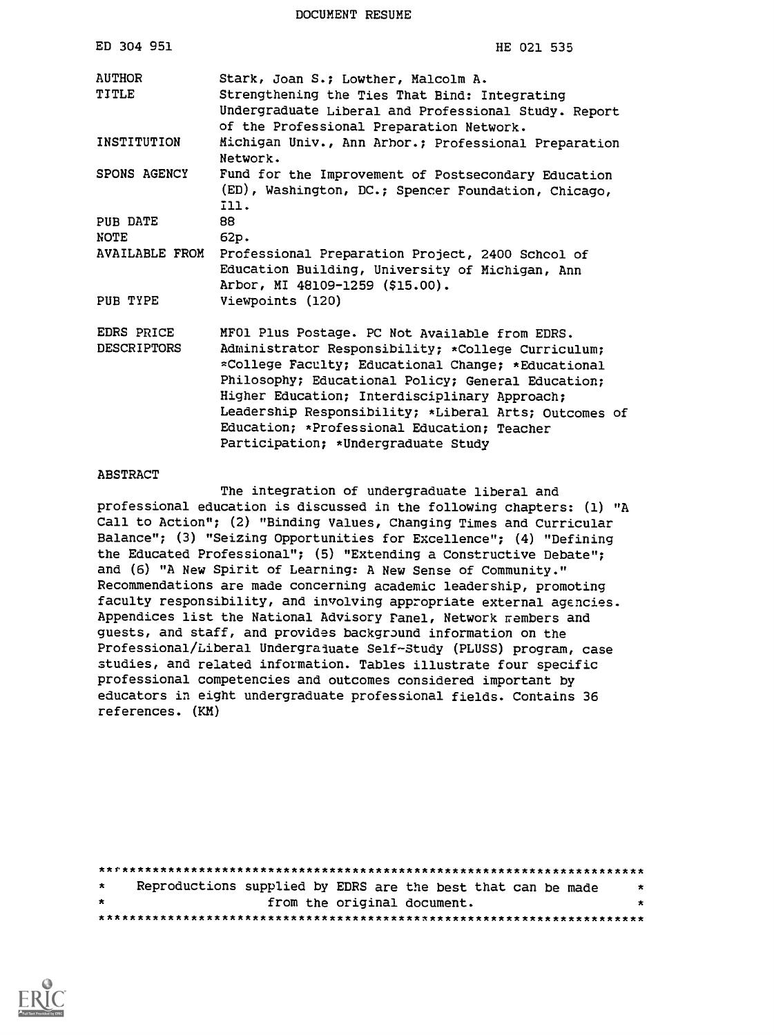# DOCUMENT RESUME

| | |
|---|---|
| ED 304 951 | HE 021 535 |
| AUTHOR | Stark, Joan S.; Lowther, Malcolm A. |
| TITLE | Strengthening the Ties That Bind: Integrating Undergraduate Liberal and Professional Study. Report of the Professional Preparation Network. |
| INSTITUTION | Michigan Univ., Ann Arbor.; Professional Preparation Network. |
| SPONS AGENCY | Fund for the Improvement of Postsecondary Education (ED), Washington, DC.; Spencer Foundation, Chicago, Ill. |
| PUB DATE | 88 |
| NOTE | 62p. |
| AVAILABLE FROM | Professional Preparation Project, 2400 School of Education Building, University of Michigan, Ann Arbor, MI 48109-1259 ($15.00). |
| PUB TYPE | Viewpoints (120) |
| EDRS PRICE | MF01 Plus Postage. PC Not Available from EDRS. |
| DESCRIPTORS | Administrator Responsibility; *College Curriculum; *College Faculty; Educational Change; *Educational Philosophy; Educational Policy; General Education; Higher Education; Interdisciplinary Approach; Leadership Responsibility; *Liberal Arts; Outcomes of Education; *Professional Education; Teacher Participation; *Undergraduate Study |

## ABSTRACT

The integration of undergraduate liberal and professional education is discussed in the following chapters: (1) "A Call to Action"; (2) "Binding Values, Changing Times and Curricular Balance"; (3) "Seizing Opportunities for Excellence"; (4) "Defining the Educated Professional"; (5) "Extending a Constructive Debate"; and (6) "A New Spirit of Learning: A New Sense of Community." Recommendations are made concerning academic leadership, promoting faculty responsibility, and involving appropriate external agencies. Appendices list the National Advisory Panel, Network members and guests, and staff, and provides background information on the Professional/Liberal Undergraduate Self-Study (PLUSS) program, case studies, and related information. Tables illustrate four specific professional competencies and outcomes considered important by educators in eight undergraduate professional fields. Contains 36 references. (KM)

***********************************************************************
* Reproductions supplied by EDRS are the best that can be made *
* from the original document. *
***********************************************************************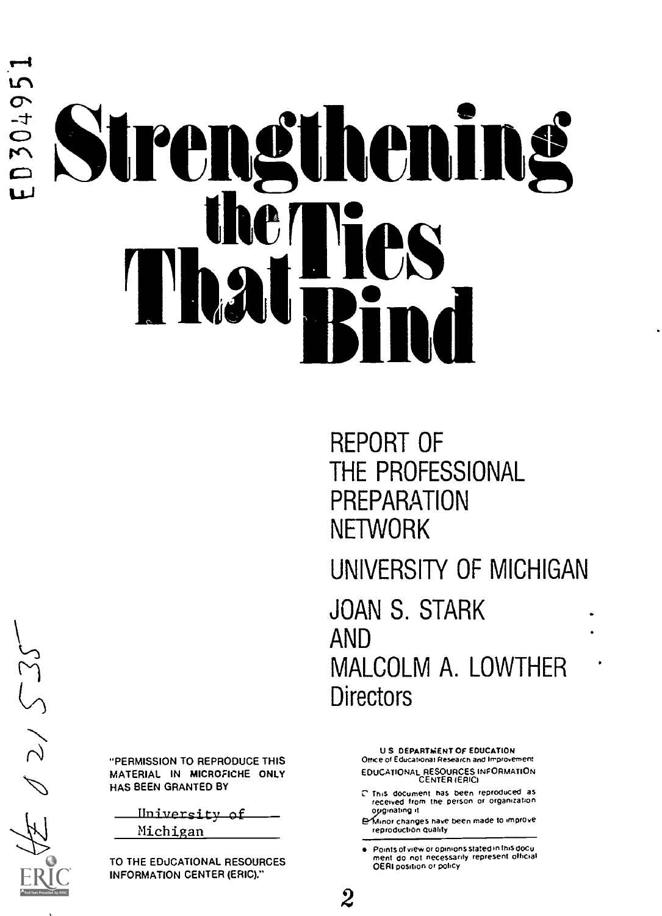ED304951

# Strengthening the Ties That Bind

REPORT OF THE PROFESSIONAL PREPARATION NETWORK

UNIVERSITY OF MICHIGAN

JOAN S. STARK AND MALCOLM A. LOWTHER
Directors

"PERMISSION TO REPRODUCE THIS MATERIAL IN MICROFICHE ONLY HAS BEEN GRANTED BY

University of Michigan

TO THE EDUCATIONAL RESOURCES INFORMATION CENTER (ERIC)."

U.S. DEPARTMENT OF EDUCATION
Office of Educational Research and Improvement
EDUCATIONAL RESOURCES INFORMATION CENTER (ERIC)

- This document has been reproduced as received from the person or organization originating it
- Minor changes have been made to improve reproduction quality

- Points of view or opinions stated in this document do not necessarily represent official OERI position or policy

HE 021 535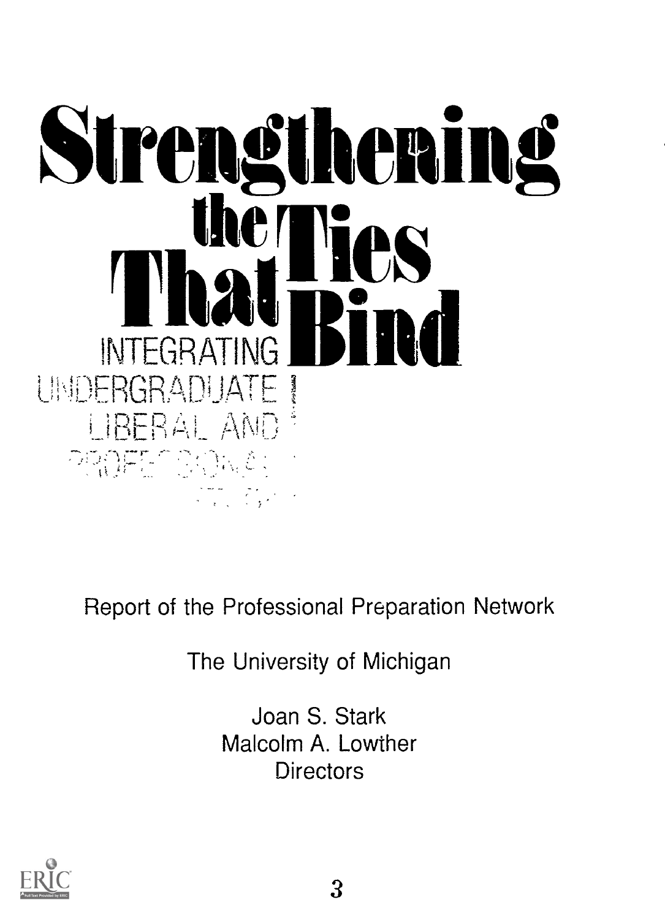# Strengthening the Ties That Bind

## INTEGRATING UNDERGRADUATE LIBERAL AND PROFESSIONAL STUDY

Report of the Professional Preparation Network

The University of Michigan

Joan S. Stark
Malcolm A. Lowther
Directors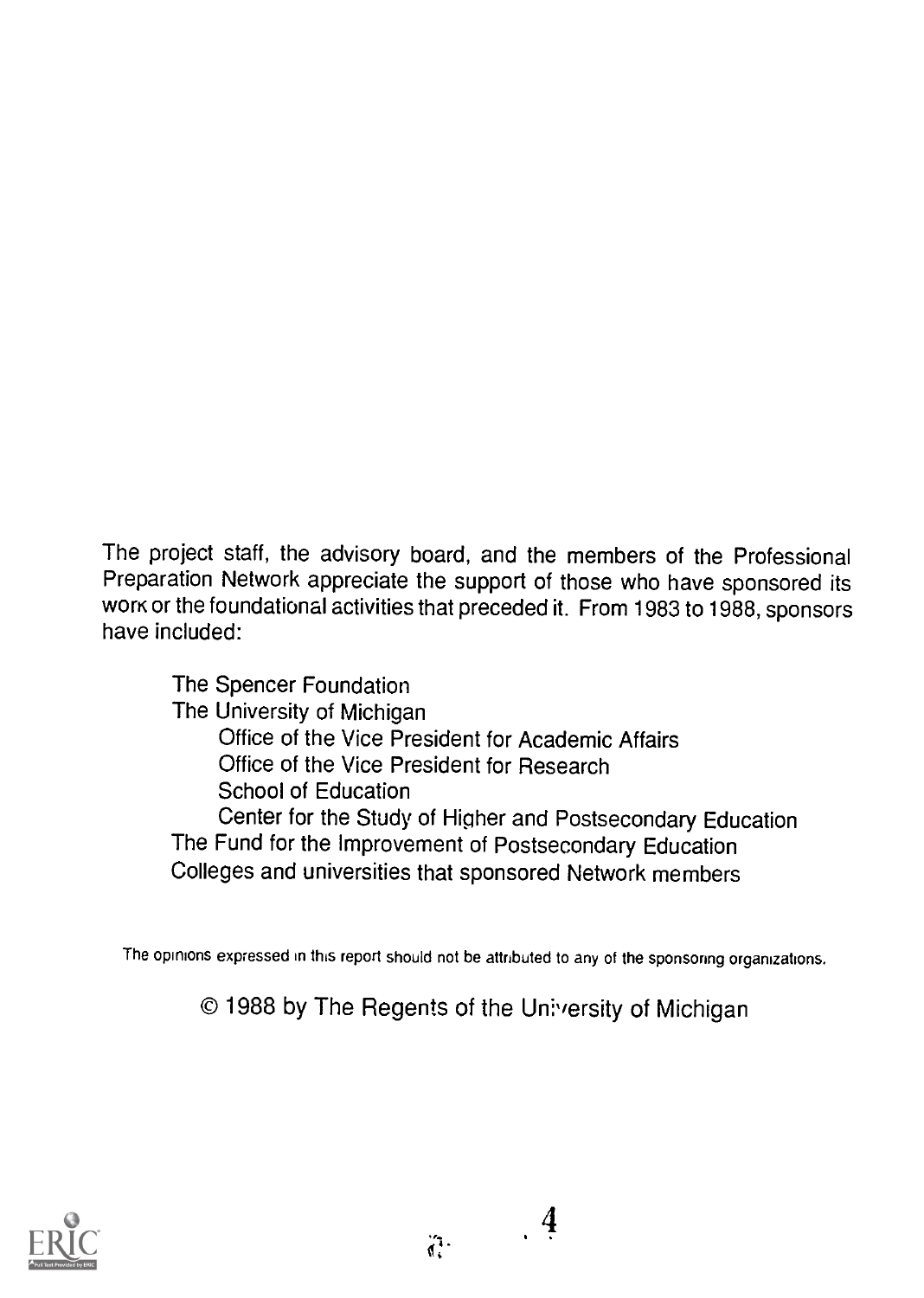The project staff, the advisory board, and the members of the Professional Preparation Network appreciate the support of those who have sponsored its work or the foundational activities that preceded it. From 1983 to 1988, sponsors have included:

- The Spencer Foundation
- The University of Michigan
  - Office of the Vice President for Academic Affairs
  - Office of the Vice President for Research
  - School of Education
  - Center for the Study of Higher and Postsecondary Education
- The Fund for the Improvement of Postsecondary Education
- Colleges and universities that sponsored Network members

The opinions expressed in this report should not be attributed to any of the sponsoring organizations.

© 1988 by The Regents of the University of Michigan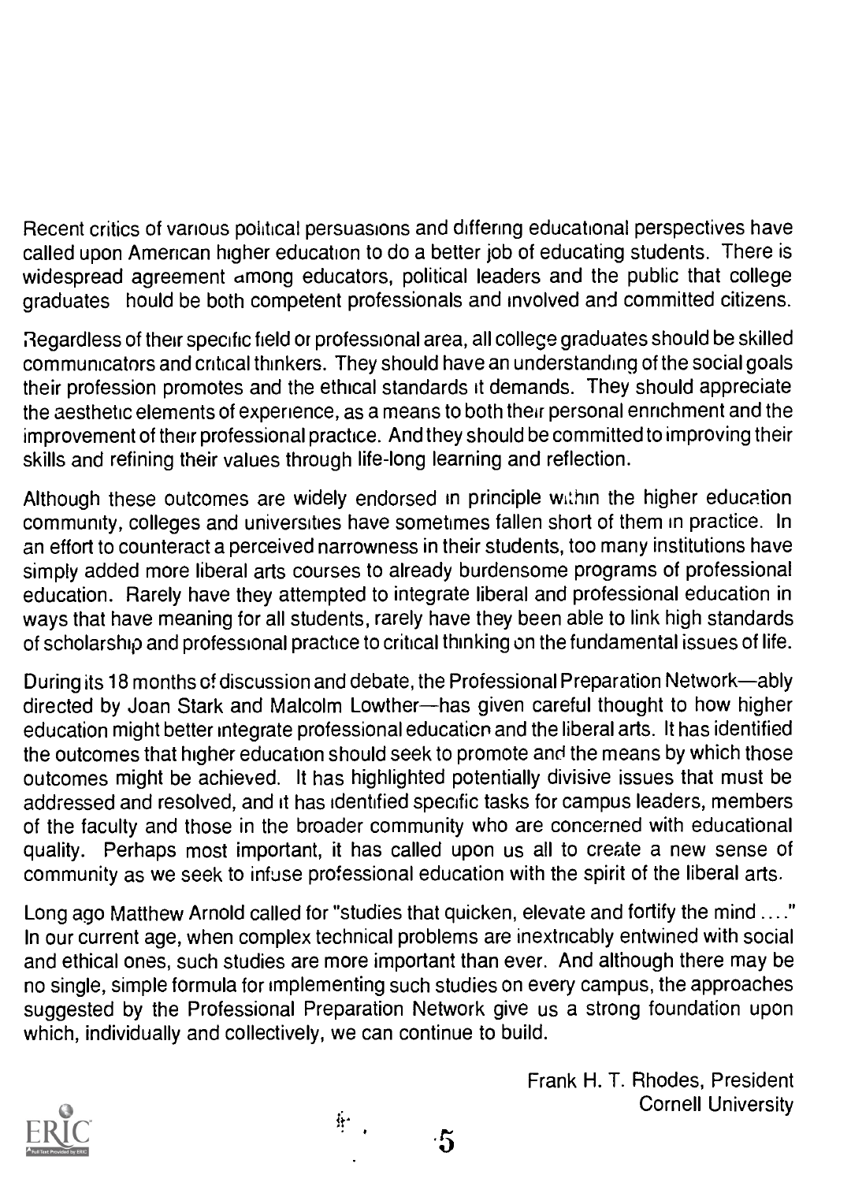Recent critics of various political persuasions and differing educational perspectives have called upon American higher education to do a better job of educating students. There is widespread agreement among educators, political leaders and the public that college graduates hould be both competent professionals and involved and committed citizens.

Regardless of their specific field or professional area, all college graduates should be skilled communicators and critical thinkers. They should have an understanding of the social goals their profession promotes and the ethical standards it demands. They should appreciate the aesthetic elements of experience, as a means to both their personal enrichment and the improvement of their professional practice. And they should be committed to improving their skills and refining their values through life-long learning and reflection.

Although these outcomes are widely endorsed in principle within the higher education community, colleges and universities have sometimes fallen short of them in practice. In an effort to counteract a perceived narrowness in their students, too many institutions have simply added more liberal arts courses to already burdensome programs of professional education. Rarely have they attempted to integrate liberal and professional education in ways that have meaning for all students, rarely have they been able to link high standards of scholarship and professional practice to critical thinking on the fundamental issues of life.

During its 18 months of discussion and debate, the Professional Preparation Network—ably directed by Joan Stark and Malcolm Lowther—has given careful thought to how higher education might better integrate professional education and the liberal arts. It has identified the outcomes that higher education should seek to promote and the means by which those outcomes might be achieved. It has highlighted potentially divisive issues that must be addressed and resolved, and it has identified specific tasks for campus leaders, members of the faculty and those in the broader community who are concerned with educational quality. Perhaps most important, it has called upon us all to create a new sense of community as we seek to infuse professional education with the spirit of the liberal arts.

Long ago Matthew Arnold called for "studies that quicken, elevate and fortify the mind ...." In our current age, when complex technical problems are inextricably entwined with social and ethical ones, such studies are more important than ever. And although there may be no single, simple formula for implementing such studies on every campus, the approaches suggested by the Professional Preparation Network give us a strong foundation upon which, individually and collectively, we can continue to build.

Frank H. T. Rhodes, President
Cornell University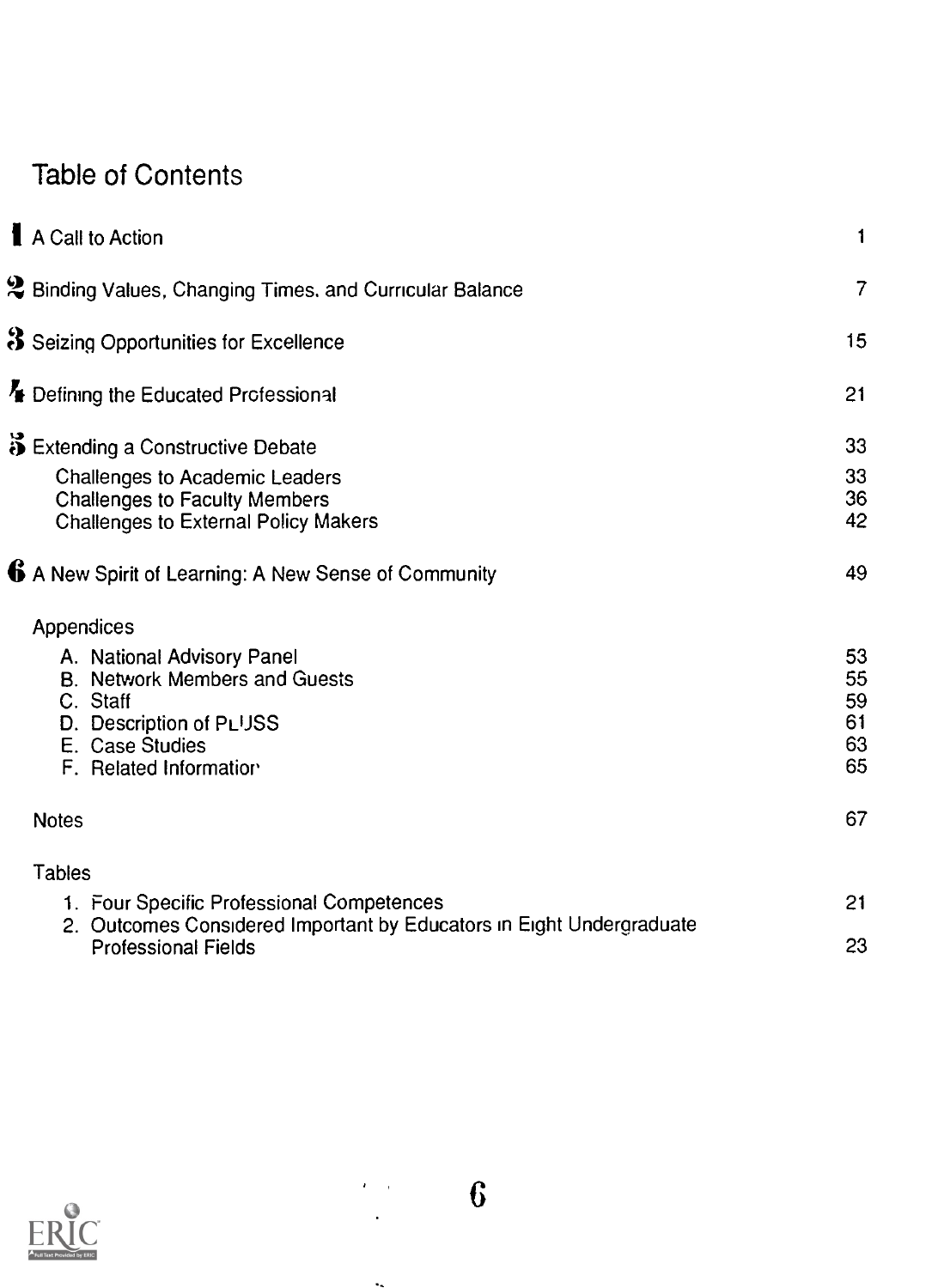# Table of Contents

| | |
|---|---|
| 1 A Call to Action | 1 |
| 2 Binding Values, Changing Times, and Curricular Balance | 7 |
| 3 Seizing Opportunities for Excellence | 15 |
| 4 Defining the Educated Professional | 21 |
| 5 Extending a Constructive Debate | 33 |
| Challenges to Academic Leaders | 33 |
| Challenges to Faculty Members | 36 |
| Challenges to External Policy Makers | 42 |
| 6 A New Spirit of Learning: A New Sense of Community | 49 |
| **Appendices** | |
| A. National Advisory Panel | 53 |
| B. Network Members and Guests | 55 |
| C. Staff | 59 |
| D. Description of PLUSS | 61 |
| E. Case Studies | 63 |
| F. Related Information | 65 |
| Notes | 67 |
| **Tables** | |
| 1. Four Specific Professional Competences | 21 |
| 2. Outcomes Considered Important by Educators in Eight Undergraduate Professional Fields | 23 |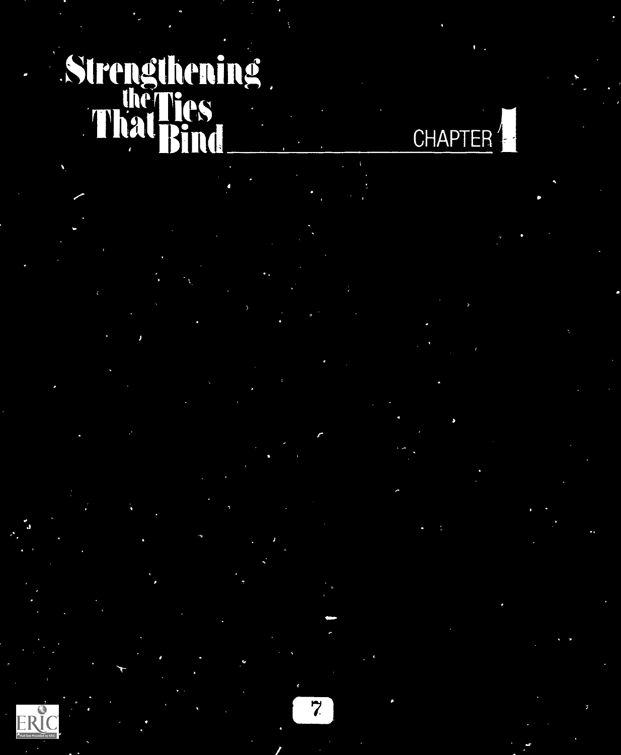# Strengthening the Ties That Bind

## CHAPTER 1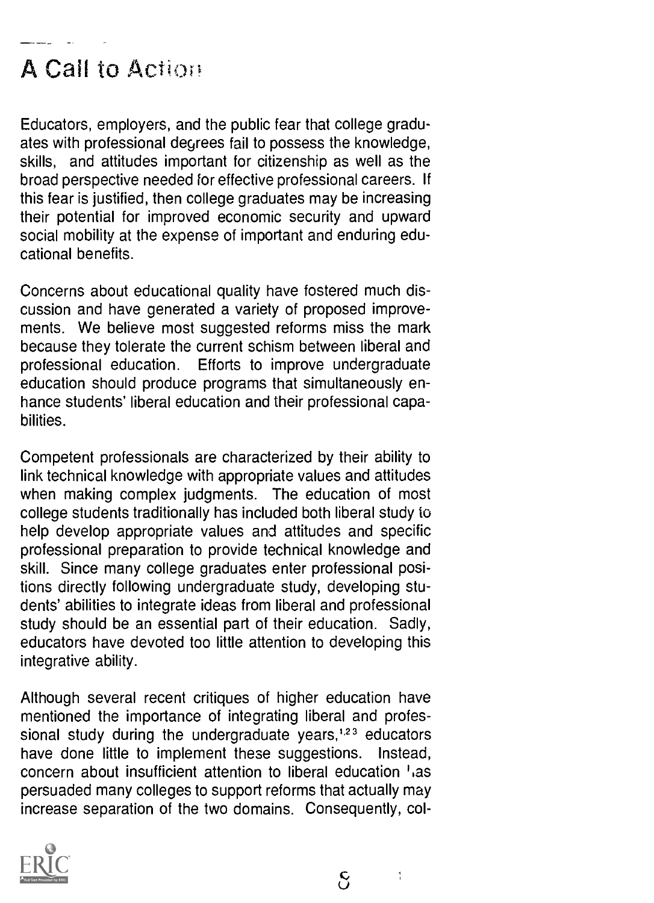# A Call to Action

Educators, employers, and the public fear that college graduates with professional degrees fail to possess the knowledge, skills, and attitudes important for citizenship as well as the broad perspective needed for effective professional careers. If this fear is justified, then college graduates may be increasing their potential for improved economic security and upward social mobility at the expense of important and enduring educational benefits.

Concerns about educational quality have fostered much discussion and have generated a variety of proposed improvements. We believe most suggested reforms miss the mark because they tolerate the current schism between liberal and professional education. Efforts to improve undergraduate education should produce programs that simultaneously enhance students' liberal education and their professional capabilities.

Competent professionals are characterized by their ability to link technical knowledge with appropriate values and attitudes when making complex judgments. The education of most college students traditionally has included both liberal study to help develop appropriate values and attitudes and specific professional preparation to provide technical knowledge and skill. Since many college graduates enter professional positions directly following undergraduate study, developing students' abilities to integrate ideas from liberal and professional study should be an essential part of their education. Sadly, educators have devoted too little attention to developing this integrative ability.

Although several recent critiques of higher education have mentioned the importance of integrating liberal and professional study during the undergraduate years,[1,2,3] educators have done little to implement these suggestions. Instead, concern about insufficient attention to liberal education has persuaded many colleges to support reforms that actually may increase separation of the two domains. Consequently, col-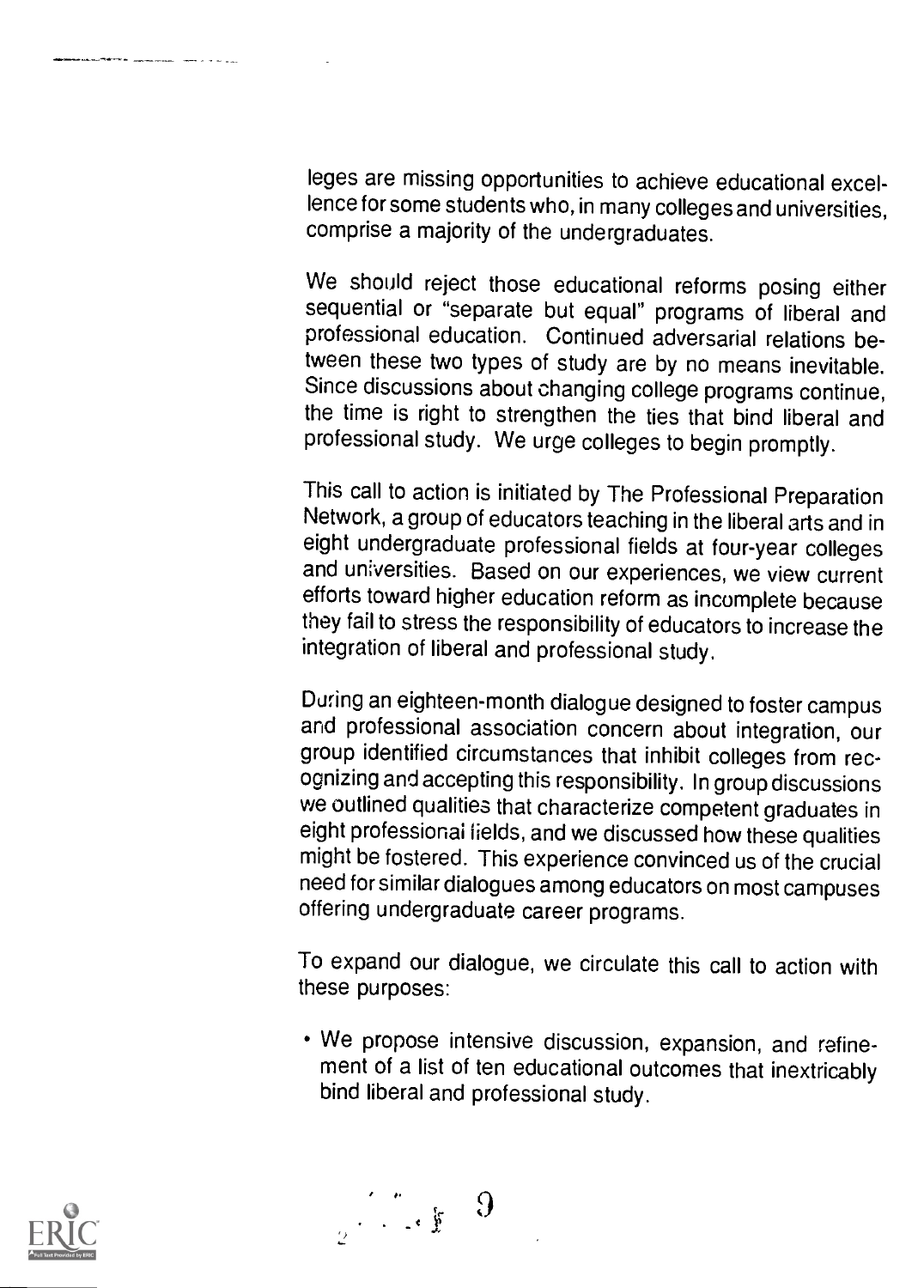leges are missing opportunities to achieve educational excellence for some students who, in many colleges and universities, comprise a majority of the undergraduates.

We should reject those educational reforms posing either sequential or "separate but equal" programs of liberal and professional education. Continued adversarial relations between these two types of study are by no means inevitable. Since discussions about changing college programs continue, the time is right to strengthen the ties that bind liberal and professional study. We urge colleges to begin promptly.

This call to action is initiated by The Professional Preparation Network, a group of educators teaching in the liberal arts and in eight undergraduate professional fields at four-year colleges and universities. Based on our experiences, we view current efforts toward higher education reform as incomplete because they fail to stress the responsibility of educators to increase the integration of liberal and professional study.

During an eighteen-month dialogue designed to foster campus and professional association concern about integration, our group identified circumstances that inhibit colleges from recognizing and accepting this responsibility. In group discussions we outlined qualities that characterize competent graduates in eight professional fields, and we discussed how these qualities might be fostered. This experience convinced us of the crucial need for similar dialogues among educators on most campuses offering undergraduate career programs.

To expand our dialogue, we circulate this call to action with these purposes:

- We propose intensive discussion, expansion, and refinement of a list of ten educational outcomes that inextricably bind liberal and professional study.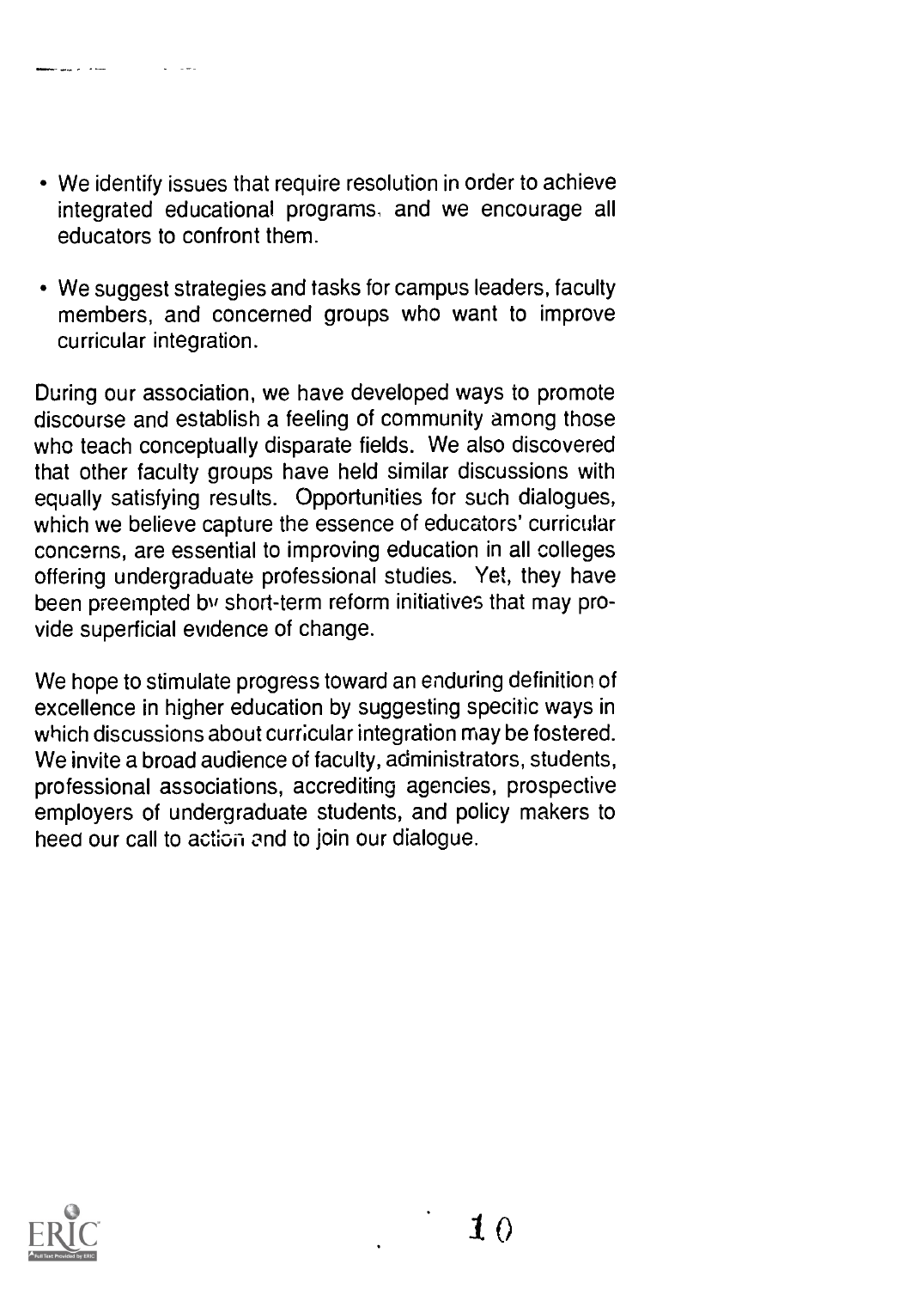- We identify issues that require resolution in order to achieve integrated educational programs, and we encourage all educators to confront them.

- We suggest strategies and tasks for campus leaders, faculty members, and concerned groups who want to improve curricular integration.

During our association, we have developed ways to promote discourse and establish a feeling of community among those who teach conceptually disparate fields. We also discovered that other faculty groups have held similar discussions with equally satisfying results. Opportunities for such dialogues, which we believe capture the essence of educators' curricular concerns, are essential to improving education in all colleges offering undergraduate professional studies. Yet, they have been preempted by short-term reform initiatives that may provide superficial evidence of change.

We hope to stimulate progress toward an enduring definition of excellence in higher education by suggesting specific ways in which discussions about curricular integration may be fostered. We invite a broad audience of faculty, administrators, students, professional associations, accrediting agencies, prospective employers of undergraduate students, and policy makers to heed our call to action and to join our dialogue.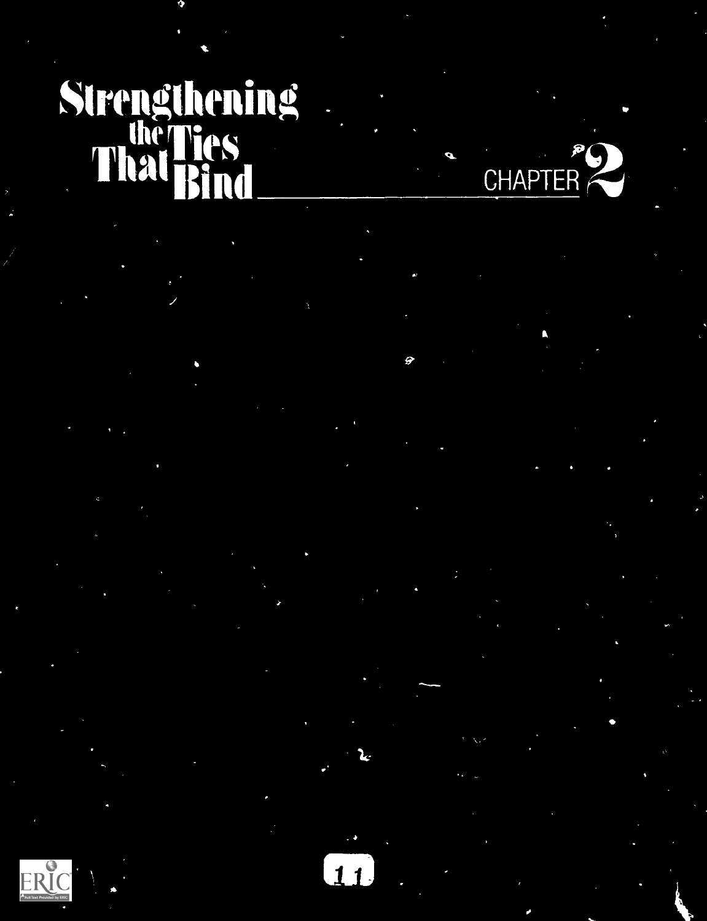# Strengthening the Ties That Bind

## CHAPTER 2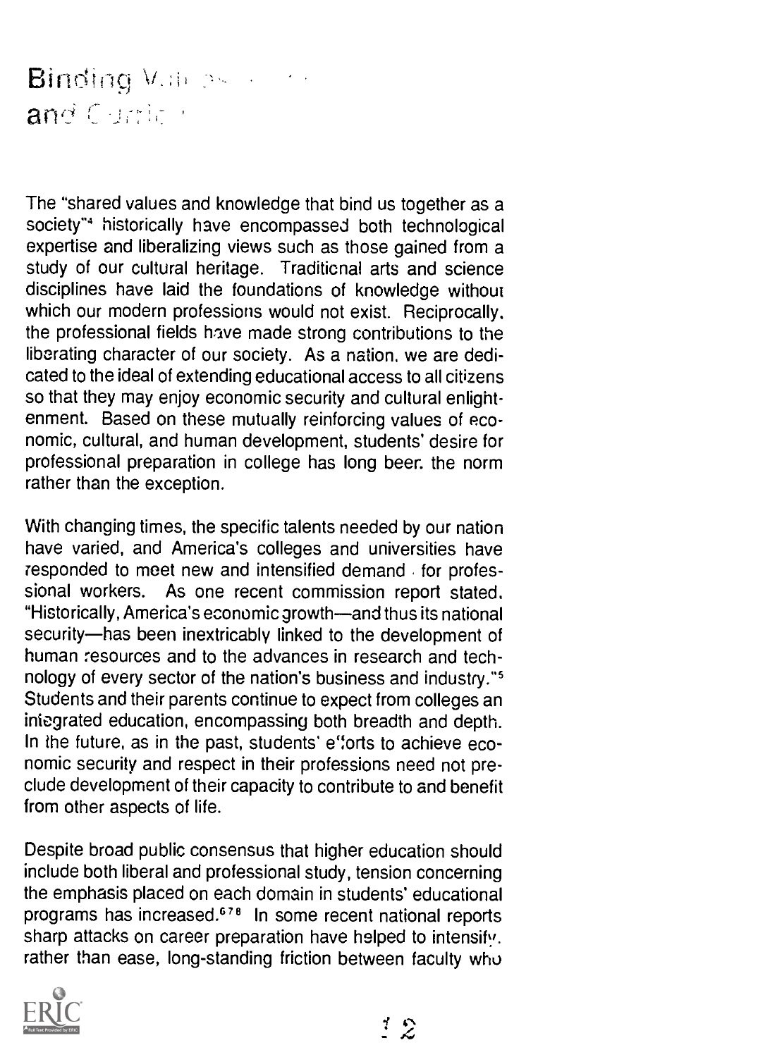# Binding Values and Curricula

The "shared values and knowledge that bind us together as a society"[4] historically have encompassed both technological expertise and liberalizing views such as those gained from a study of our cultural heritage. Traditional arts and science disciplines have laid the foundations of knowledge without which our modern professions would not exist. Reciprocally, the professional fields have made strong contributions to the liberating character of our society. As a nation, we are dedicated to the ideal of extending educational access to all citizens so that they may enjoy economic security and cultural enlightenment. Based on these mutually reinforcing values of economic, cultural, and human development, students' desire for professional preparation in college has long been the norm rather than the exception.

With changing times, the specific talents needed by our nation have varied, and America's colleges and universities have responded to meet new and intensified demand for professional workers. As one recent commission report stated, "Historically, America's economic growth—and thus its national security—has been inextricably linked to the development of human resources and to the advances in research and technology of every sector of the nation's business and industry."[5] Students and their parents continue to expect from colleges an integrated education, encompassing both breadth and depth. In the future, as in the past, students' efforts to achieve economic security and respect in their professions need not preclude development of their capacity to contribute to and benefit from other aspects of life.

Despite broad public consensus that higher education should include both liberal and professional study, tension concerning the emphasis placed on each domain in students' educational programs has increased.[6,7,8] In some recent national reports sharp attacks on career preparation have helped to intensify, rather than ease, long-standing friction between faculty who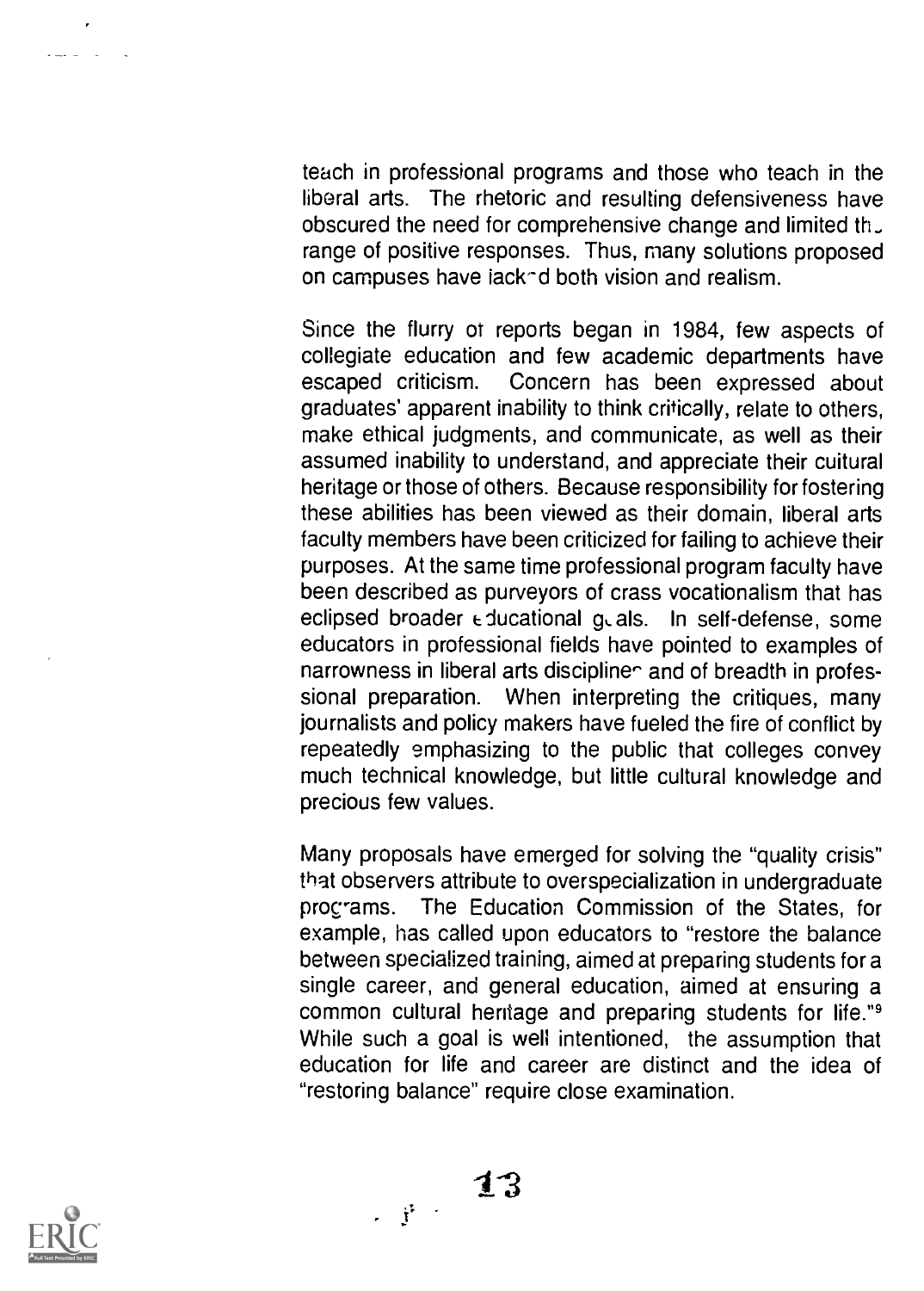teach in professional programs and those who teach in the liberal arts. The rhetoric and resulting defensiveness have obscured the need for comprehensive change and limited the range of positive responses. Thus, many solutions proposed on campuses have lacked both vision and realism.

Since the flurry of reports began in 1984, few aspects of collegiate education and few academic departments have escaped criticism. Concern has been expressed about graduates' apparent inability to think critically, relate to others, make ethical judgments, and communicate, as well as their assumed inability to understand, and appreciate their cultural heritage or those of others. Because responsibility for fostering these abilities has been viewed as their domain, liberal arts faculty members have been criticized for failing to achieve their purposes. At the same time professional program faculty have been described as purveyors of crass vocationalism that has eclipsed broader educational goals. In self-defense, some educators in professional fields have pointed to examples of narrowness in liberal arts disciplines and of breadth in professional preparation. When interpreting the critiques, many journalists and policy makers have fueled the fire of conflict by repeatedly emphasizing to the public that colleges convey much technical knowledge, but little cultural knowledge and precious few values.

Many proposals have emerged for solving the "quality crisis" that observers attribute to overspecialization in undergraduate programs. The Education Commission of the States, for example, has called upon educators to "restore the balance between specialized training, aimed at preparing students for a single career, and general education, aimed at ensuring a common cultural heritage and preparing students for life."[9] While such a goal is well intentioned, the assumption that education for life and career are distinct and the idea of "restoring balance" require close examination.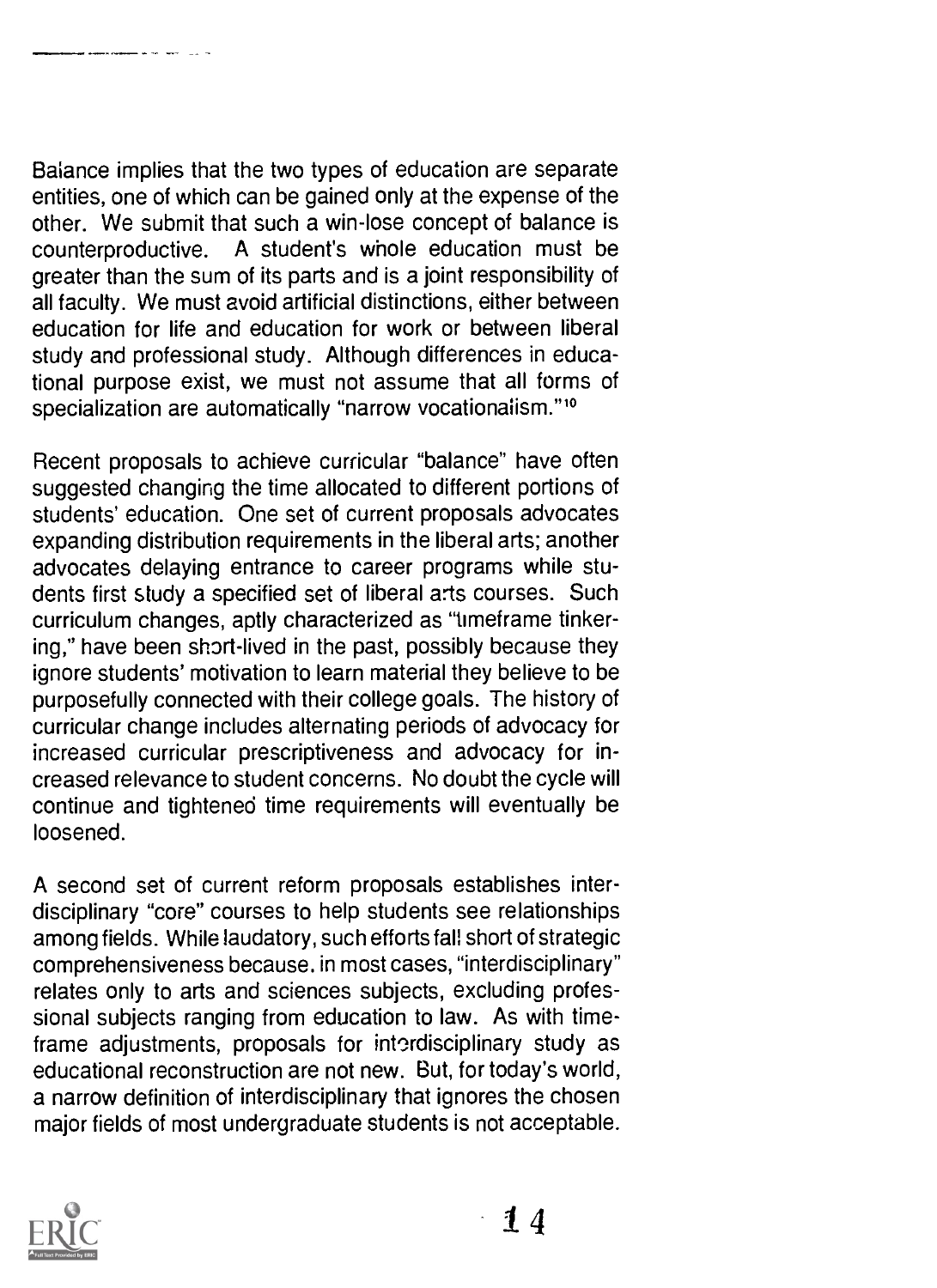Balance implies that the two types of education are separate entities, one of which can be gained only at the expense of the other. We submit that such a win-lose concept of balance is counterproductive. A student's whole education must be greater than the sum of its parts and is a joint responsibility of all faculty. We must avoid artificial distinctions, either between education for life and education for work or between liberal study and professional study. Although differences in educational purpose exist, we must not assume that all forms of specialization are automatically "narrow vocationalism."[10]

Recent proposals to achieve curricular "balance" have often suggested changing the time allocated to different portions of students' education. One set of current proposals advocates expanding distribution requirements in the liberal arts; another advocates delaying entrance to career programs while students first study a specified set of liberal arts courses. Such curriculum changes, aptly characterized as "timeframe tinkering," have been short-lived in the past, possibly because they ignore students' motivation to learn material they believe to be purposefully connected with their college goals. The history of curricular change includes alternating periods of advocacy for increased curricular prescriptiveness and advocacy for increased relevance to student concerns. No doubt the cycle will continue and tightened time requirements will eventually be loosened.

A second set of current reform proposals establishes interdisciplinary "core" courses to help students see relationships among fields. While laudatory, such efforts fall short of strategic comprehensiveness because, in most cases, "interdisciplinary" relates only to arts and sciences subjects, excluding professional subjects ranging from education to law. As with timeframe adjustments, proposals for interdisciplinary study as educational reconstruction are not new. But, for today's world, a narrow definition of interdisciplinary that ignores the chosen major fields of most undergraduate students is not acceptable.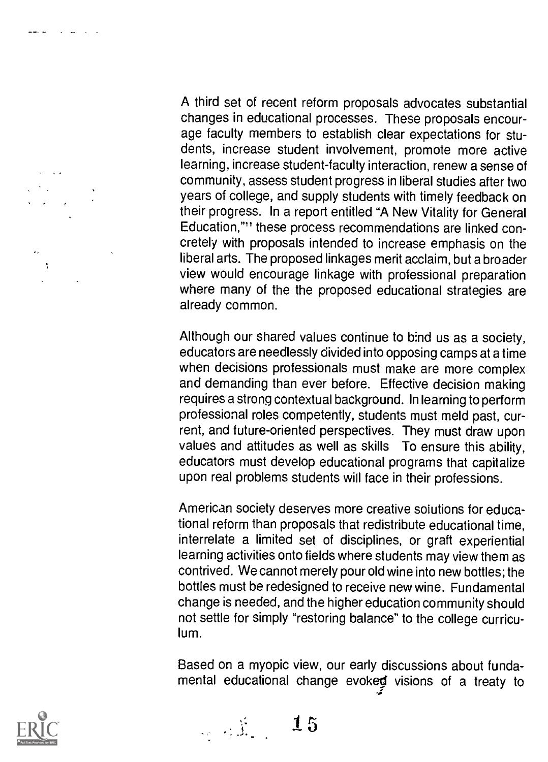A third set of recent reform proposals advocates substantial changes in educational processes. These proposals encourage faculty members to establish clear expectations for students, increase student involvement, promote more active learning, increase student-faculty interaction, renew a sense of community, assess student progress in liberal studies after two years of college, and supply students with timely feedback on their progress. In a report entitled "A New Vitality for General Education,"[11] these process recommendations are linked concretely with proposals intended to increase emphasis on the liberal arts. The proposed linkages merit acclaim, but a broader view would encourage linkage with professional preparation where many of the the proposed educational strategies are already common.

Although our shared values continue to bind us as a society, educators are needlessly divided into opposing camps at a time when decisions professionals must make are more complex and demanding than ever before. Effective decision making requires a strong contextual background. In learning to perform professional roles competently, students must meld past, current, and future-oriented perspectives. They must draw upon values and attitudes as well as skills To ensure this ability, educators must develop educational programs that capitalize upon real problems students will face in their professions.

American society deserves more creative solutions for educational reform than proposals that redistribute educational time, interrelate a limited set of disciplines, or graft experiential learning activities onto fields where students may view them as contrived. We cannot merely pour old wine into new bottles; the bottles must be redesigned to receive new wine. Fundamental change is needed, and the higher education community should not settle for simply "restoring balance" to the college curriculum.

Based on a myopic view, our early discussions about fundamental educational change evoked visions of a treaty to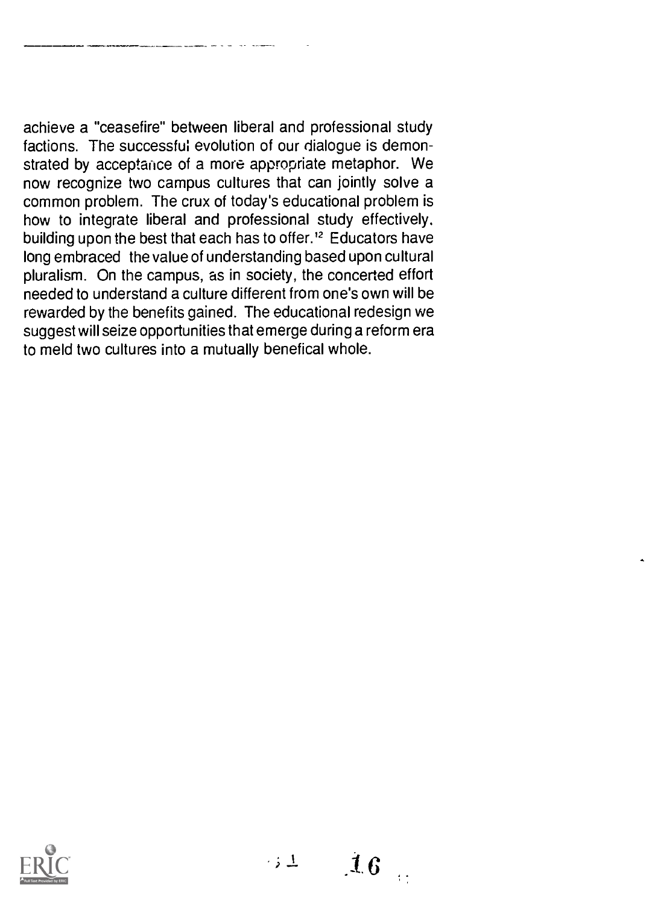achieve a "ceasefire" between liberal and professional study factions. The successful evolution of our dialogue is demonstrated by acceptance of a more appropriate metaphor. We now recognize two campus cultures that can jointly solve a common problem. The crux of today's educational problem is how to integrate liberal and professional study effectively, building upon the best that each has to offer.[12] Educators have long embraced the value of understanding based upon cultural pluralism. On the campus, as in society, the concerted effort needed to understand a culture different from one's own will be rewarded by the benefits gained. The educational redesign we suggest will seize opportunities that emerge during a reform era to meld two cultures into a mutually benefical whole.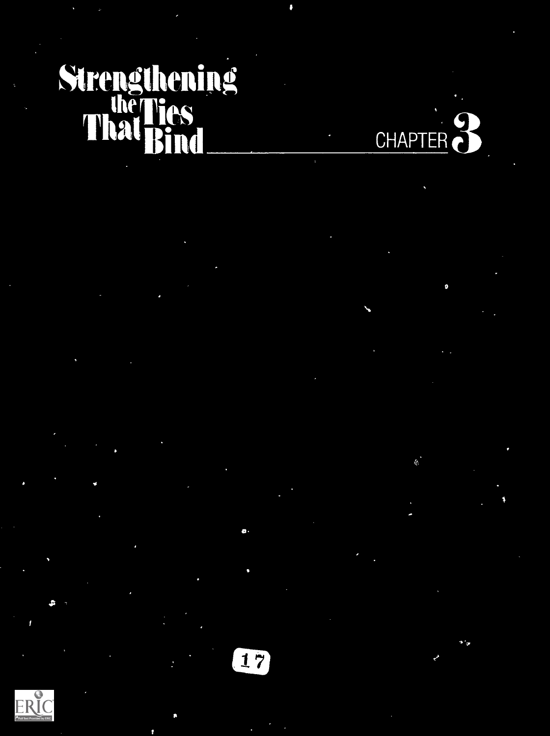# Strengthening the Ties That Bind

CHAPTER 3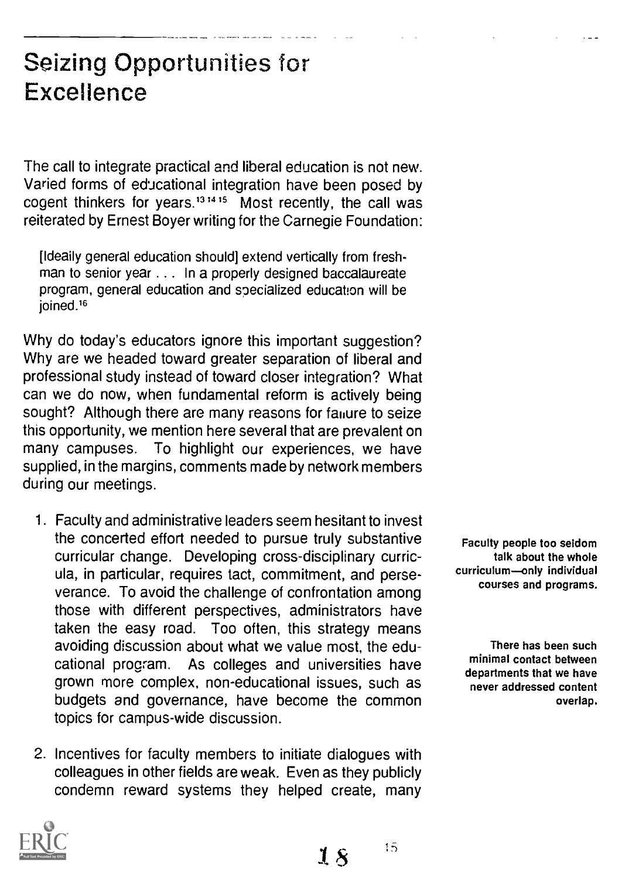# Seizing Opportunities for Excellence

The call to integrate practical and liberal education is not new. Varied forms of educational integration have been posed by cogent thinkers for years.[13 14 15] Most recently, the call was reiterated by Ernest Boyer writing for the Carnegie Foundation:

> [Ideally general education should] extend vertically from freshman to senior year . . . In a properly designed baccalaureate program, general education and specialized education will be joined.[16]

Why do today's educators ignore this important suggestion? Why are we headed toward greater separation of liberal and professional study instead of toward closer integration? What can we do now, when fundamental reform is actively being sought? Although there are many reasons for failure to seize this opportunity, we mention here several that are prevalent on many campuses. To highlight our experiences, we have supplied, in the margins, comments made by network members during our meetings.

1. Faculty and administrative leaders seem hesitant to invest the concerted effort needed to pursue truly substantive curricular change. Developing cross-disciplinary curricula, in particular, requires tact, commitment, and perseverance. To avoid the challenge of confrontation among those with different perspectives, administrators have taken the easy road. Too often, this strategy means avoiding discussion about what we value most, the educational program. As colleges and universities have grown more complex, non-educational issues, such as budgets and governance, have become the common topics for campus-wide discussion.

**Faculty people too seldom talk about the whole curriculum—only individual courses and programs.**

**There has been such minimal contact between departments that we have never addressed content overlap.**

2. Incentives for faculty members to initiate dialogues with colleagues in other fields are weak. Even as they publicly condemn reward systems they helped create, many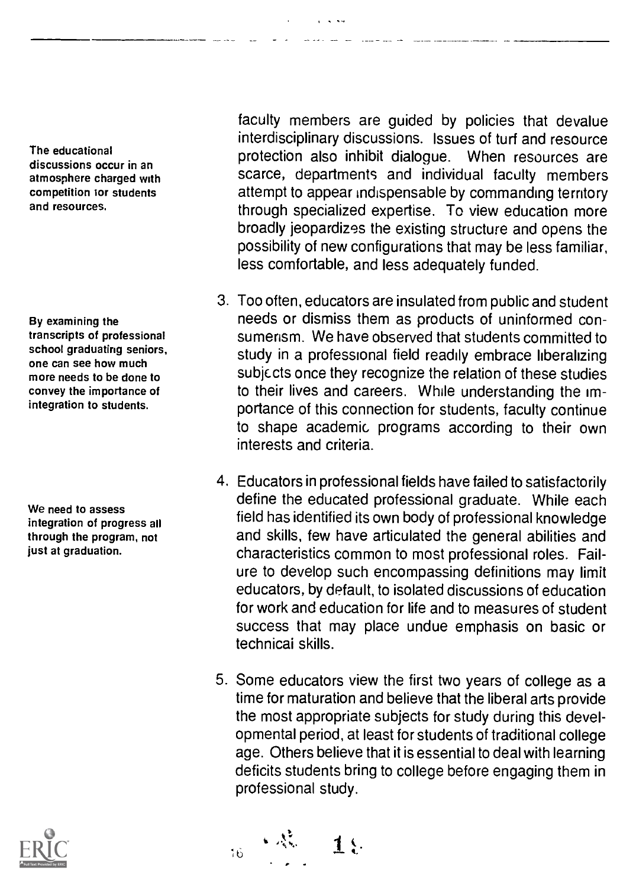> The educational discussions occur in an atmosphere charged with competition for students and resources.

faculty members are guided by policies that devalue interdisciplinary discussions. Issues of turf and resource protection also inhibit dialogue. When resources are scarce, departments and individual faculty members attempt to appear indispensable by commanding territory through specialized expertise. To view education more broadly jeopardizes the existing structure and opens the possibility of new configurations that may be less familiar, less comfortable, and less adequately funded.

> By examining the transcripts of professional school graduating seniors, one can see how much more needs to be done to convey the importance of integration to students.

3. Too often, educators are insulated from public and student needs or dismiss them as products of uninformed consumerism. We have observed that students committed to study in a professional field readily embrace liberalizing subjects once they recognize the relation of these studies to their lives and careers. While understanding the importance of this connection for students, faculty continue to shape academic programs according to their own interests and criteria.

> We need to assess integration of progress all through the program, not just at graduation.

4. Educators in professional fields have failed to satisfactorily define the educated professional graduate. While each field has identified its own body of professional knowledge and skills, few have articulated the general abilities and characteristics common to most professional roles. Failure to develop such encompassing definitions may limit educators, by default, to isolated discussions of education for work and education for life and to measures of student success that may place undue emphasis on basic or technical skills.

5. Some educators view the first two years of college as a time for maturation and believe that the liberal arts provide the most appropriate subjects for study during this developmental period, at least for students of traditional college age. Others believe that it is essential to deal with learning deficits students bring to college before engaging them in professional study.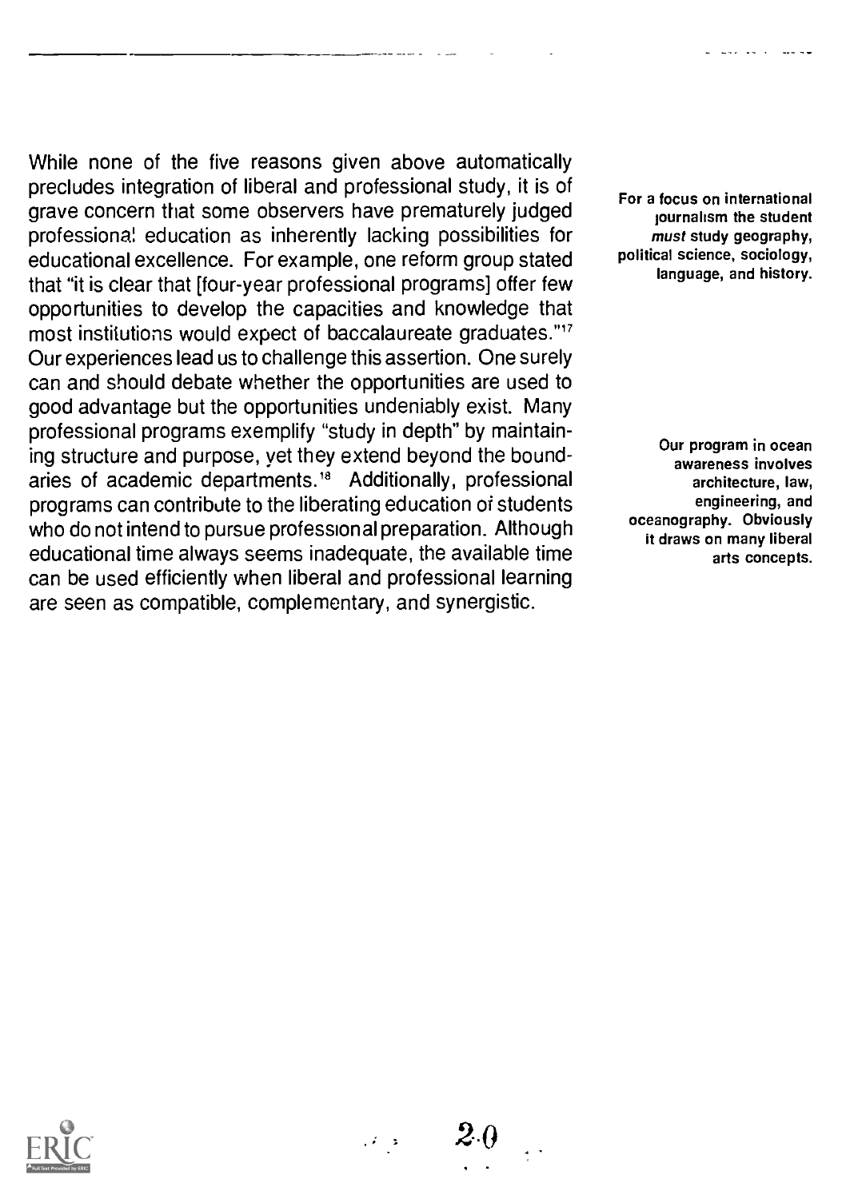While none of the five reasons given above automatically precludes integration of liberal and professional study, it is of grave concern that some observers have prematurely judged professional education as inherently lacking possibilities for educational excellence. For example, one reform group stated that "it is clear that [four-year professional programs] offer few opportunities to develop the capacities and knowledge that most institutions would expect of baccalaureate graduates."[17] Our experiences lead us to challenge this assertion. One surely can and should debate whether the opportunities are used to good advantage but the opportunities undeniably exist. Many professional programs exemplify "study in depth" by maintaining structure and purpose, yet they extend beyond the boundaries of academic departments.[18] Additionally, professional programs can contribute to the liberating education of students who do not intend to pursue professional preparation. Although educational time always seems inadequate, the available time can be used efficiently when liberal and professional learning are seen as compatible, complementary, and synergistic.

**For a focus on international journalism the student *must* study geography, political science, sociology, language, and history.**

**Our program in ocean awareness involves architecture, law, engineering, and oceanography. Obviously it draws on many liberal arts concepts.**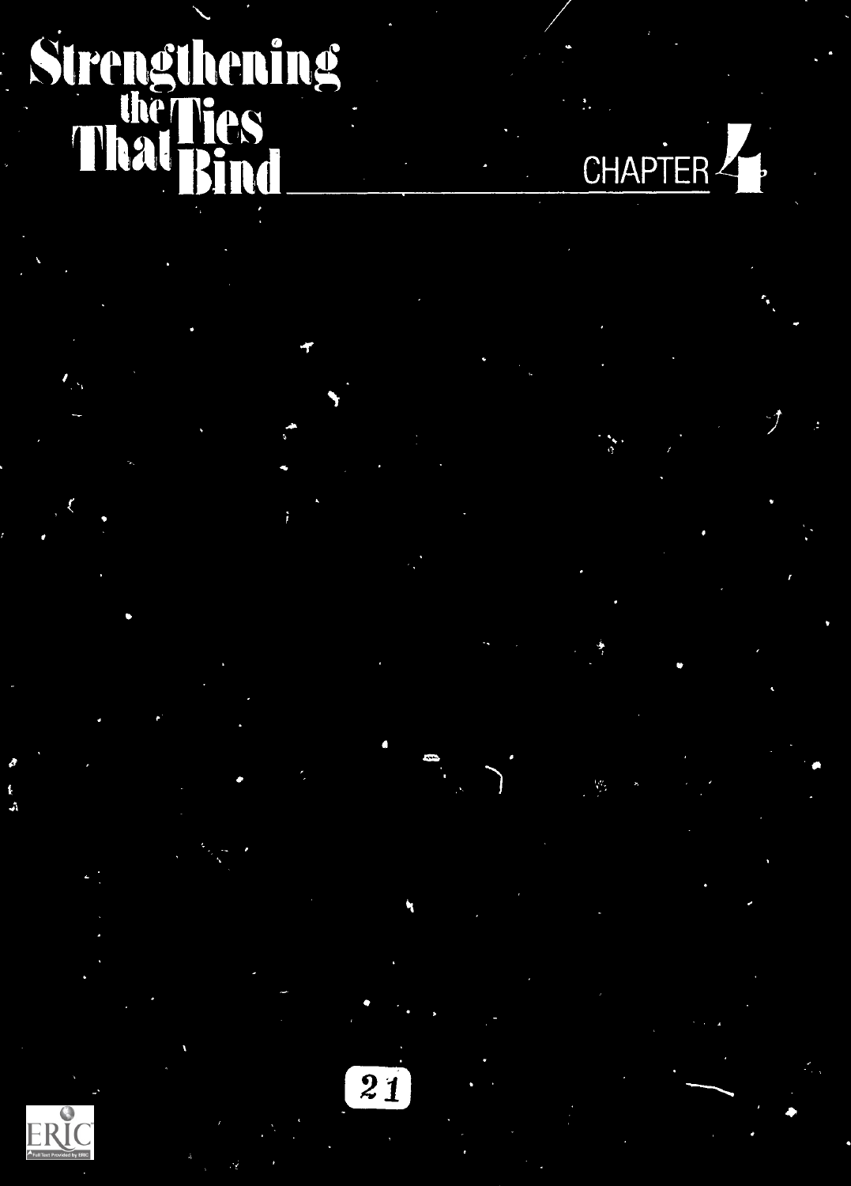# Strengthening the Ties That Bind

## CHAPTER 4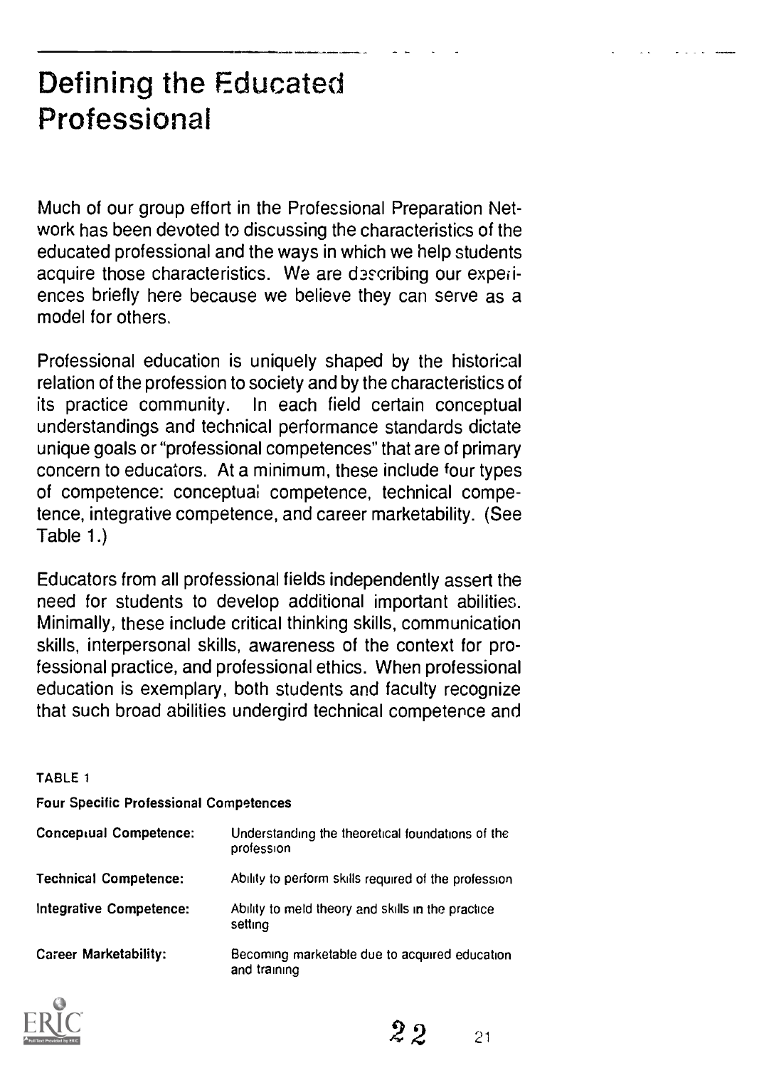# Defining the Educated Professional

Much of our group effort in the Professional Preparation Network has been devoted to discussing the characteristics of the educated professional and the ways in which we help students acquire those characteristics. We are describing our experiences briefly here because we believe they can serve as a model for others.

Professional education is uniquely shaped by the historical relation of the profession to society and by the characteristics of its practice community. In each field certain conceptual understandings and technical performance standards dictate unique goals or "professional competences" that are of primary concern to educators. At a minimum, these include four types of competence: conceptual competence, technical competence, integrative competence, and career marketability. (See Table 1.)

Educators from all professional fields independently assert the need for students to develop additional important abilities. Minimally, these include critical thinking skills, communication skills, interpersonal skills, awareness of the context for professional practice, and professional ethics. When professional education is exemplary, both students and faculty recognize that such broad abilities undergird technical competence and

TABLE 1

Four Specific Professional Competences

| | |
|---|---|
| **Conceptual Competence:** | Understanding the theoretical foundations of the profession |
| **Technical Competence:** | Ability to perform skills required of the profession |
| **Integrative Competence:** | Ability to meld theory and skills in the practice setting |
| **Career Marketability:** | Becoming marketable due to acquired education and training |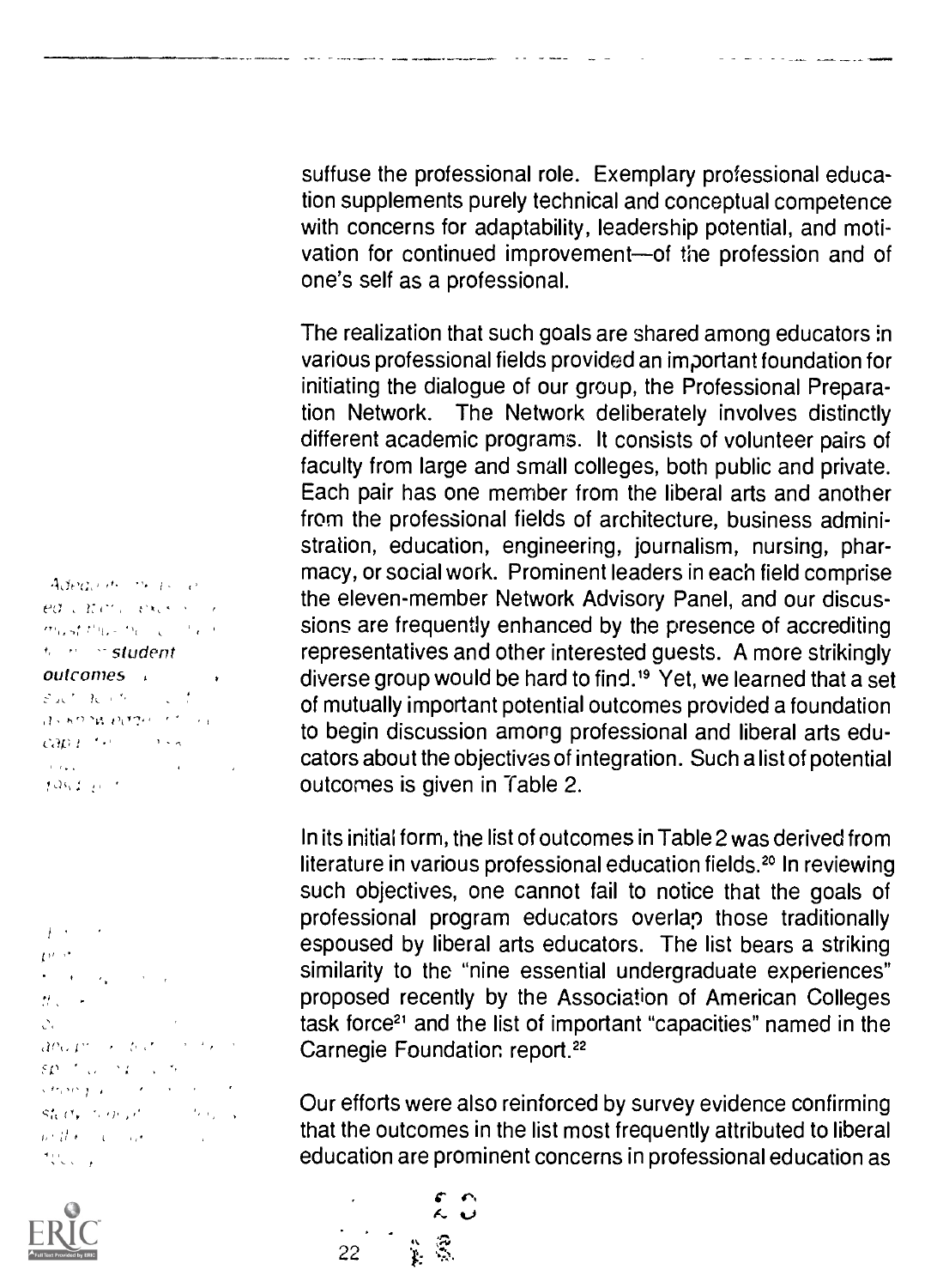suffuse the professional role. Exemplary professional education supplements purely technical and conceptual competence with concerns for adaptability, leadership potential, and motivation for continued improvement—of the profession and of one's self as a professional.

The realization that such goals are shared among educators in various professional fields provided an important foundation for initiating the dialogue of our group, the Professional Preparation Network. The Network deliberately involves distinctly different academic programs. It consists of volunteer pairs of faculty from large and small colleges, both public and private. Each pair has one member from the liberal arts and another from the professional fields of architecture, business administration, education, engineering, journalism, nursing, pharmacy, or social work. Prominent leaders in each field comprise the eleven-member Network Advisory Panel, and our discussions are frequently enhanced by the presence of accrediting representatives and other interested guests. A more strikingly diverse group would be hard to find.[19] Yet, we learned that a set of mutually important potential outcomes provided a foundation to begin discussion among professional and liberal arts educators about the objectives of integration. Such a list of potential outcomes is given in Table 2.

In its initial form, the list of outcomes in Table 2 was derived from literature in various professional education fields.[20] In reviewing such objectives, one cannot fail to notice that the goals of professional program educators overlap those traditionally espoused by liberal arts educators. The list bears a striking similarity to the "nine essential undergraduate experiences" proposed recently by the Association of American Colleges task force[21] and the list of important "capacities" named in the Carnegie Foundation report.[22]

Our efforts were also reinforced by survey evidence confirming that the outcomes in the list most frequently attributed to liberal education are prominent concerns in professional education as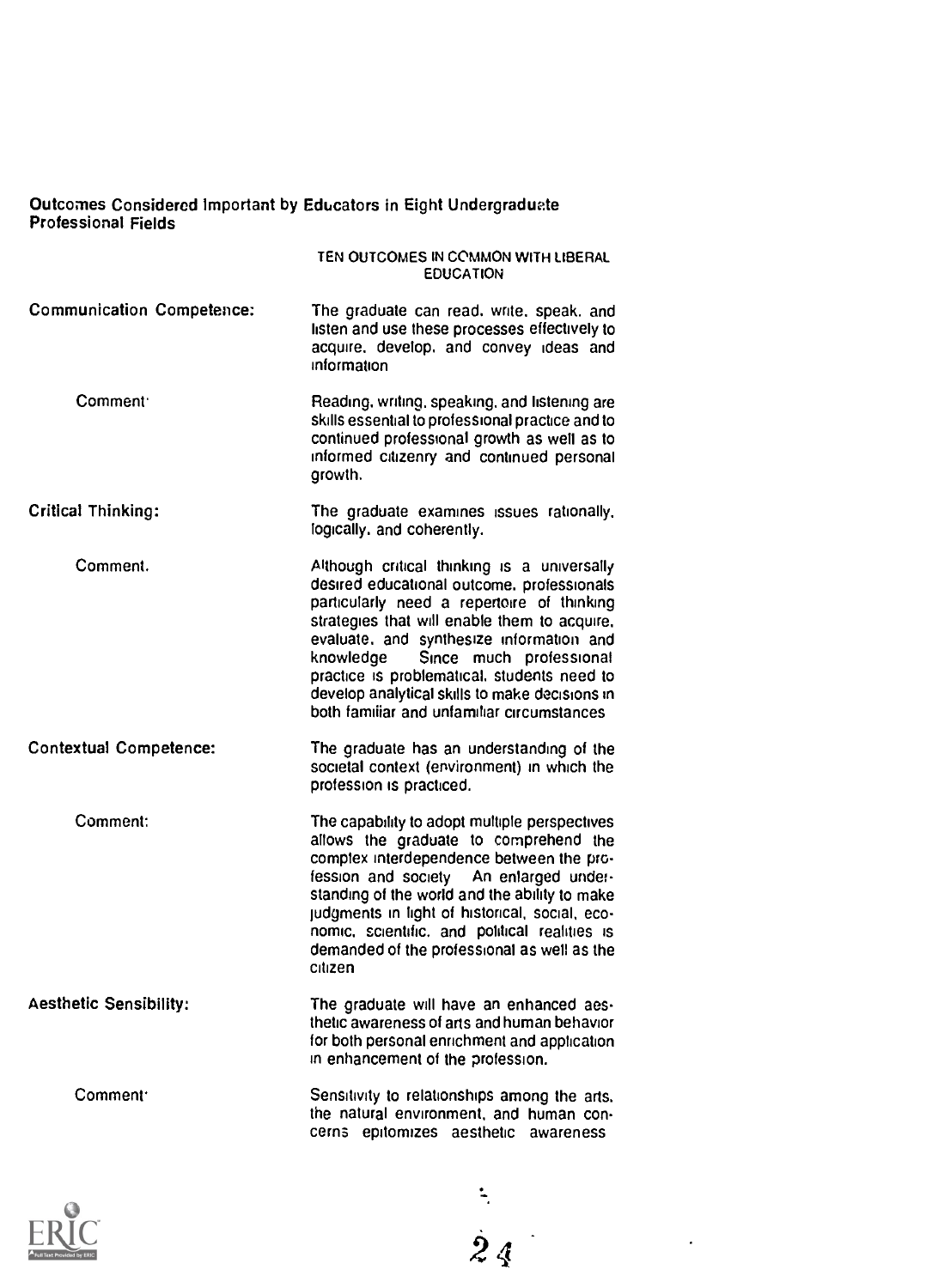**Outcomes Considered Important by Educators in Eight Undergraduate Professional Fields**

TEN OUTCOMES IN COMMON WITH LIBERAL EDUCATION

**Communication Competence:** The graduate can read, write, speak, and listen and use these processes effectively to acquire, develop, and convey ideas and information

Comment: Reading, writing, speaking, and listening are skills essential to professional practice and to continued professional growth as well as to informed citizenry and continued personal growth.

**Critical Thinking:** The graduate examines issues rationally, logically, and coherently.

Comment. Although critical thinking is a universally desired educational outcome, professionals particularly need a repertoire of thinking strategies that will enable them to acquire, evaluate, and synthesize information and knowledge. Since much professional practice is problematical, students need to develop analytical skills to make decisions in both familiar and unfamiliar circumstances

**Contextual Competence:** The graduate has an understanding of the societal context (environment) in which the profession is practiced.

Comment: The capability to adopt multiple perspectives allows the graduate to comprehend the complex interdependence between the profession and society. An enlarged understanding of the world and the ability to make judgments in light of historical, social, economic, scientific, and political realities is demanded of the professional as well as the citizen

**Aesthetic Sensibility:** The graduate will have an enhanced aesthetic awareness of arts and human behavior for both personal enrichment and application in enhancement of the profession.

Comment: Sensitivity to relationships among the arts, the natural environment, and human concerns epitomizes aesthetic awareness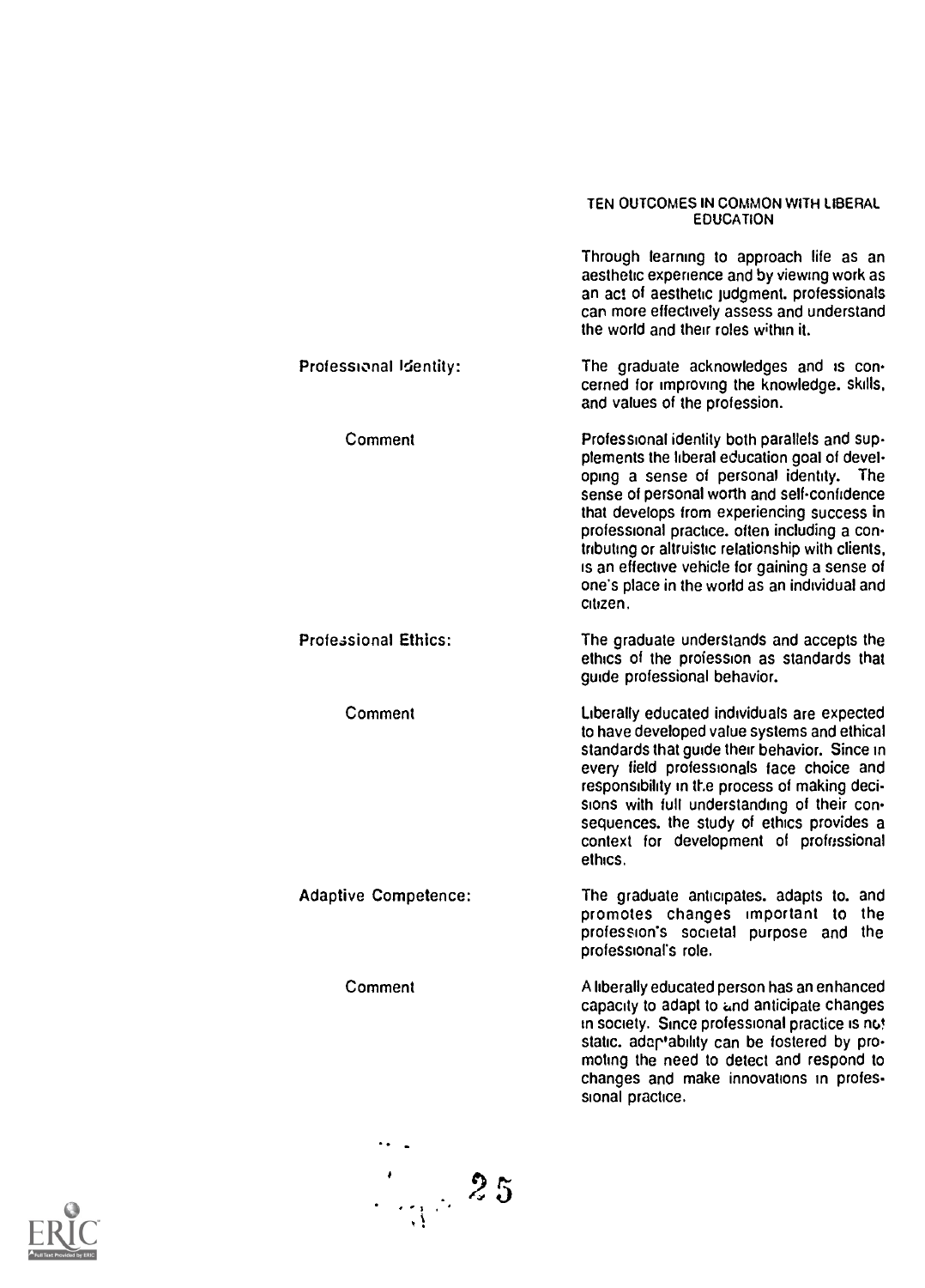## TEN OUTCOMES IN COMMON WITH LIBERAL EDUCATION

Through learning to approach life as an aesthetic experience and by viewing work as an act of aesthetic judgment, professionals can more effectively assess and understand the world and their roles within it.

**Professional Identity:** The graduate acknowledges and is concerned for improving the knowledge, skills, and values of the profession.

*Comment:* Professional identity both parallels and supplements the liberal education goal of developing a sense of personal identity. The sense of personal worth and self-confidence that develops from experiencing success in professional practice, often including a contributing or altruistic relationship with clients, is an effective vehicle for gaining a sense of one's place in the world as an individual and citizen.

**Professional Ethics:** The graduate understands and accepts the ethics of the profession as standards that guide professional behavior.

*Comment:* Liberally educated individuals are expected to have developed value systems and ethical standards that guide their behavior. Since in every field professionals face choice and responsibility in the process of making decisions with full understanding of their consequences, the study of ethics provides a context for development of professional ethics.

**Adaptive Competence:** The graduate anticipates, adapts to, and promotes changes important to the profession's societal purpose and the professional's role.

*Comment:* A liberally educated person has an enhanced capacity to adapt to and anticipate changes in society. Since professional practice is not static, adaptability can be fostered by promoting the need to detect and respond to changes and make innovations in professional practice.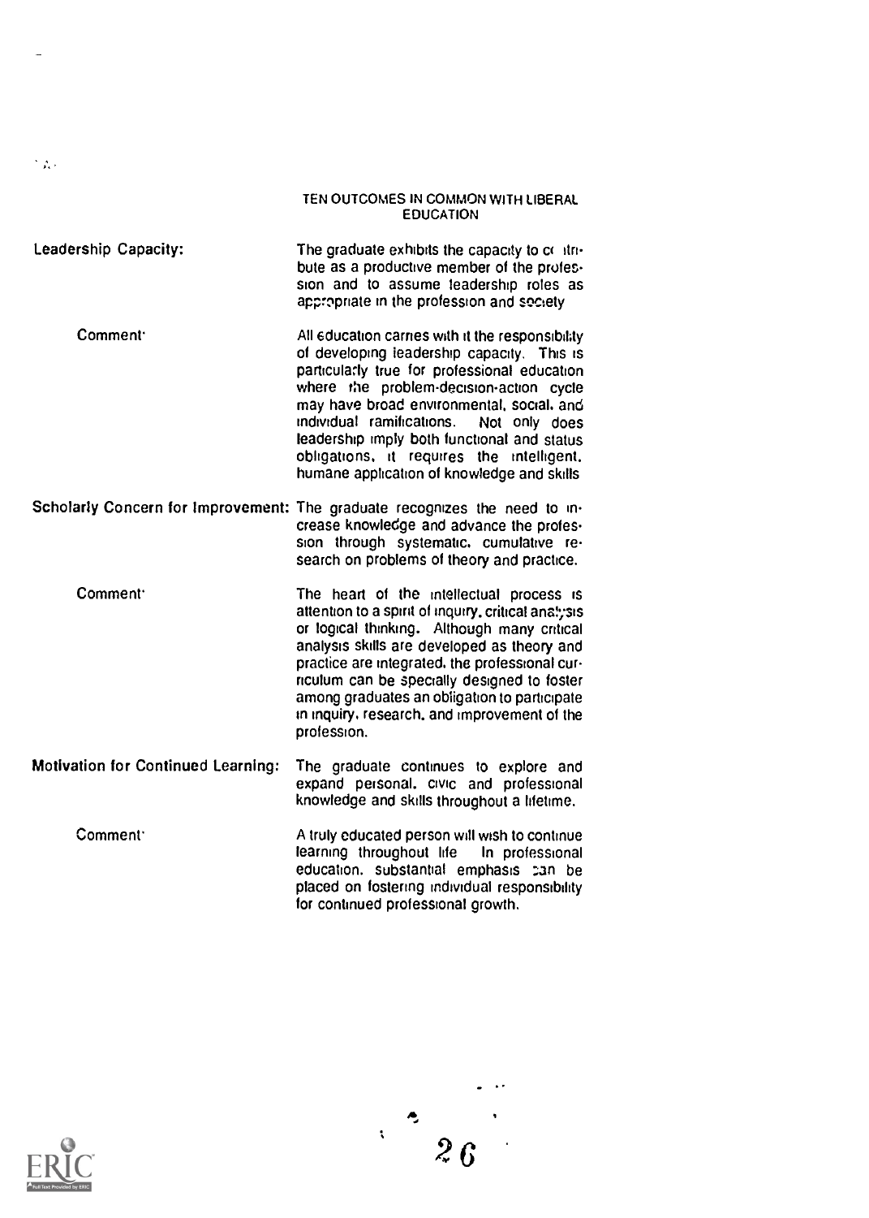## TEN OUTCOMES IN COMMON WITH LIBERAL EDUCATION

**Leadership Capacity:** The graduate exhibits the capacity to contribute as a productive member of the profession and to assume leadership roles as appropriate in the profession and society

Comment: All education carries with it the responsibility of developing leadership capacity. This is particularly true for professional education where the problem-decision-action cycle may have broad environmental, social, and individual ramifications. Not only does leadership imply both functional and status obligations, it requires the intelligent, humane application of knowledge and skills

**Scholarly Concern for Improvement:** The graduate recognizes the need to increase knowledge and advance the profession through systematic, cumulative research on problems of theory and practice.

Comment: The heart of the intellectual process is attention to a spirit of inquiry, critical analysis or logical thinking. Although many critical analysis skills are developed as theory and practice are integrated, the professional curriculum can be specially designed to foster among graduates an obligation to participate in inquiry, research, and improvement of the profession.

**Motivation for Continued Learning:** The graduate continues to explore and expand personal, civic and professional knowledge and skills throughout a lifetime.

Comment: A truly educated person will wish to continue learning throughout life In professional education, substantial emphasis can be placed on fostering individual responsibility for continued professional growth.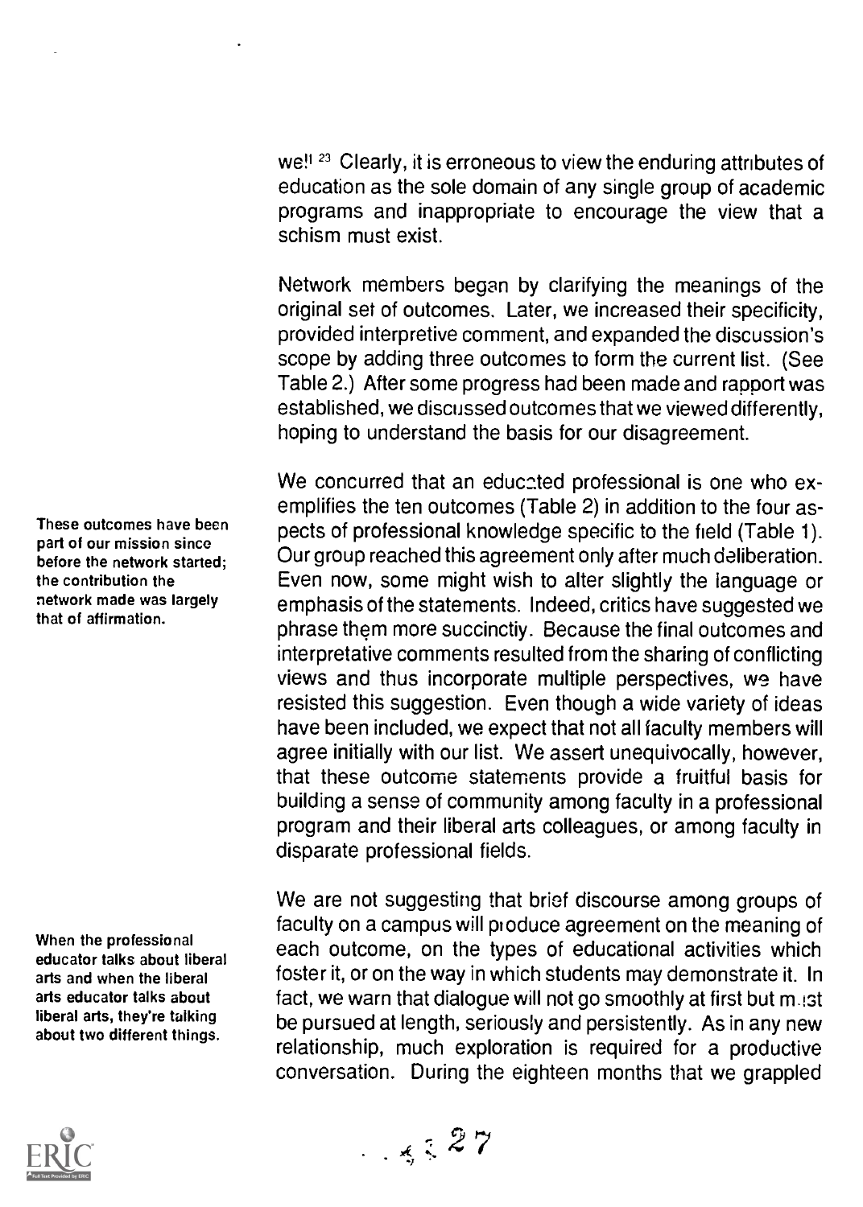well![23] Clearly, it is erroneous to view the enduring attributes of education as the sole domain of any single group of academic programs and inappropriate to encourage the view that a schism must exist.

Network members began by clarifying the meanings of the original set of outcomes. Later, we increased their specificity, provided interpretive comment, and expanded the discussion's scope by adding three outcomes to form the current list. (See Table 2.) After some progress had been made and rapport was established, we discussed outcomes that we viewed differently, hoping to understand the basis for our disagreement.

> These outcomes have been part of our mission since before the network started; the contribution the network made was largely that of affirmation.

We concurred that an educated professional is one who exemplifies the ten outcomes (Table 2) in addition to the four aspects of professional knowledge specific to the field (Table 1). Our group reached this agreement only after much deliberation. Even now, some might wish to alter slightly the language or emphasis of the statements. Indeed, critics have suggested we phrase them more succinctly. Because the final outcomes and interpretative comments resulted from the sharing of conflicting views and thus incorporate multiple perspectives, we have resisted this suggestion. Even though a wide variety of ideas have been included, we expect that not all faculty members will agree initially with our list. We assert unequivocally, however, that these outcome statements provide a fruitful basis for building a sense of community among faculty in a professional program and their liberal arts colleagues, or among faculty in disparate professional fields.

> When the professional educator talks about liberal arts and when the liberal arts educator talks about liberal arts, they're talking about two different things.

We are not suggesting that brief discourse among groups of faculty on a campus will produce agreement on the meaning of each outcome, on the types of educational activities which foster it, or on the way in which students may demonstrate it. In fact, we warn that dialogue will not go smoothly at first but must be pursued at length, seriously and persistently. As in any new relationship, much exploration is required for a productive conversation. During the eighteen months that we grappled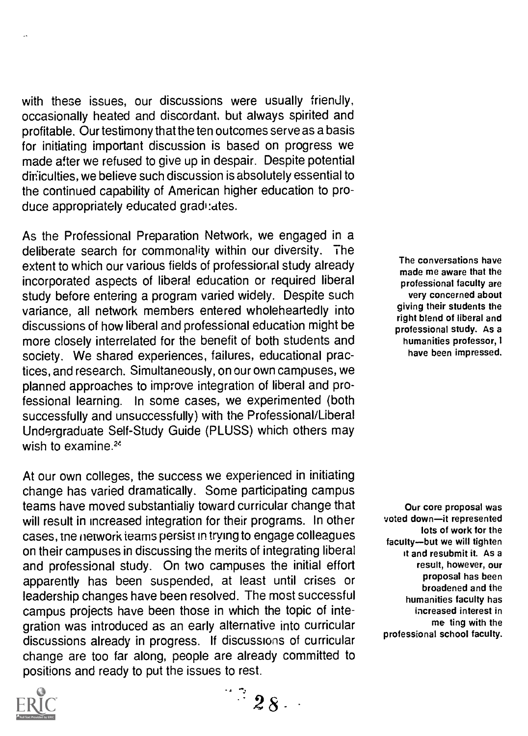with these issues, our discussions were usually friendly, occasionally heated and discordant, but always spirited and profitable. Our testimony that the ten outcomes serve as a basis for initiating important discussion is based on progress we made after we refused to give up in despair. Despite potential difficulties, we believe such discussion is absolutely essential to the continued capability of American higher education to produce appropriately educated graduates.

As the Professional Preparation Network, we engaged in a deliberate search for commonality within our diversity. The extent to which our various fields of professional study already incorporated aspects of liberal education or required liberal study before entering a program varied widely. Despite such variance, all network members entered wholeheartedly into discussions of how liberal and professional education might be more closely interrelated for the benefit of both students and society. We shared experiences, failures, educational practices, and research. Simultaneously, on our own campuses, we planned approaches to improve integration of liberal and professional learning. In some cases, we experimented (both successfully and unsuccessfully) with the Professional/Liberal Undergraduate Self-Study Guide (PLUSS) which others may wish to examine.[24]

**The conversations have made me aware that the professional faculty are very concerned about giving their students the right blend of liberal and professional study. As a humanities professor, I have been impressed.**

At our own colleges, the success we experienced in initiating change has varied dramatically. Some participating campus teams have moved substantially toward curricular change that will result in increased integration for their programs. In other cases, the network teams persist in trying to engage colleagues on their campuses in discussing the merits of integrating liberal and professional study. On two campuses the initial effort apparently has been suspended, at least until crises or leadership changes have been resolved. The most successful campus projects have been those in which the topic of integration was introduced as an early alternative into curricular discussions already in progress. If discussions of curricular change are too far along, people are already committed to positions and ready to put the issues to rest.

**Our core proposal was voted down—it represented lots of work for the faculty—but we will tighten it and resubmit it. As a result, however, our proposal has been broadened and the humanities faculty has increased interest in meeting with the professional school faculty.**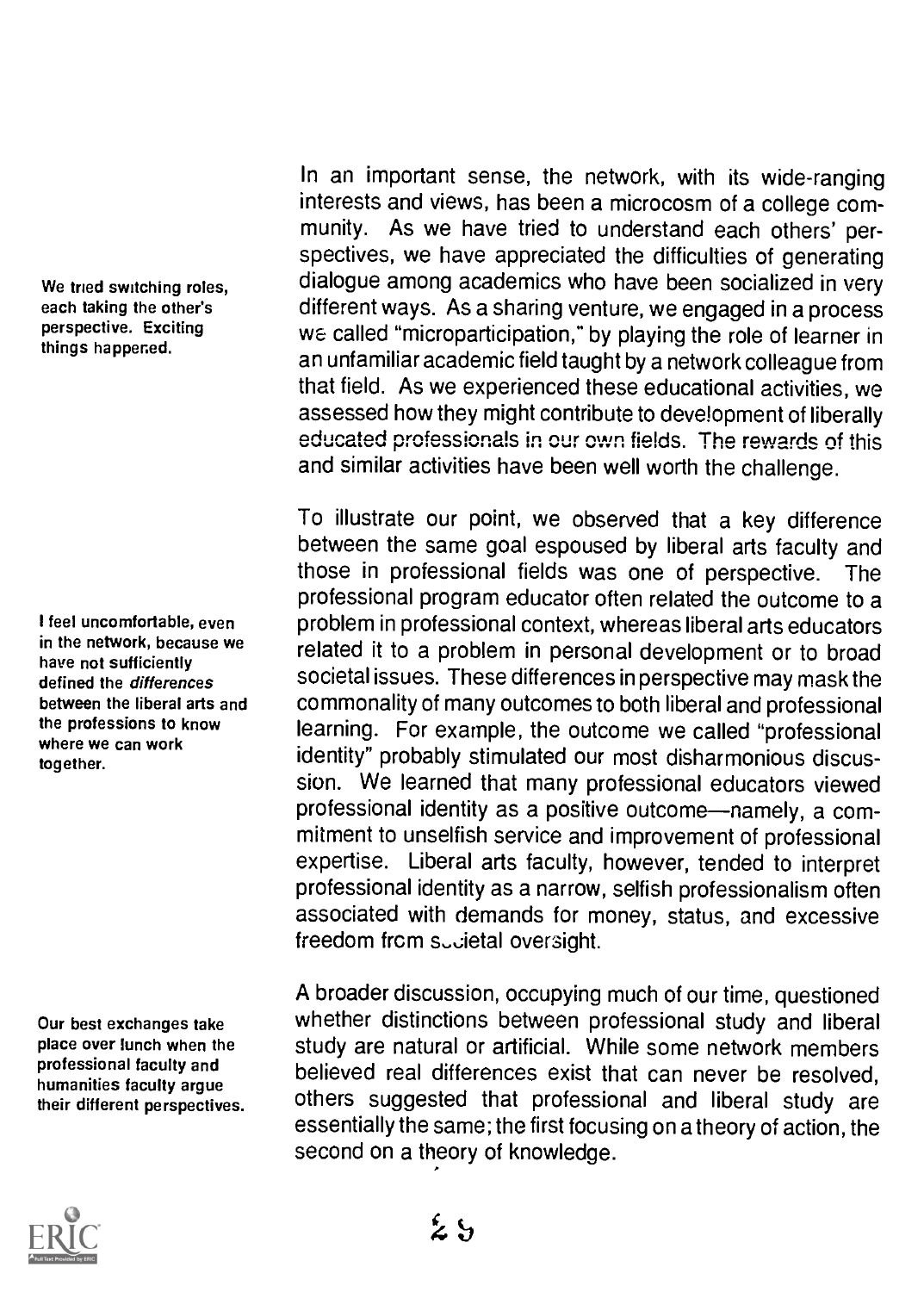In an important sense, the network, with its wide-ranging interests and views, has been a microcosm of a college community. As we have tried to understand each others' perspectives, we have appreciated the difficulties of generating dialogue among academics who have been socialized in very different ways. As a sharing venture, we engaged in a process we called "microparticipation," by playing the role of learner in an unfamiliar academic field taught by a network colleague from that field. As we experienced these educational activities, we assessed how they might contribute to development of liberally educated professionals in our own fields. The rewards of this and similar activities have been well worth the challenge.

*We tried switching roles, each taking the other's perspective. Exciting things happened.*

To illustrate our point, we observed that a key difference between the same goal espoused by liberal arts faculty and those in professional fields was one of perspective. The professional program educator often related the outcome to a problem in professional context, whereas liberal arts educators related it to a problem in personal development or to broad societal issues. These differences in perspective may mask the commonality of many outcomes to both liberal and professional learning. For example, the outcome we called "professional identity" probably stimulated our most disharmonious discussion. We learned that many professional educators viewed professional identity as a positive outcome—namely, a commitment to unselfish service and improvement of professional expertise. Liberal arts faculty, however, tended to interpret professional identity as a narrow, selfish professionalism often associated with demands for money, status, and excessive freedom from societal oversight.

*I feel uncomfortable, even in the network, because we have not sufficiently defined the* differences *between the liberal arts and the professions to know where we can work together.*

A broader discussion, occupying much of our time, questioned whether distinctions between professional study and liberal study are natural or artificial. While some network members believed real differences exist that can never be resolved, others suggested that professional and liberal study are essentially the same; the first focusing on a theory of action, the second on a theory of knowledge.

*Our best exchanges take place over lunch when the professional faculty and humanities faculty argue their different perspectives.*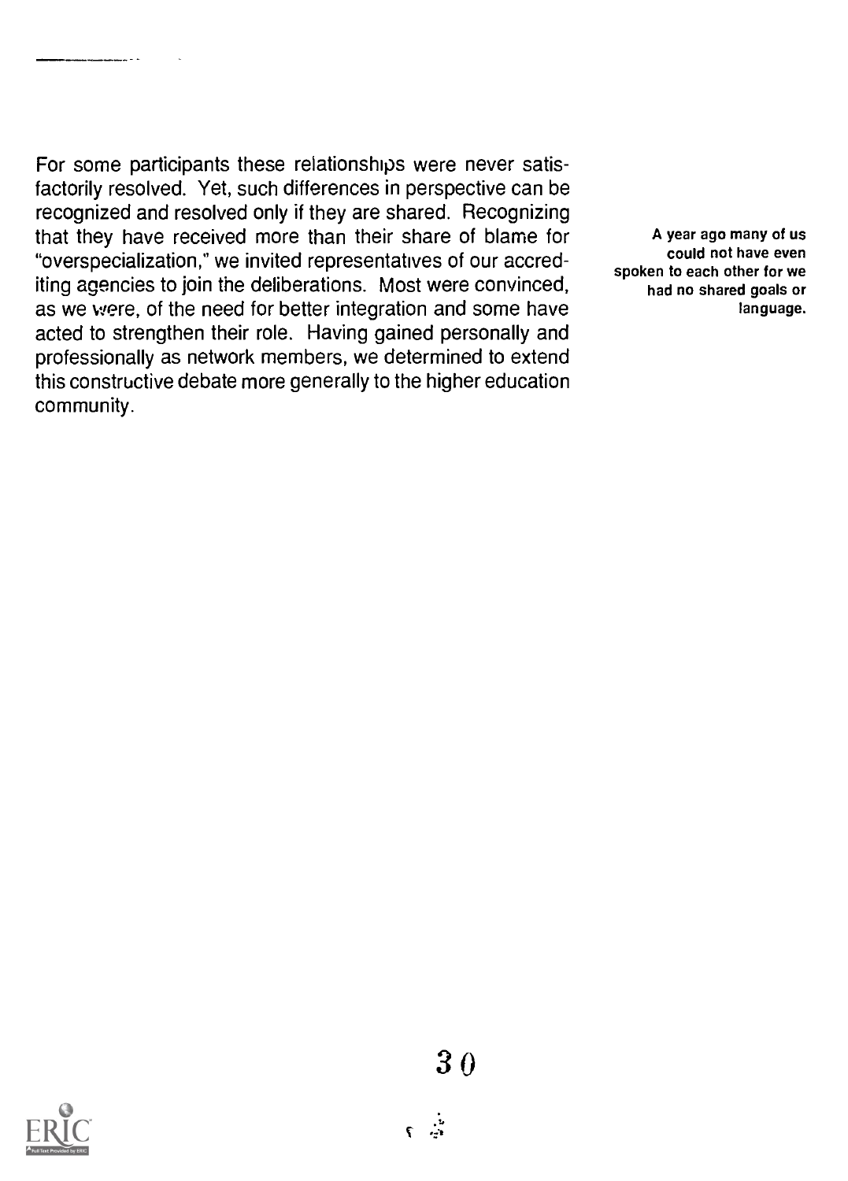For some participants these relationships were never satisfactorily resolved. Yet, such differences in perspective can be recognized and resolved only if they are shared. Recognizing that they have received more than their share of blame for "overspecialization," we invited representatives of our accrediting agencies to join the deliberations. Most were convinced, as we were, of the need for better integration and some have acted to strengthen their role. Having gained personally and professionally as network members, we determined to extend this constructive debate more generally to the higher education community.

**A year ago many of us could not have even spoken to each other for we had no shared goals or language.**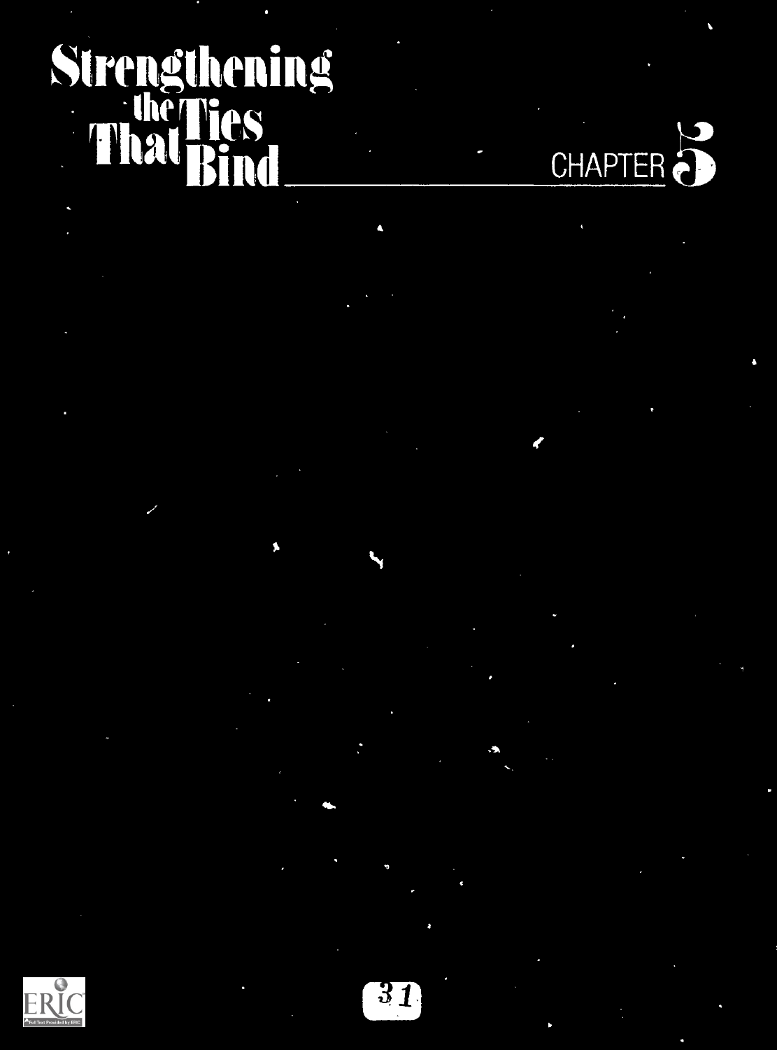# Strengthening the Ties That Bind

## CHAPTER 5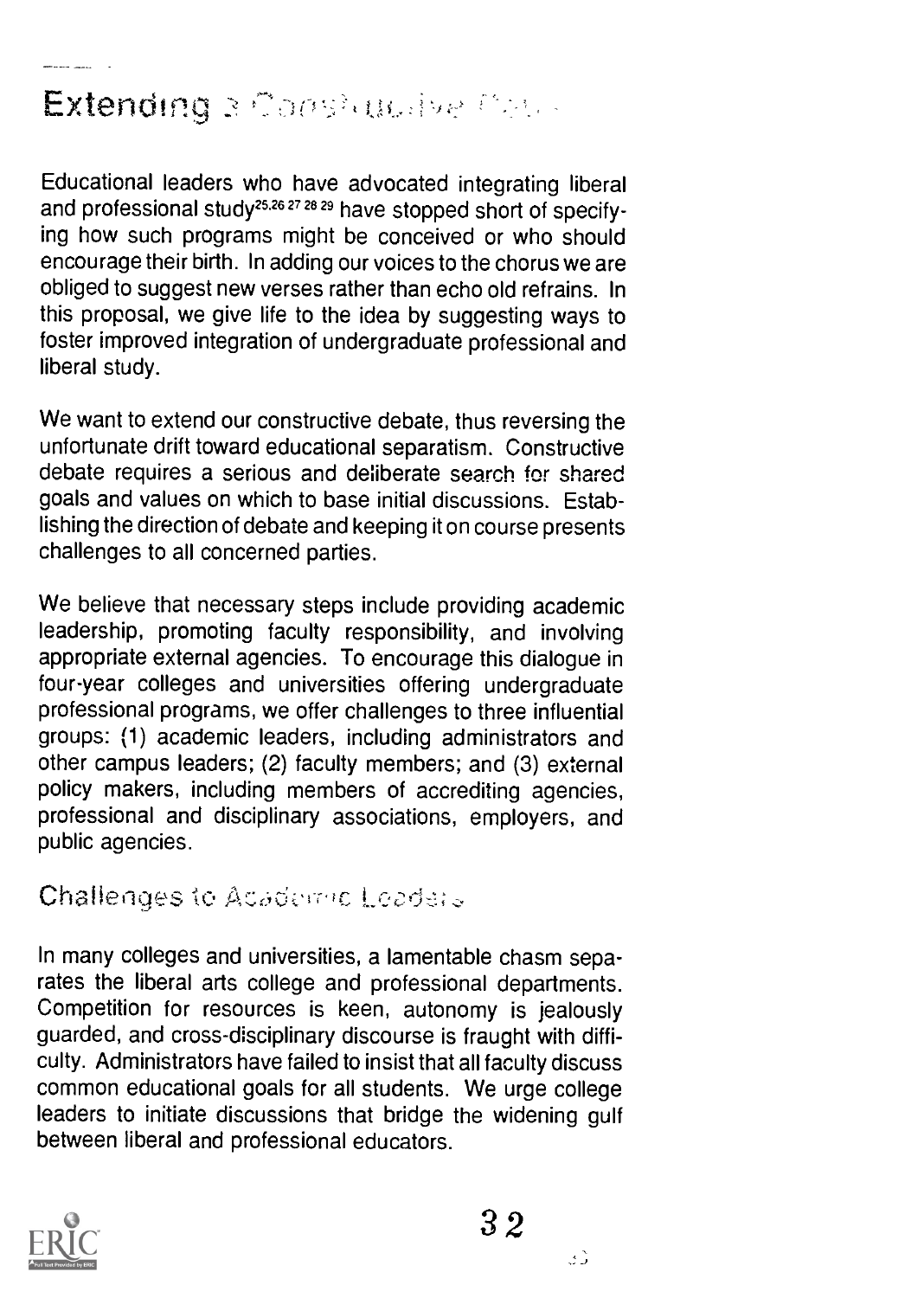# Extending a Constructive Debate

Educational leaders who have advocated integrating liberal and professional study[25,26,27,28,29] have stopped short of specifying how such programs might be conceived or who should encourage their birth. In adding our voices to the chorus we are obliged to suggest new verses rather than echo old refrains. In this proposal, we give life to the idea by suggesting ways to foster improved integration of undergraduate professional and liberal study.

We want to extend our constructive debate, thus reversing the unfortunate drift toward educational separatism. Constructive debate requires a serious and deliberate search for shared goals and values on which to base initial discussions. Establishing the direction of debate and keeping it on course presents challenges to all concerned parties.

We believe that necessary steps include providing academic leadership, promoting faculty responsibility, and involving appropriate external agencies. To encourage this dialogue in four-year colleges and universities offering undergraduate professional programs, we offer challenges to three influential groups: (1) academic leaders, including administrators and other campus leaders; (2) faculty members; and (3) external policy makers, including members of accrediting agencies, professional and disciplinary associations, employers, and public agencies.

## Challenges to Academic Leaders

In many colleges and universities, a lamentable chasm separates the liberal arts college and professional departments. Competition for resources is keen, autonomy is jealously guarded, and cross-disciplinary discourse is fraught with difficulty. Administrators have failed to insist that all faculty discuss common educational goals for all students. We urge college leaders to initiate discussions that bridge the widening gulf between liberal and professional educators.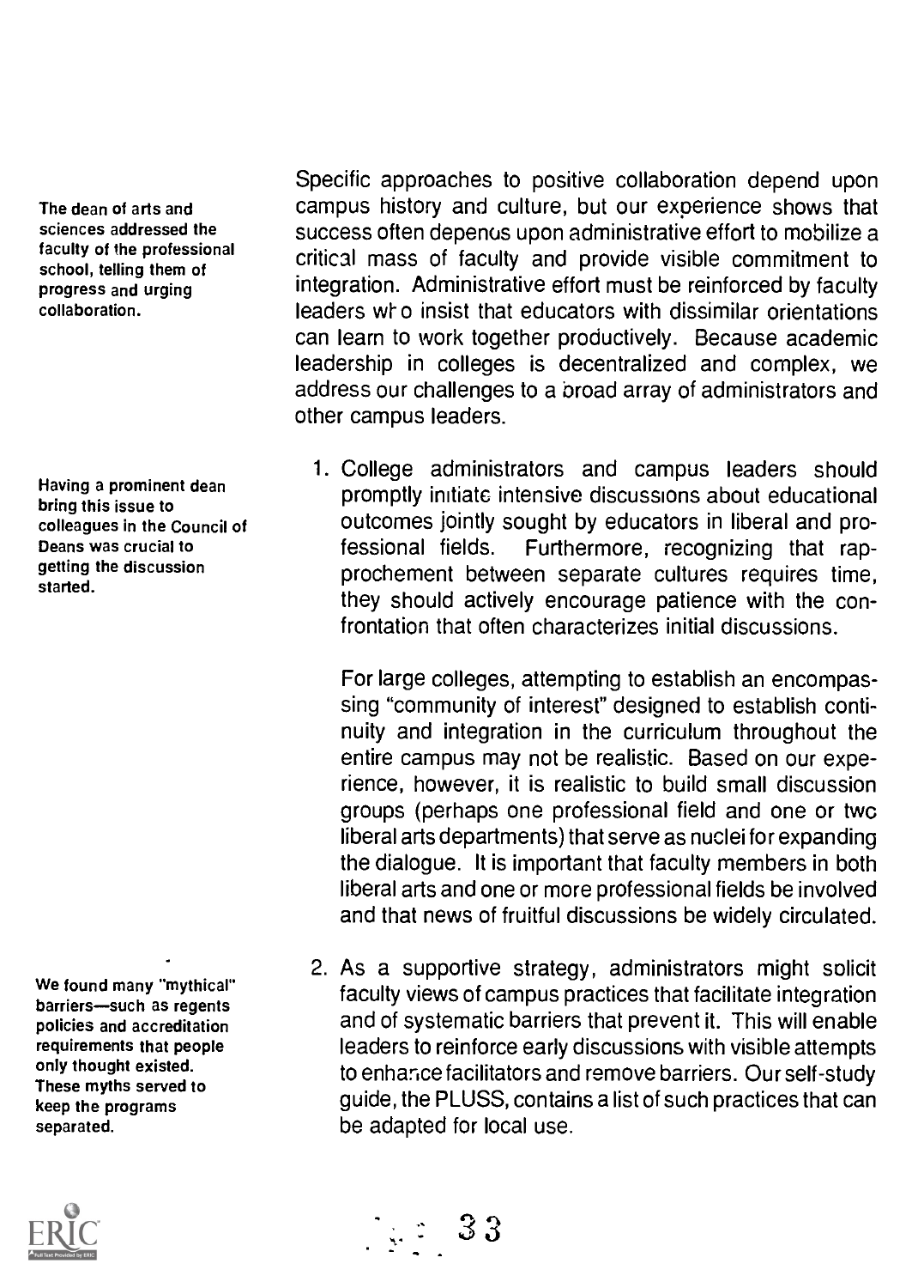Specific approaches to positive collaboration depend upon campus history and culture, but our experience shows that success often depends upon administrative effort to mobilize a critical mass of faculty and provide visible commitment to integration. Administrative effort must be reinforced by faculty leaders who insist that educators with dissimilar orientations can learn to work together productively. Because academic leadership in colleges is decentralized and complex, we address our challenges to a broad array of administrators and other campus leaders.

*The dean of arts and sciences addressed the faculty of the professional school, telling them of progress and urging collaboration.*

1. College administrators and campus leaders should promptly initiate intensive discussions about educational outcomes jointly sought by educators in liberal and professional fields. Furthermore, recognizing that rapprochement between separate cultures requires time, they should actively encourage patience with the confrontation that often characterizes initial discussions.

   For large colleges, attempting to establish an encompassing "community of interest" designed to establish continuity and integration in the curriculum throughout the entire campus may not be realistic. Based on our experience, however, it is realistic to build small discussion groups (perhaps one professional field and one or two liberal arts departments) that serve as nuclei for expanding the dialogue. It is important that faculty members in both liberal arts and one or more professional fields be involved and that news of fruitful discussions be widely circulated.

*Having a prominent dean bring this issue to colleagues in the Council of Deans was crucial to getting the discussion started.*

2. As a supportive strategy, administrators might solicit faculty views of campus practices that facilitate integration and of systematic barriers that prevent it. This will enable leaders to reinforce early discussions with visible attempts to enhance facilitators and remove barriers. Our self-study guide, the PLUSS, contains a list of such practices that can be adapted for local use.

*We found many "mythical" barriers—such as regents policies and accreditation requirements that people only thought existed. These myths served to keep the programs separated.*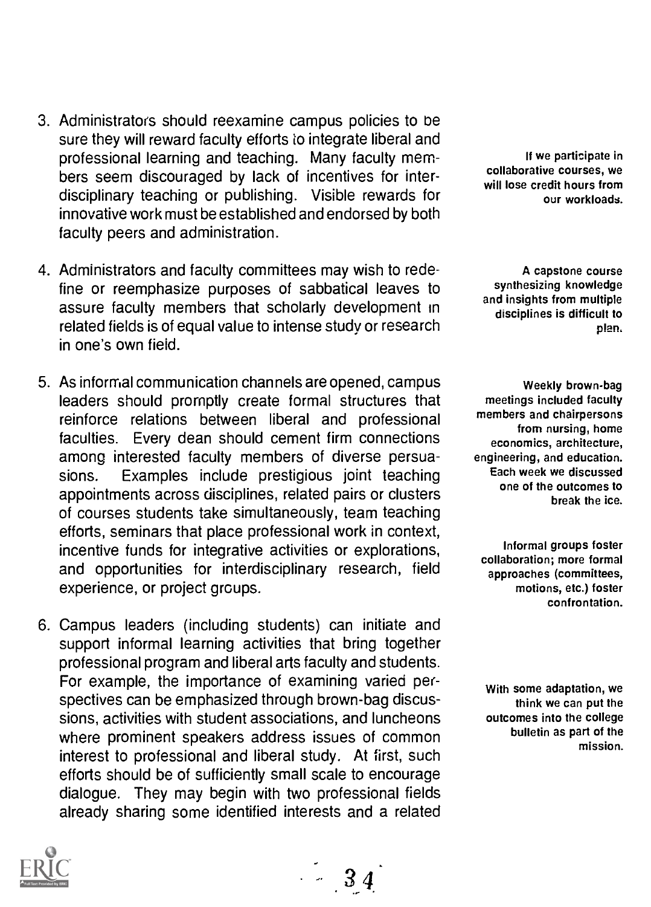3. Administrators should reexamine campus policies to be sure they will reward faculty efforts to integrate liberal and professional learning and teaching. Many faculty members seem discouraged by lack of incentives for interdisciplinary teaching or publishing. Visible rewards for innovative work must be established and endorsed by both faculty peers and administration.

> If we participate in collaborative courses, we will lose credit hours from our workloads.

4. Administrators and faculty committees may wish to redefine or reemphasize purposes of sabbatical leaves to assure faculty members that scholarly development in related fields is of equal value to intense study or research in one's own field.

> A capstone course synthesizing knowledge and insights from multiple disciplines is difficult to plan.

5. As informal communication channels are opened, campus leaders should promptly create formal structures that reinforce relations between liberal and professional faculties. Every dean should cement firm connections among interested faculty members of diverse persuasions. Examples include prestigious joint teaching appointments across disciplines, related pairs or clusters of courses students take simultaneously, team teaching efforts, seminars that place professional work in context, incentive funds for integrative activities or explorations, and opportunities for interdisciplinary research, field experience, or project groups.

> Weekly brown-bag meetings included faculty members and chairpersons from nursing, home economics, architecture, engineering, and education. Each week we discussed one of the outcomes to break the ice.

> Informal groups foster collaboration; more formal approaches (committees, motions, etc.) foster confrontation.

6. Campus leaders (including students) can initiate and support informal learning activities that bring together professional program and liberal arts faculty and students. For example, the importance of examining varied perspectives can be emphasized through brown-bag discussions, activities with student associations, and luncheons where prominent speakers address issues of common interest to professional and liberal study. At first, such efforts should be of sufficiently small scale to encourage dialogue. They may begin with two professional fields already sharing some identified interests and a related

> With some adaptation, we think we can put the outcomes into the college bulletin as part of the mission.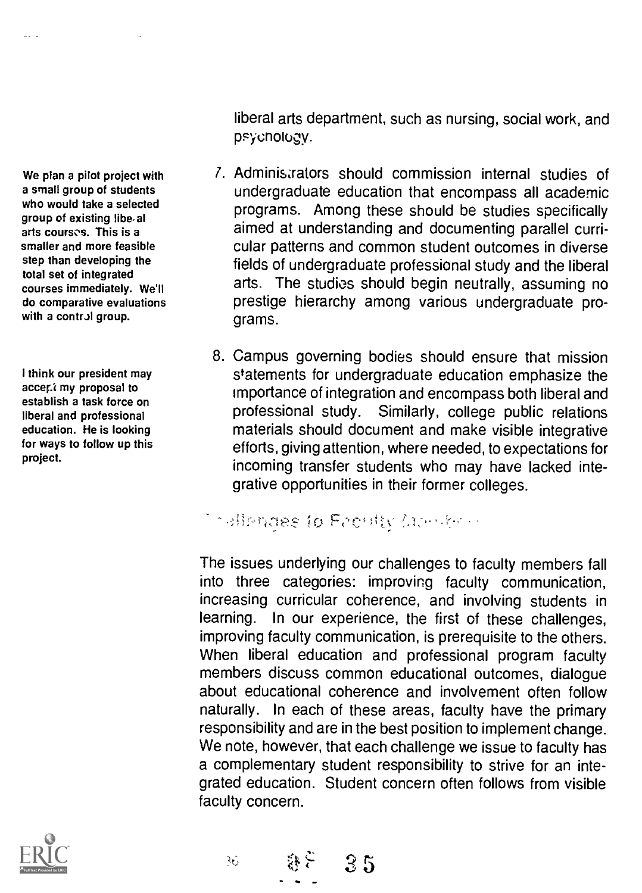liberal arts department, such as nursing, social work, and psychology.

> We plan a pilot project with a small group of students who would take a selected group of existing liberal arts courses. This is a smaller and more feasible step than developing the total set of integrated courses immediately. We'll do comparative evaluations with a control group.

7. Administrators should commission internal studies of undergraduate education that encompass all academic programs. Among these should be studies specifically aimed at understanding and documenting parallel curricular patterns and common student outcomes in diverse fields of undergraduate professional study and the liberal arts. The studies should begin neutrally, assuming no prestige hierarchy among various undergraduate programs.

> I think our president may accept my proposal to establish a task force on liberal and professional education. He is looking for ways to follow up this project.

8. Campus governing bodies should ensure that mission statements for undergraduate education emphasize the importance of integration and encompass both liberal and professional study. Similarly, college public relations materials should document and make visible integrative efforts, giving attention, where needed, to expectations for incoming transfer students who may have lacked integrative opportunities in their former colleges.

## Challenges to Faculty Members

The issues underlying our challenges to faculty members fall into three categories: improving faculty communication, increasing curricular coherence, and involving students in learning. In our experience, the first of these challenges, improving faculty communication, is prerequisite to the others. When liberal education and professional program faculty members discuss common educational outcomes, dialogue about educational coherence and involvement often follow naturally. In each of these areas, faculty have the primary responsibility and are in the best position to implement change. We note, however, that each challenge we issue to faculty has a complementary student responsibility to strive for an integrated education. Student concern often follows from visible faculty concern.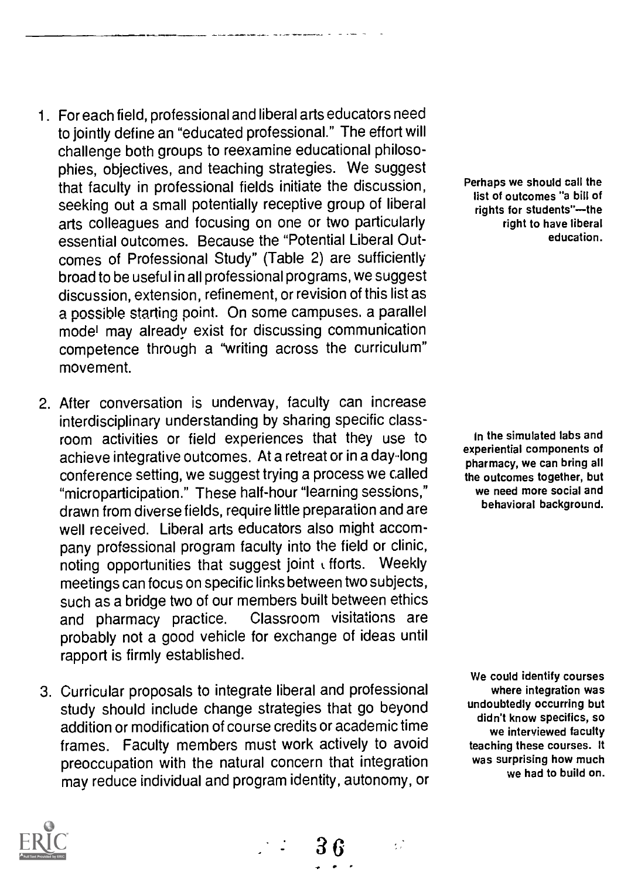1. For each field, professional and liberal arts educators need to jointly define an "educated professional." The effort will challenge both groups to reexamine educational philosophies, objectives, and teaching strategies. We suggest that faculty in professional fields initiate the discussion, seeking out a small potentially receptive group of liberal arts colleagues and focusing on one or two particularly essential outcomes. Because the "Potential Liberal Outcomes of Professional Study" (Table 2) are sufficiently broad to be useful in all professional programs, we suggest discussion, extension, refinement, or revision of this list as a possible starting point. On some campuses, a parallel model may already exist for discussing communication competence through a "writing across the curriculum" movement.

> Perhaps we should call the list of outcomes "a bill of rights for students"—the right to have liberal education.

2. After conversation is underway, faculty can increase interdisciplinary understanding by sharing specific classroom activities or field experiences that they use to achieve integrative outcomes. At a retreat or in a day-long conference setting, we suggest trying a process we called "microparticipation." These half-hour "learning sessions," drawn from diverse fields, require little preparation and are well received. Liberal arts educators also might accompany professional program faculty into the field or clinic, noting opportunities that suggest joint efforts. Weekly meetings can focus on specific links between two subjects, such as a bridge two of our members built between ethics and pharmacy practice. Classroom visitations are probably not a good vehicle for exchange of ideas until rapport is firmly established.

> In the simulated labs and experiential components of pharmacy, we can bring all the outcomes together, but we need more social and behavioral background.

3. Curricular proposals to integrate liberal and professional study should include change strategies that go beyond addition or modification of course credits or academic time frames. Faculty members must work actively to avoid preoccupation with the natural concern that integration may reduce individual and program identity, autonomy, or

> We could identify courses where integration was undoubtedly occurring but didn't know specifics, so we interviewed faculty teaching these courses. It was surprising how much we had to build on.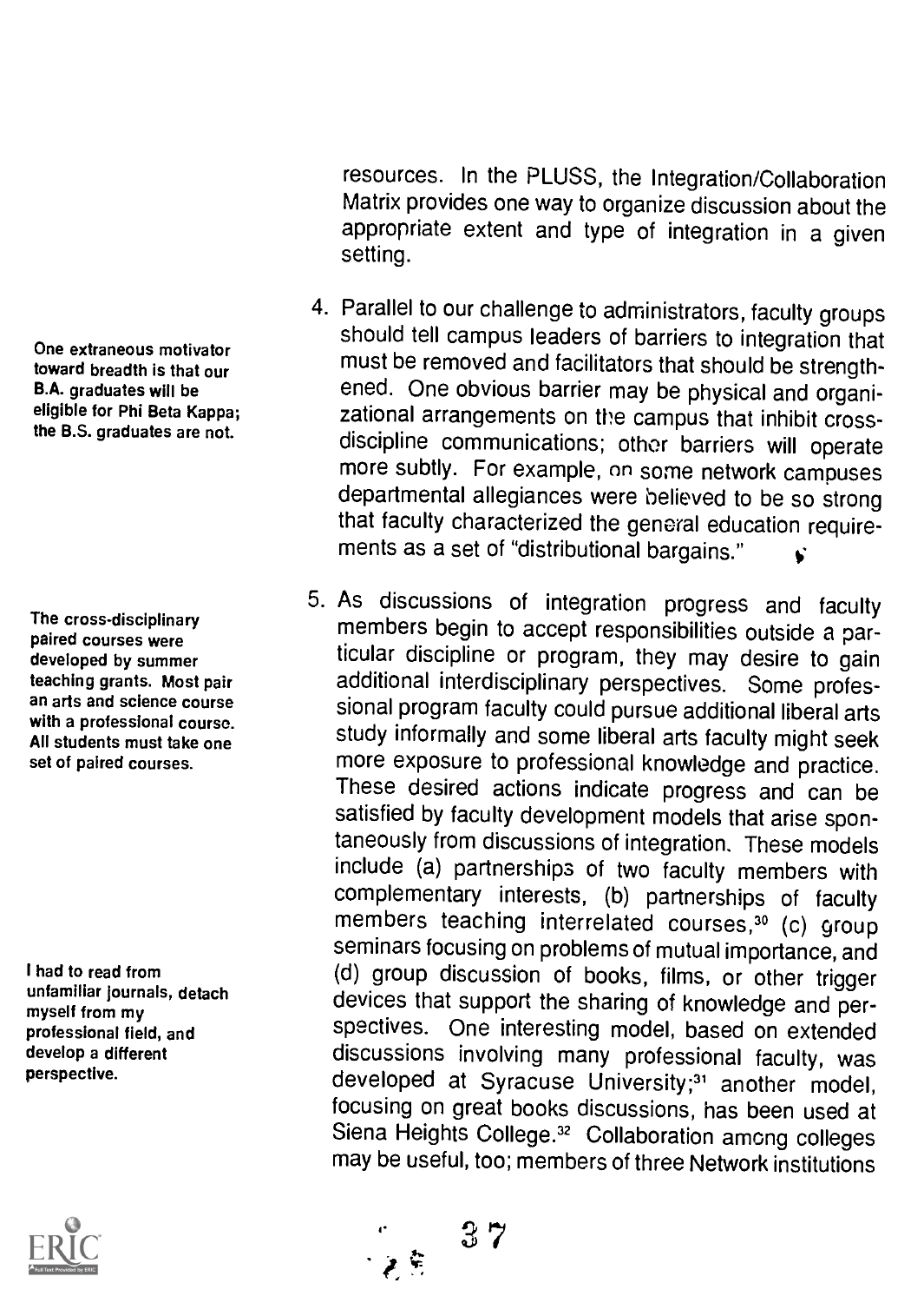resources. In the PLUSS, the Integration/Collaboration Matrix provides one way to organize discussion about the appropriate extent and type of integration in a given setting.

4. Parallel to our challenge to administrators, faculty groups should tell campus leaders of barriers to integration that must be removed and facilitators that should be strengthened. One obvious barrier may be physical and organizational arrangements on the campus that inhibit cross-discipline communications; other barriers will operate more subtly. For example, on some network campuses departmental allegiances were believed to be so strong that faculty characterized the general education requirements as a set of "distributional bargains."

One extraneous motivator toward breadth is that our B.A. graduates will be eligible for Phi Beta Kappa; the B.S. graduates are not.

5. As discussions of integration progress and faculty members begin to accept responsibilities outside a particular discipline or program, they may desire to gain additional interdisciplinary perspectives. Some professional program faculty could pursue additional liberal arts study informally and some liberal arts faculty might seek more exposure to professional knowledge and practice. These desired actions indicate progress and can be satisfied by faculty development models that arise spontaneously from discussions of integration. These models include (a) partnerships of two faculty members with complementary interests, (b) partnerships of faculty members teaching interrelated courses,[30] (c) group seminars focusing on problems of mutual importance, and (d) group discussion of books, films, or other trigger devices that support the sharing of knowledge and perspectives. One interesting model, based on extended discussions involving many professional faculty, was developed at Syracuse University;[31] another model, focusing on great books discussions, has been used at Siena Heights College.[32] Collaboration among colleges may be useful, too; members of three Network institutions

The cross-disciplinary paired courses were developed by summer teaching grants. Most pair an arts and science course with a professional course. All students must take one set of paired courses.

I had to read from unfamiliar journals, detach myself from my professional field, and develop a different perspective.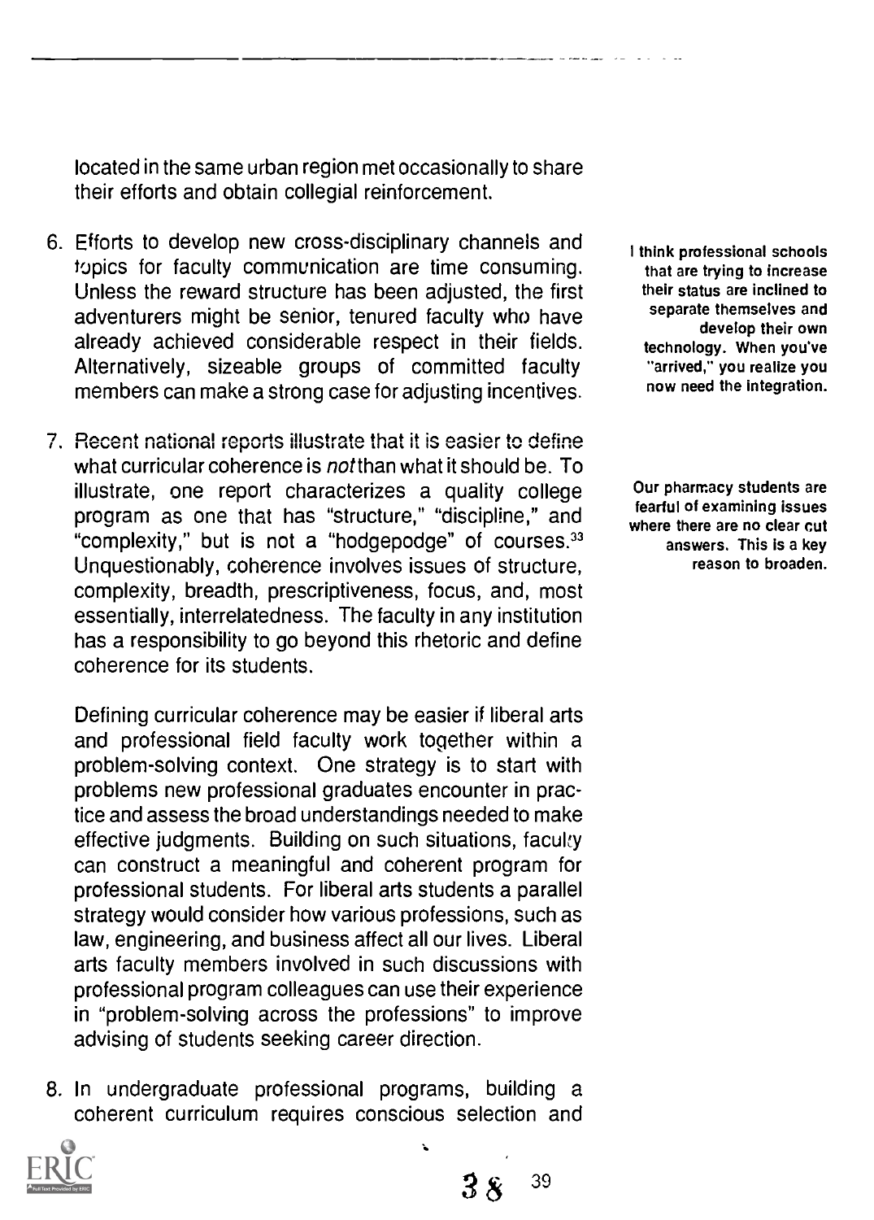located in the same urban region met occasionally to share their efforts and obtain collegial reinforcement.

6. Efforts to develop new cross-disciplinary channels and topics for faculty communication are time consuming. Unless the reward structure has been adjusted, the first adventurers might be senior, tenured faculty who have already achieved considerable respect in their fields. Alternatively, sizeable groups of committed faculty members can make a strong case for adjusting incentives.

> I think professional schools that are trying to increase their status are inclined to separate themselves and develop their own technology. When you've "arrived," you realize you now need the integration.

7. Recent national reports illustrate that it is easier to define what curricular coherence is *not* than what it should be. To illustrate, one report characterizes a quality college program as one that has "structure," "discipline," and "complexity," but is not a "hodgepodge" of courses.[33] Unquestionably, coherence involves issues of structure, complexity, breadth, prescriptiveness, focus, and, most essentially, interrelatedness. The faculty in any institution has a responsibility to go beyond this rhetoric and define coherence for its students.

   Defining curricular coherence may be easier if liberal arts and professional field faculty work together within a problem-solving context. One strategy is to start with problems new professional graduates encounter in practice and assess the broad understandings needed to make effective judgments. Building on such situations, faculty can construct a meaningful and coherent program for professional students. For liberal arts students a parallel strategy would consider how various professions, such as law, engineering, and business affect all our lives. Liberal arts faculty members involved in such discussions with professional program colleagues can use their experience in "problem-solving across the professions" to improve advising of students seeking career direction.

> Our pharmacy students are fearful of examining issues where there are no clear cut answers. This is a key reason to broaden.

8. In undergraduate professional programs, building a coherent curriculum requires conscious selection and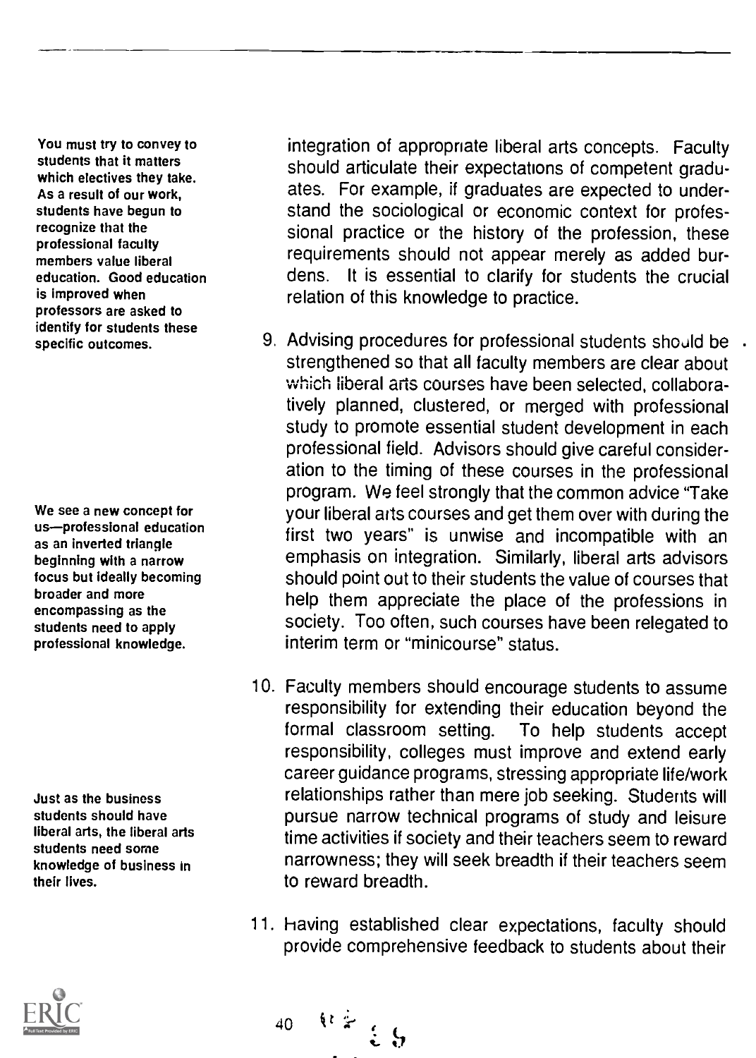You must try to convey to students that it matters which electives they take. As a result of our work, students have begun to recognize that the professional faculty members value liberal education. Good education is improved when professors are asked to identify for students these specific outcomes.

integration of appropriate liberal arts concepts. Faculty should articulate their expectations of competent graduates. For example, if graduates are expected to understand the sociological or economic context for professional practice or the history of the profession, these requirements should not appear merely as added burdens. It is essential to clarify for students the crucial relation of this knowledge to practice.

9. Advising procedures for professional students should be strengthened so that all faculty members are clear about which liberal arts courses have been selected, collaboratively planned, clustered, or merged with professional study to promote essential student development in each professional field. Advisors should give careful consideration to the timing of these courses in the professional program. We feel strongly that the common advice "Take your liberal arts courses and get them over with during the first two years" is unwise and incompatible with an emphasis on integration. Similarly, liberal arts advisors should point out to their students the value of courses that help them appreciate the place of the professions in society. Too often, such courses have been relegated to interim term or "minicourse" status.

We see a new concept for us—professional education as an inverted triangle beginning with a narrow focus but ideally becoming broader and more encompassing as the students need to apply professional knowledge.

10. Faculty members should encourage students to assume responsibility for extending their education beyond the formal classroom setting. To help students accept responsibility, colleges must improve and extend early career guidance programs, stressing appropriate life/work relationships rather than mere job seeking. Students will pursue narrow technical programs of study and leisure time activities if society and their teachers seem to reward narrowness; they will seek breadth if their teachers seem to reward breadth.

Just as the business students should have liberal arts, the liberal arts students need some knowledge of business in their lives.

11. Having established clear expectations, faculty should provide comprehensive feedback to students about their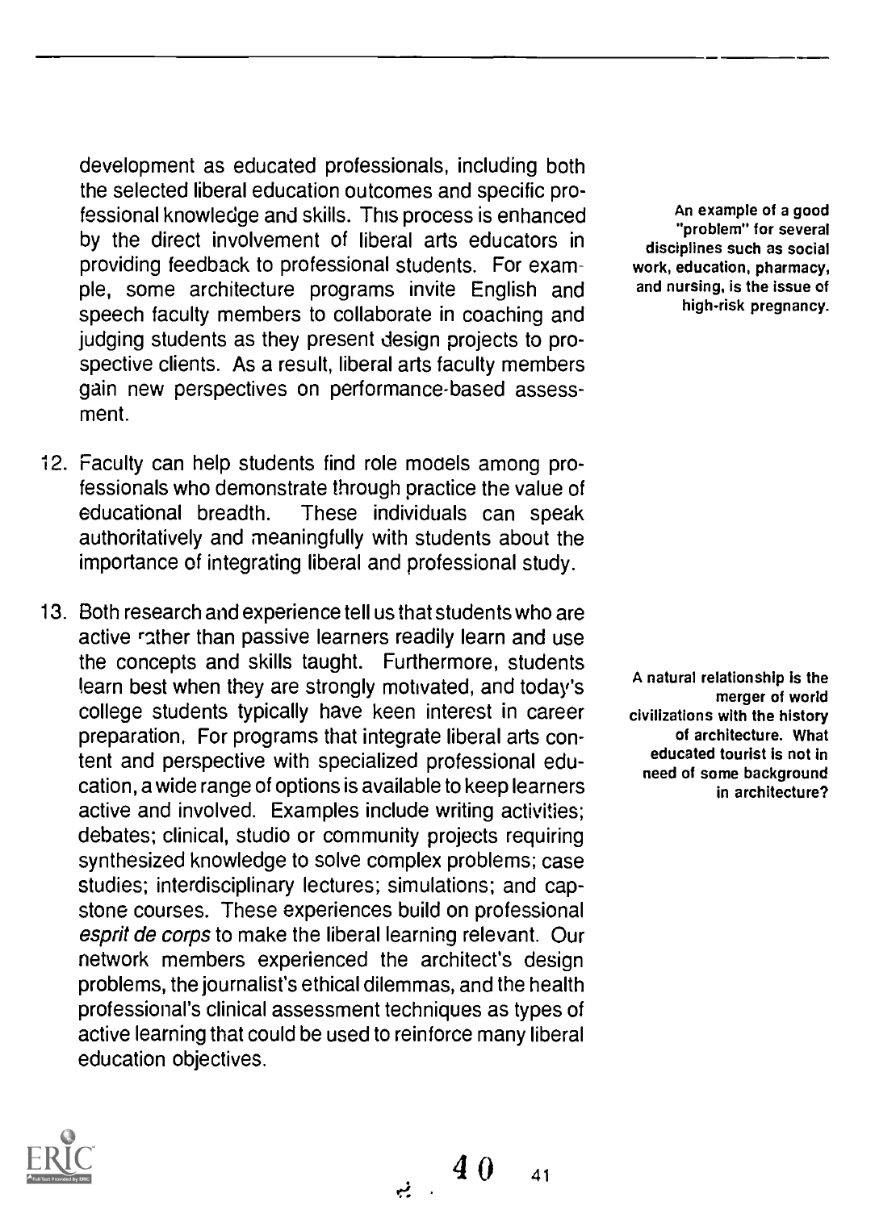development as educated professionals, including both the selected liberal education outcomes and specific professional knowledge and skills. This process is enhanced by the direct involvement of liberal arts educators in providing feedback to professional students. For example, some architecture programs invite English and speech faculty members to collaborate in coaching and judging students as they present design projects to prospective clients. As a result, liberal arts faculty members gain new perspectives on performance-based assessment.

**An example of a good "problem" for several disciplines such as social work, education, pharmacy, and nursing, is the issue of high-risk pregnancy.**

12. Faculty can help students find role models among professionals who demonstrate through practice the value of educational breadth. These individuals can speak authoritatively and meaningfully with students about the importance of integrating liberal and professional study.

13. Both research and experience tell us that students who are active rather than passive learners readily learn and use the concepts and skills taught. Furthermore, students learn best when they are strongly motivated, and today's college students typically have keen interest in career preparation. For programs that integrate liberal arts content and perspective with specialized professional education, a wide range of options is available to keep learners active and involved. Examples include writing activities; debates; clinical, studio or community projects requiring synthesized knowledge to solve complex problems; case studies; interdisciplinary lectures; simulations; and capstone courses. These experiences build on professional *esprit de corps* to make the liberal learning relevant. Our network members experienced the architect's design problems, the journalist's ethical dilemmas, and the health professional's clinical assessment techniques as types of active learning that could be used to reinforce many liberal education objectives.

**A natural relationship is the merger of world civilizations with the history of architecture. What educated tourist is not in need of some background in architecture?**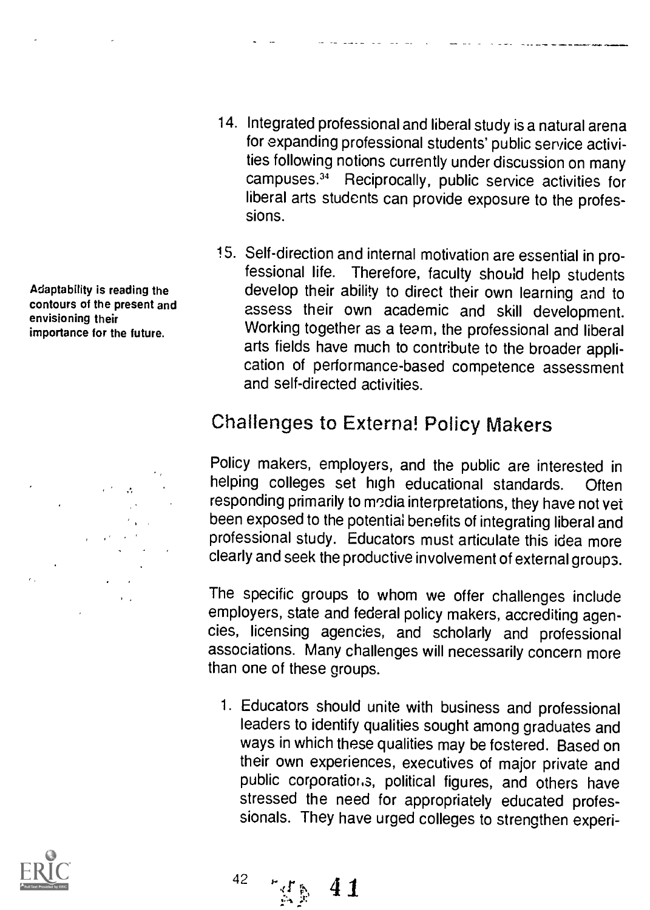14. Integrated professional and liberal study is a natural arena for expanding professional students' public service activities following notions currently under discussion on many campuses.[34] Reciprocally, public service activities for liberal arts students can provide exposure to the professions.

15. Self-direction and internal motivation are essential in professional life. Therefore, faculty should help students develop their ability to direct their own learning and to assess their own academic and skill development. Working together as a team, the professional and liberal arts fields have much to contribute to the broader application of performance-based competence assessment and self-directed activities.

Adaptability is reading the contours of the present and envisioning their importance for the future.

## Challenges to External Policy Makers

Policy makers, employers, and the public are interested in helping colleges set high educational standards. Often responding primarily to media interpretations, they have not yet been exposed to the potential benefits of integrating liberal and professional study. Educators must articulate this idea more clearly and seek the productive involvement of external groups.

The specific groups to whom we offer challenges include employers, state and federal policy makers, accrediting agencies, licensing agencies, and scholarly and professional associations. Many challenges will necessarily concern more than one of these groups.

1. Educators should unite with business and professional leaders to identify qualities sought among graduates and ways in which these qualities may be fostered. Based on their own experiences, executives of major private and public corporations, political figures, and others have stressed the need for appropriately educated professionals. They have urged colleges to strengthen experi-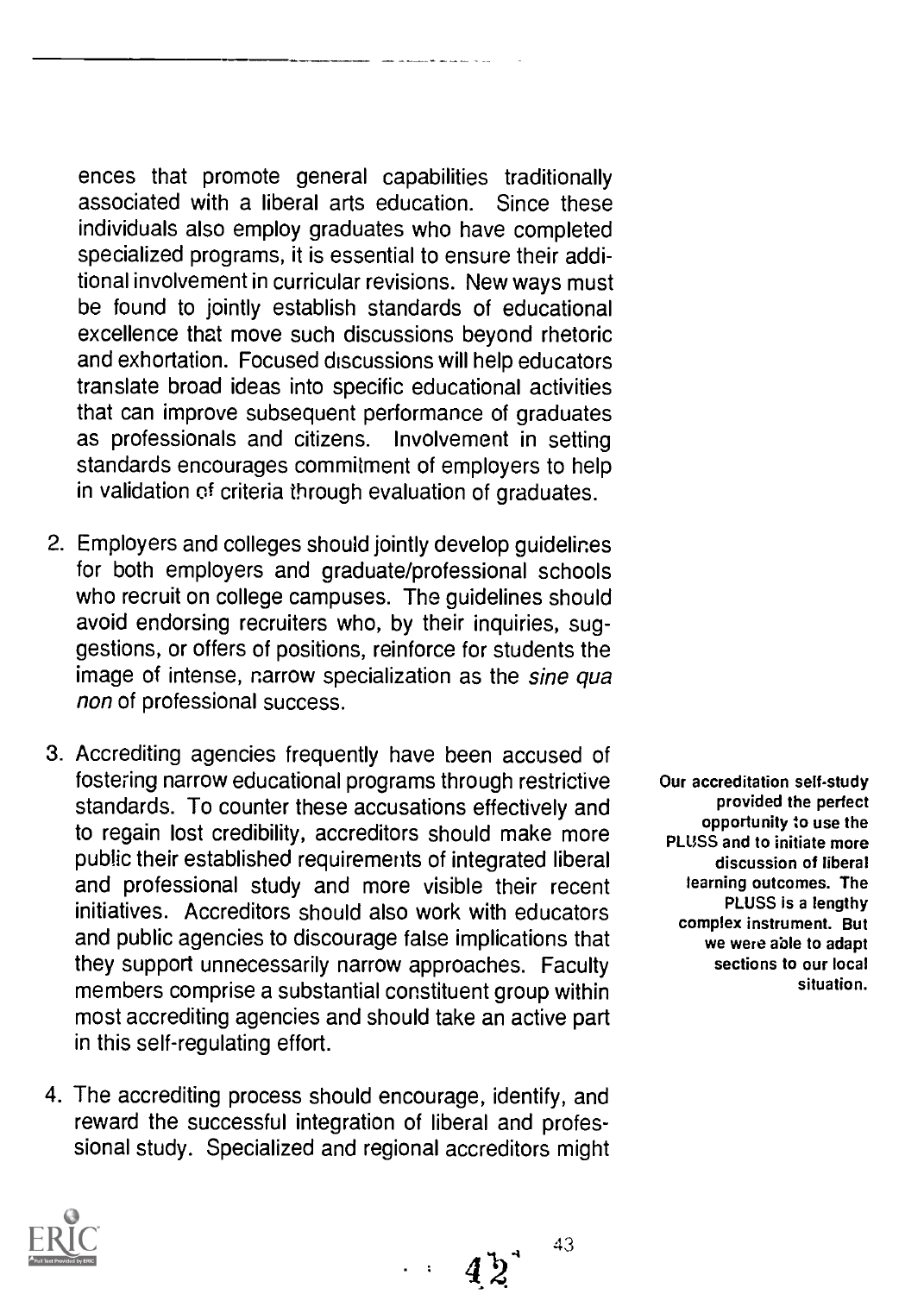ences that promote general capabilities traditionally associated with a liberal arts education. Since these individuals also employ graduates who have completed specialized programs, it is essential to ensure their additional involvement in curricular revisions. New ways must be found to jointly establish standards of educational excellence that move such discussions beyond rhetoric and exhortation. Focused discussions will help educators translate broad ideas into specific educational activities that can improve subsequent performance of graduates as professionals and citizens. Involvement in setting standards encourages commitment of employers to help in validation of criteria through evaluation of graduates.

2. Employers and colleges should jointly develop guidelines for both employers and graduate/professional schools who recruit on college campuses. The guidelines should avoid endorsing recruiters who, by their inquiries, suggestions, or offers of positions, reinforce for students the image of intense, narrow specialization as the *sine qua non* of professional success.

3. Accrediting agencies frequently have been accused of fostering narrow educational programs through restrictive standards. To counter these accusations effectively and to regain lost credibility, accreditors should make more public their established requirements of integrated liberal and professional study and more visible their recent initiatives. Accreditors should also work with educators and public agencies to discourage false implications that they support unnecessarily narrow approaches. Faculty members comprise a substantial constituent group within most accrediting agencies and should take an active part in this self-regulating effort.

**Our accreditation self-study provided the perfect opportunity to use the PLUSS and to initiate more discussion of liberal learning outcomes. The PLUSS is a lengthy complex instrument. But we were able to adapt sections to our local situation.**

4. The accrediting process should encourage, identify, and reward the successful integration of liberal and professional study. Specialized and regional accreditors might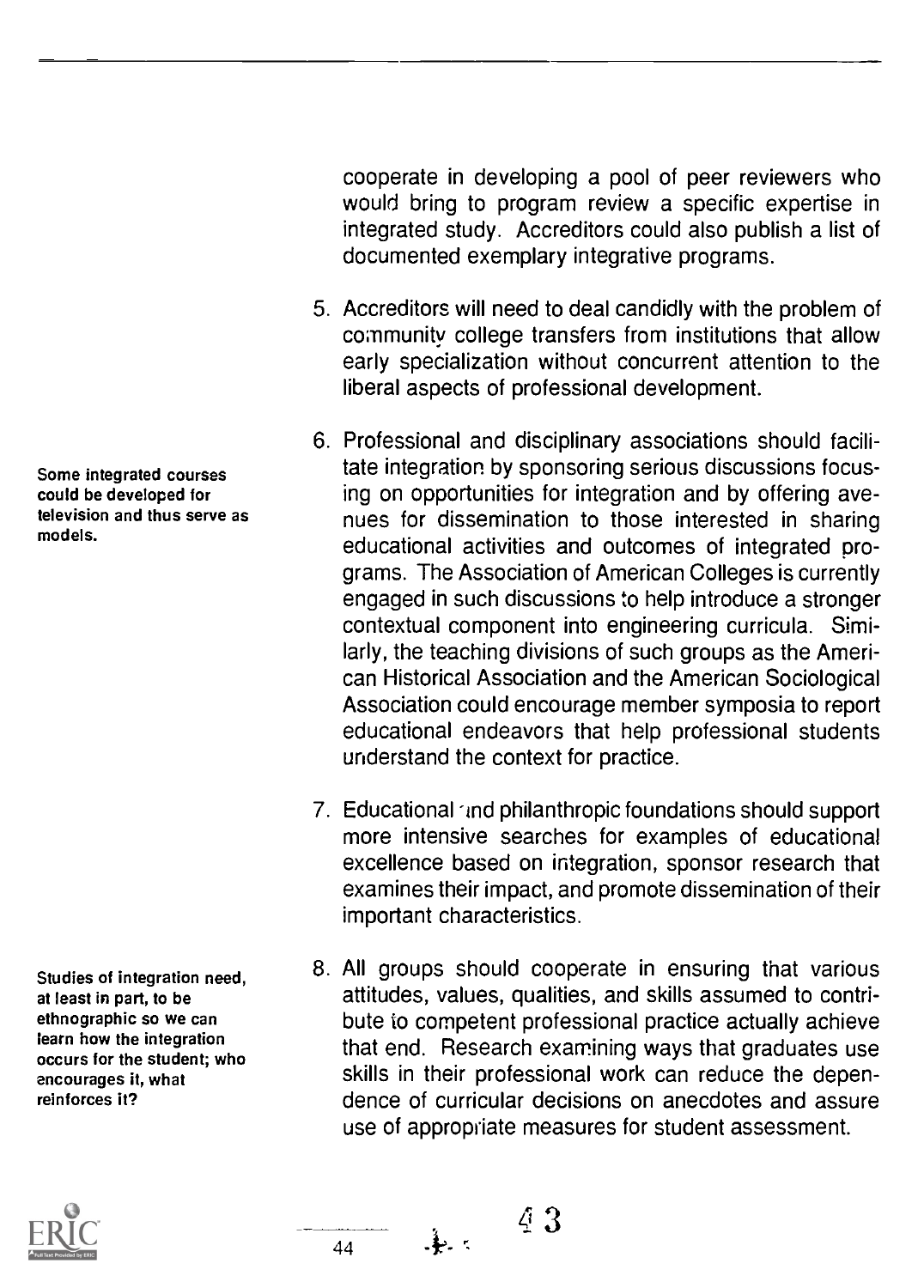cooperate in developing a pool of peer reviewers who would bring to program review a specific expertise in integrated study. Accreditors could also publish a list of documented exemplary integrative programs.

5. Accreditors will need to deal candidly with the problem of community college transfers from institutions that allow early specialization without concurrent attention to the liberal aspects of professional development.

6. Professional and disciplinary associations should facilitate integration by sponsoring serious discussions focusing on opportunities for integration and by offering avenues for dissemination to those interested in sharing educational activities and outcomes of integrated programs. The Association of American Colleges is currently engaged in such discussions to help introduce a stronger contextual component into engineering curricula. Similarly, the teaching divisions of such groups as the American Historical Association and the American Sociological Association could encourage member symposia to report educational endeavors that help professional students understand the context for practice.

Some integrated courses could be developed for television and thus serve as models.

7. Educational and philanthropic foundations should support more intensive searches for examples of educational excellence based on integration, sponsor research that examines their impact, and promote dissemination of their important characteristics.

8. All groups should cooperate in ensuring that various attitudes, values, qualities, and skills assumed to contribute to competent professional practice actually achieve that end. Research examining ways that graduates use skills in their professional work can reduce the dependence of curricular decisions on anecdotes and assure use of appropriate measures for student assessment.

Studies of integration need, at least in part, to be ethnographic so we can learn how the integration occurs for the student; who encourages it, what reinforces it?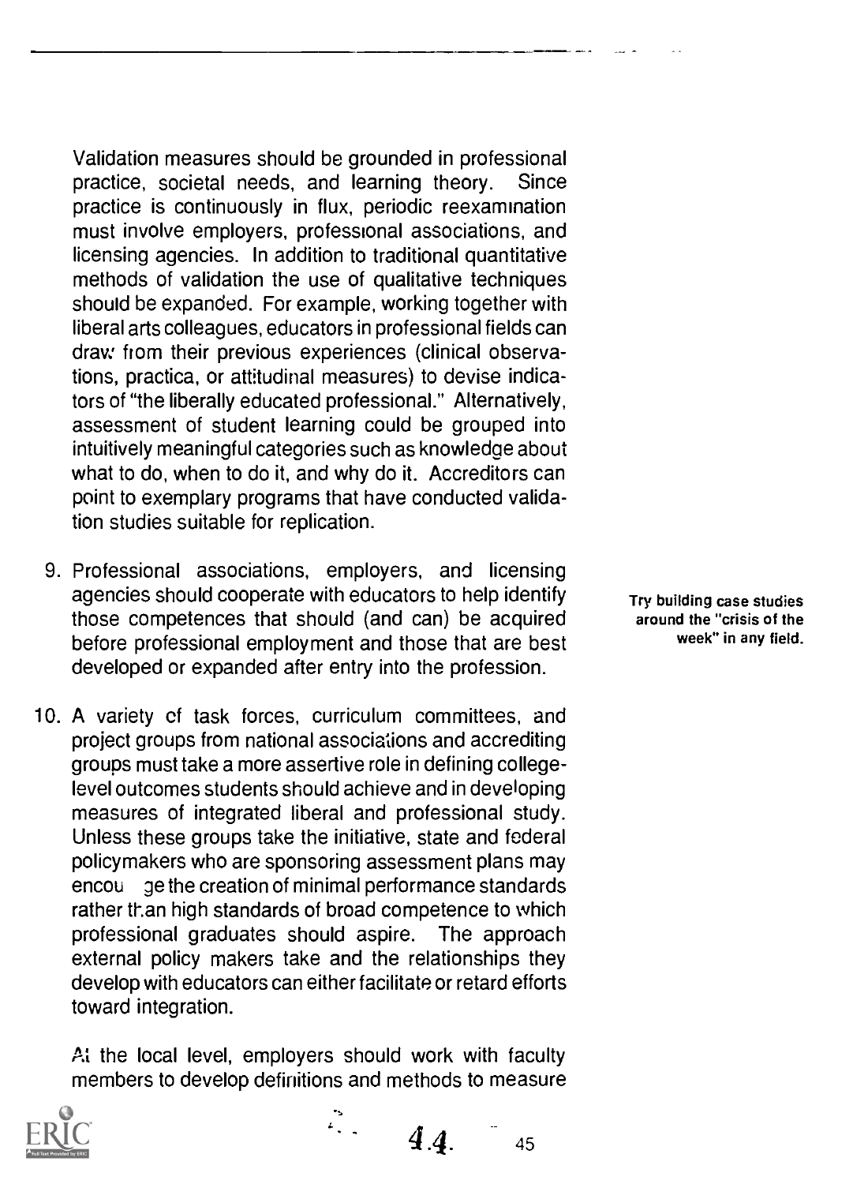Validation measures should be grounded in professional practice, societal needs, and learning theory. Since practice is continuously in flux, periodic reexamination must involve employers, professional associations, and licensing agencies. In addition to traditional quantitative methods of validation the use of qualitative techniques should be expanded. For example, working together with liberal arts colleagues, educators in professional fields can draw from their previous experiences (clinical observations, practica, or attitudinal measures) to devise indicators of "the liberally educated professional." Alternatively, assessment of student learning could be grouped into intuitively meaningful categories such as knowledge about what to do, when to do it, and why do it. Accreditors can point to exemplary programs that have conducted validation studies suitable for replication.

9. Professional associations, employers, and licensing agencies should cooperate with educators to help identify those competences that should (and can) be acquired before professional employment and those that are best developed or expanded after entry into the profession.

**Try building case studies around the "crisis of the week" in any field.**

10. A variety of task forces, curriculum committees, and project groups from national associations and accrediting groups must take a more assertive role in defining college-level outcomes students should achieve and in developing measures of integrated liberal and professional study. Unless these groups take the initiative, state and federal policymakers who are sponsoring assessment plans may encourage the creation of minimal performance standards rather than high standards of broad competence to which professional graduates should aspire. The approach external policy makers take and the relationships they develop with educators can either facilitate or retard efforts toward integration.

At the local level, employers should work with faculty members to develop definitions and methods to measure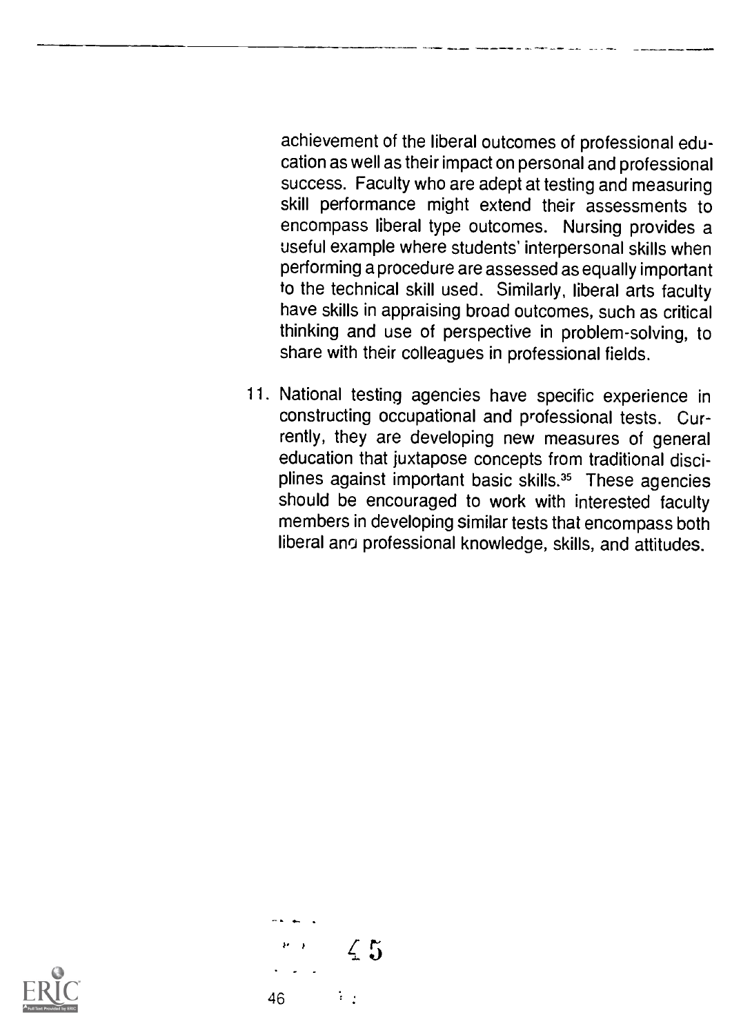achievement of the liberal outcomes of professional education as well as their impact on personal and professional success. Faculty who are adept at testing and measuring skill performance might extend their assessments to encompass liberal type outcomes. Nursing provides a useful example where students' interpersonal skills when performing a procedure are assessed as equally important to the technical skill used. Similarly, liberal arts faculty have skills in appraising broad outcomes, such as critical thinking and use of perspective in problem-solving, to share with their colleagues in professional fields.

11. National testing agencies have specific experience in constructing occupational and professional tests. Currently, they are developing new measures of general education that juxtapose concepts from traditional disciplines against important basic skills.[35] These agencies should be encouraged to work with interested faculty members in developing similar tests that encompass both liberal and professional knowledge, skills, and attitudes.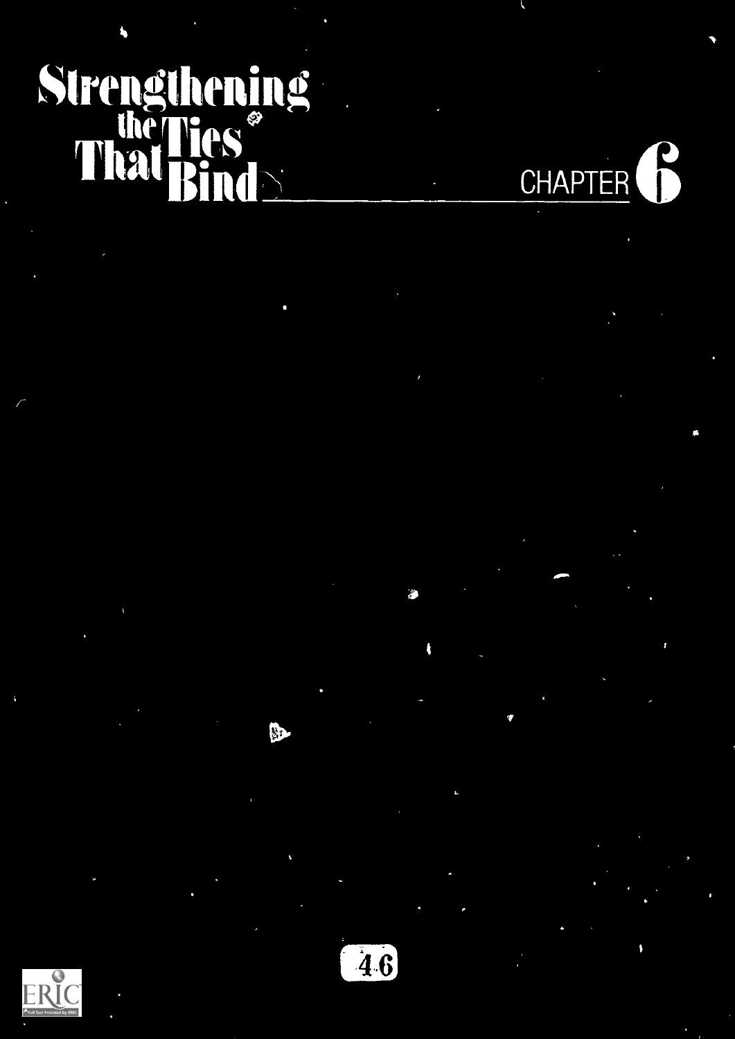# Strengthening the Ties That Bind

## CHAPTER 6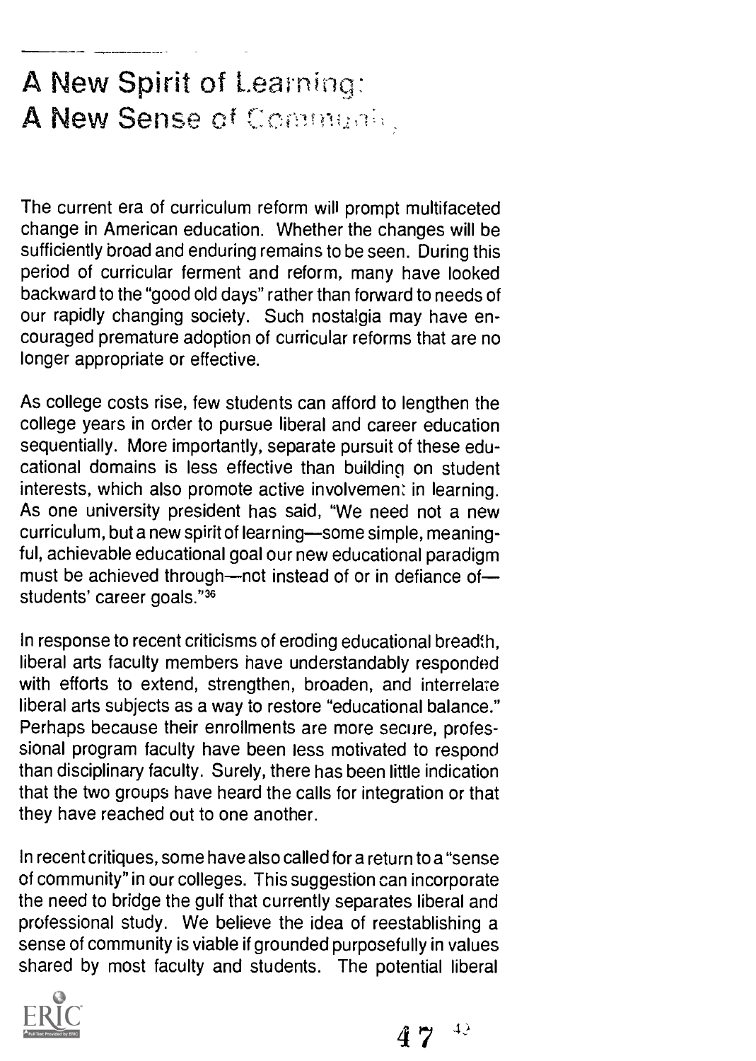# A New Spirit of Learning: A New Sense of Community

The current era of curriculum reform will prompt multifaceted change in American education. Whether the changes will be sufficiently broad and enduring remains to be seen. During this period of curricular ferment and reform, many have looked backward to the "good old days" rather than forward to needs of our rapidly changing society. Such nostalgia may have encouraged premature adoption of curricular reforms that are no longer appropriate or effective.

As college costs rise, few students can afford to lengthen the college years in order to pursue liberal and career education sequentially. More importantly, separate pursuit of these educational domains is less effective than building on student interests, which also promote active involvement in learning. As one university president has said, "We need not a new curriculum, but a new spirit of learning—some simple, meaningful, achievable educational goal our new educational paradigm must be achieved through—not instead of or in defiance of—students' career goals."[36]

In response to recent criticisms of eroding educational breadth, liberal arts faculty members have understandably responded with efforts to extend, strengthen, broaden, and interrelate liberal arts subjects as a way to restore "educational balance." Perhaps because their enrollments are more secure, professional program faculty have been less motivated to respond than disciplinary faculty. Surely, there has been little indication that the two groups have heard the calls for integration or that they have reached out to one another.

In recent critiques, some have also called for a return to a "sense of community" in our colleges. This suggestion can incorporate the need to bridge the gulf that currently separates liberal and professional study. We believe the idea of reestablishing a sense of community is viable if grounded purposefully in values shared by most faculty and students. The potential liberal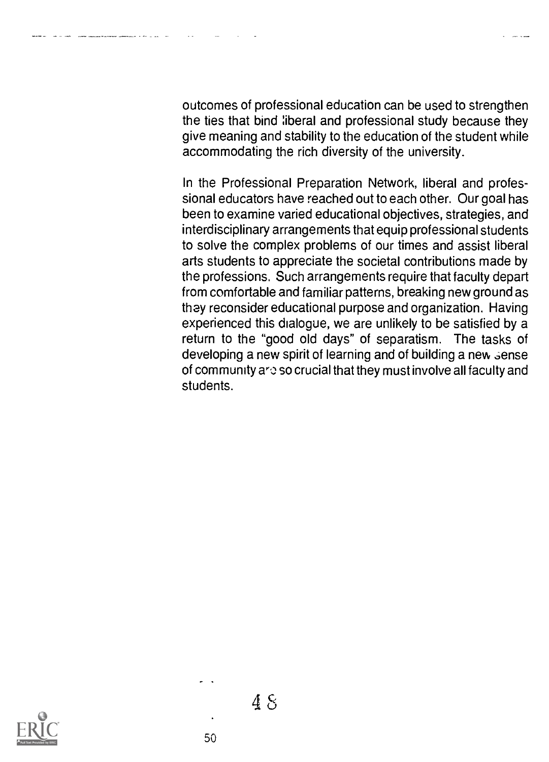outcomes of professional education can be used to strengthen the ties that bind liberal and professional study because they give meaning and stability to the education of the student while accommodating the rich diversity of the university.

In the Professional Preparation Network, liberal and professional educators have reached out to each other. Our goal has been to examine varied educational objectives, strategies, and interdisciplinary arrangements that equip professional students to solve the complex problems of our times and assist liberal arts students to appreciate the societal contributions made by the professions. Such arrangements require that faculty depart from comfortable and familiar patterns, breaking new ground as they reconsider educational purpose and organization. Having experienced this dialogue, we are unlikely to be satisfied by a return to the "good old days" of separatism. The tasks of developing a new spirit of learning and of building a new sense of community are so crucial that they must involve all faculty and students.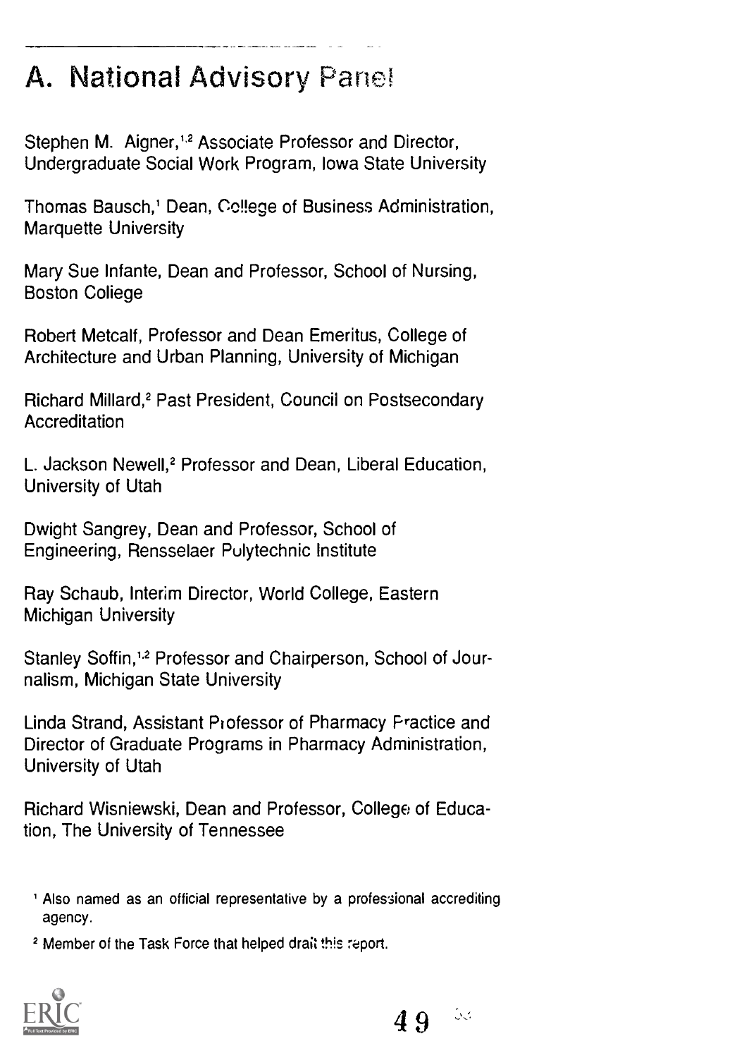# A. National Advisory Panel

Stephen M. Aigner,[1,2] Associate Professor and Director, Undergraduate Social Work Program, Iowa State University

Thomas Bausch,[1] Dean, College of Business Administration, Marquette University

Mary Sue Infante, Dean and Professor, School of Nursing, Boston College

Robert Metcalf, Professor and Dean Emeritus, College of Architecture and Urban Planning, University of Michigan

Richard Millard,[2] Past President, Council on Postsecondary Accreditation

L. Jackson Newell,[2] Professor and Dean, Liberal Education, University of Utah

Dwight Sangrey, Dean and Professor, School of Engineering, Rensselaer Polytechnic Institute

Ray Schaub, Interim Director, World College, Eastern Michigan University

Stanley Soffin,[1,2] Professor and Chairperson, School of Journalism, Michigan State University

Linda Strand, Assistant Professor of Pharmacy Practice and Director of Graduate Programs in Pharmacy Administration, University of Utah

Richard Wisniewski, Dean and Professor, College of Education, The University of Tennessee

[1] Also named as an official representative by a professional accrediting agency.

[2] Member of the Task Force that helped draft this report.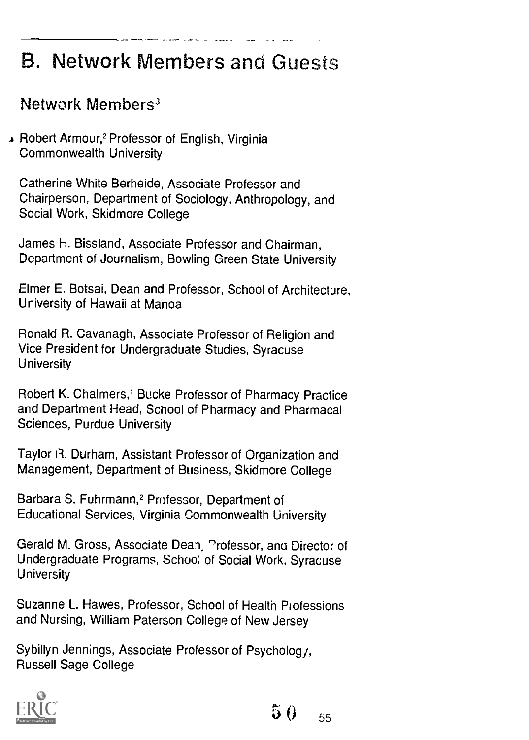## B. Network Members and Guests

### Network Members[3]

Robert Armour,[2] Professor of English, Virginia Commonwealth University

Catherine White Berheide, Associate Professor and Chairperson, Department of Sociology, Anthropology, and Social Work, Skidmore College

James H. Bissland, Associate Professor and Chairman, Department of Journalism, Bowling Green State University

Elmer E. Botsai, Dean and Professor, School of Architecture, University of Hawaii at Manoa

Ronald R. Cavanagh, Associate Professor of Religion and Vice President for Undergraduate Studies, Syracuse University

Robert K. Chalmers,[1] Bucke Professor of Pharmacy Practice and Department Head, School of Pharmacy and Pharmacal Sciences, Purdue University

Taylor R. Durham, Assistant Professor of Organization and Management, Department of Business, Skidmore College

Barbara S. Fuhrmann,[2] Professor, Department of Educational Services, Virginia Commonwealth University

Gerald M. Gross, Associate Dean, Professor, and Director of Undergraduate Programs, School of Social Work, Syracuse University

Suzanne L. Hawes, Professor, School of Health Professions and Nursing, William Paterson College of New Jersey

Sybillyn Jennings, Associate Professor of Psychology, Russell Sage College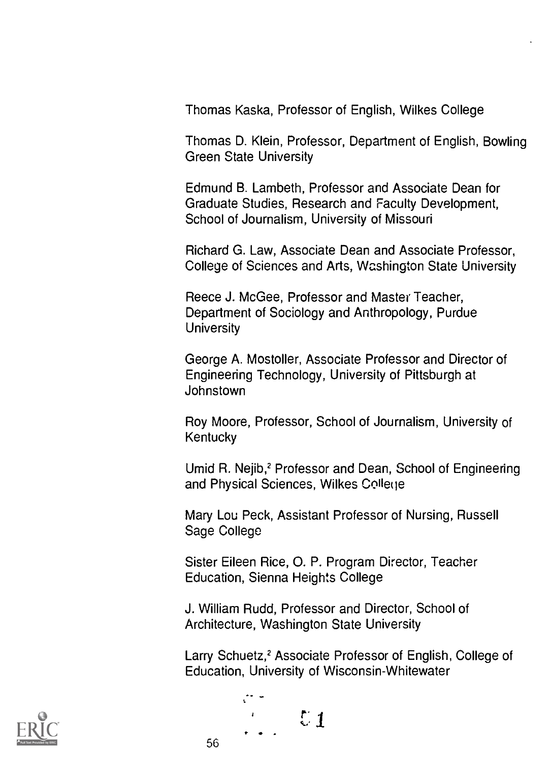Thomas Kaska, Professor of English, Wilkes College

Thomas D. Klein, Professor, Department of English, Bowling Green State University

Edmund B. Lambeth, Professor and Associate Dean for Graduate Studies, Research and Faculty Development, School of Journalism, University of Missouri

Richard G. Law, Associate Dean and Associate Professor, College of Sciences and Arts, Washington State University

Reece J. McGee, Professor and Master Teacher, Department of Sociology and Anthropology, Purdue University

George A. Mostoller, Associate Professor and Director of Engineering Technology, University of Pittsburgh at Johnstown

Roy Moore, Professor, School of Journalism, University of Kentucky

Umid R. Nejib,[2] Professor and Dean, School of Engineering and Physical Sciences, Wilkes College

Mary Lou Peck, Assistant Professor of Nursing, Russell Sage College

Sister Eileen Rice, O. P. Program Director, Teacher Education, Sienna Heights College

J. William Rudd, Professor and Director, School of Architecture, Washington State University

Larry Schuetz,[2] Associate Professor of English, College of Education, University of Wisconsin-Whitewater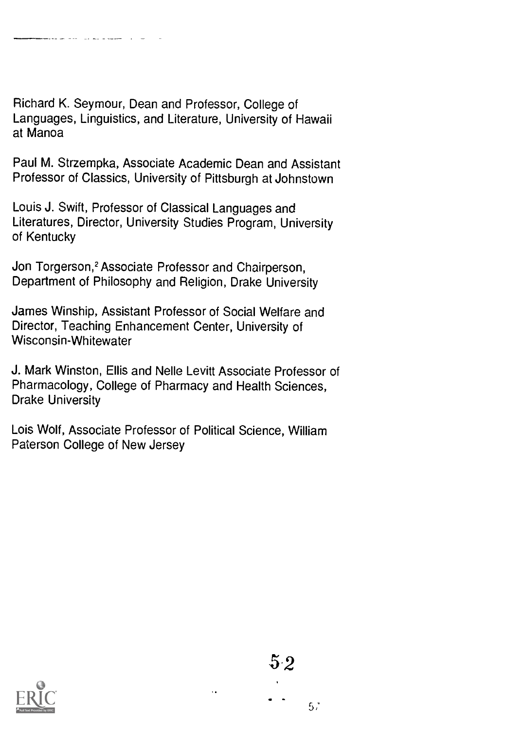Richard K. Seymour, Dean and Professor, College of Languages, Linguistics, and Literature, University of Hawaii at Manoa

Paul M. Strzempka, Associate Academic Dean and Assistant Professor of Classics, University of Pittsburgh at Johnstown

Louis J. Swift, Professor of Classical Languages and Literatures, Director, University Studies Program, University of Kentucky

Jon Torgerson,[2] Associate Professor and Chairperson, Department of Philosophy and Religion, Drake University

James Winship, Assistant Professor of Social Welfare and Director, Teaching Enhancement Center, University of Wisconsin-Whitewater

J. Mark Winston, Ellis and Nelle Levitt Associate Professor of Pharmacology, College of Pharmacy and Health Sciences, Drake University

Lois Wolf, Associate Professor of Political Science, William Paterson College of New Jersey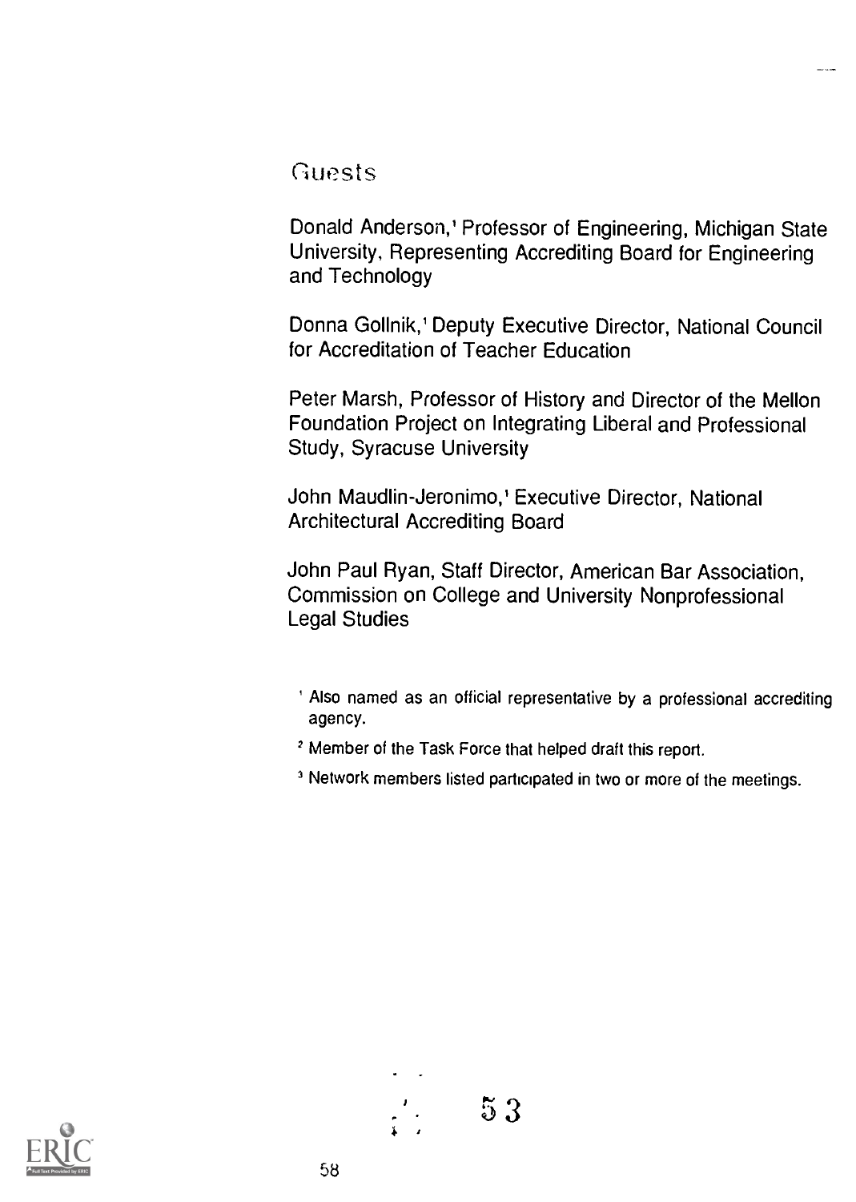## Guests

Donald Anderson,[1] Professor of Engineering, Michigan State University, Representing Accrediting Board for Engineering and Technology

Donna Gollnik,[1] Deputy Executive Director, National Council for Accreditation of Teacher Education

Peter Marsh, Professor of History and Director of the Mellon Foundation Project on Integrating Liberal and Professional Study, Syracuse University

John Maudlin-Jeronimo,[1] Executive Director, National Architectural Accrediting Board

John Paul Ryan, Staff Director, American Bar Association, Commission on College and University Nonprofessional Legal Studies

[1] Also named as an official representative by a professional accrediting agency.

[2] Member of the Task Force that helped draft this report.

[3] Network members listed participated in two or more of the meetings.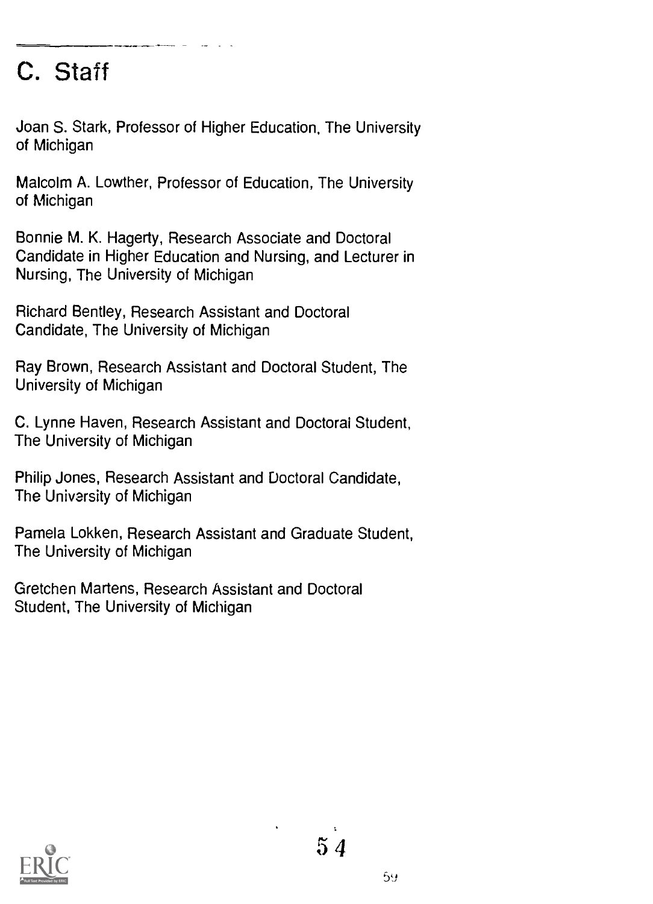## C. Staff

Joan S. Stark, Professor of Higher Education, The University of Michigan

Malcolm A. Lowther, Professor of Education, The University of Michigan

Bonnie M. K. Hagerty, Research Associate and Doctoral Candidate in Higher Education and Nursing, and Lecturer in Nursing, The University of Michigan

Richard Bentley, Research Assistant and Doctoral Candidate, The University of Michigan

Ray Brown, Research Assistant and Doctoral Student, The University of Michigan

C. Lynne Haven, Research Assistant and Doctoral Student, The University of Michigan

Philip Jones, Research Assistant and Doctoral Candidate, The University of Michigan

Pamela Lokken, Research Assistant and Graduate Student, The University of Michigan

Gretchen Martens, Research Assistant and Doctoral Student, The University of Michigan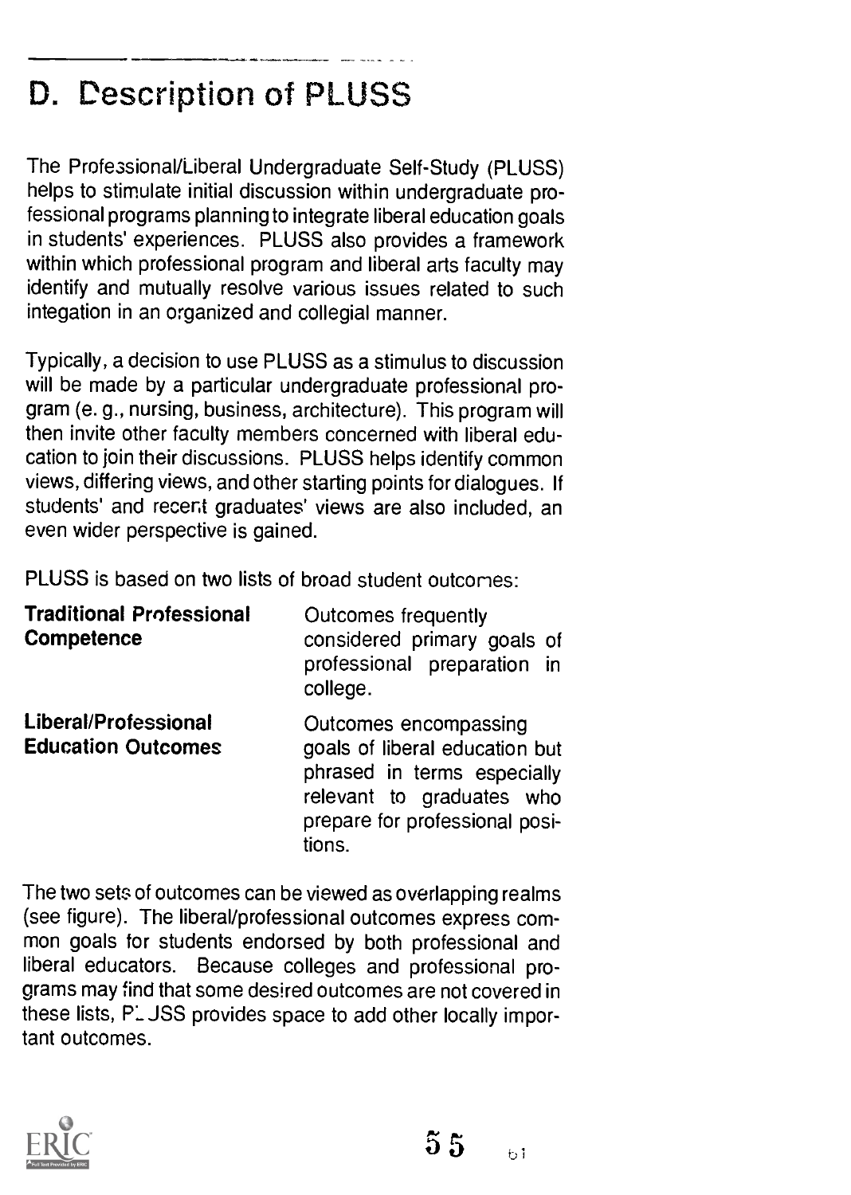## D. Description of PLUSS

The Professional/Liberal Undergraduate Self-Study (PLUSS) helps to stimulate initial discussion within undergraduate professional programs planning to integrate liberal education goals in students' experiences. PLUSS also provides a framework within which professional program and liberal arts faculty may identify and mutually resolve various issues related to such integration in an organized and collegial manner.

Typically, a decision to use PLUSS as a stimulus to discussion will be made by a particular undergraduate professional program (e. g., nursing, business, architecture). This program will then invite other faculty members concerned with liberal education to join their discussions. PLUSS helps identify common views, differing views, and other starting points for dialogues. If students' and recent graduates' views are also included, an even wider perspective is gained.

PLUSS is based on two lists of broad student outcomes:

| | |
|---|---|
| **Traditional Professional Competence** | Outcomes frequently considered primary goals of professional preparation in college. |
| **Liberal/Professional Education Outcomes** | Outcomes encompassing goals of liberal education but phrased in terms especially relevant to graduates who prepare for professional positions. |

The two sets of outcomes can be viewed as overlapping realms (see figure). The liberal/professional outcomes express common goals for students endorsed by both professional and liberal educators. Because colleges and professional programs may find that some desired outcomes are not covered in these lists, PLUSS provides space to add other locally important outcomes.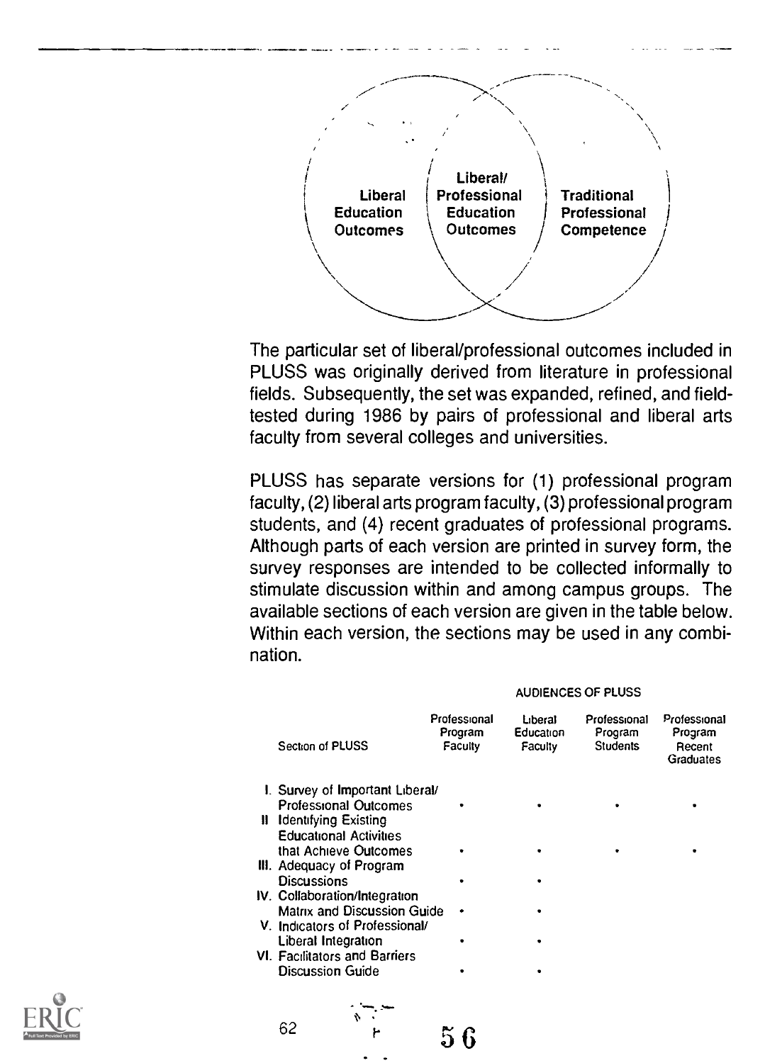Liberal Education Outcomes

Liberal/ Professional Education Outcomes

Traditional Professional Competence

The particular set of liberal/professional outcomes included in PLUSS was originally derived from literature in professional fields. Subsequently, the set was expanded, refined, and field-tested during 1986 by pairs of professional and liberal arts faculty from several colleges and universities.

PLUSS has separate versions for (1) professional program faculty, (2) liberal arts program faculty, (3) professional program students, and (4) recent graduates of professional programs. Although parts of each version are printed in survey form, the survey responses are intended to be collected informally to stimulate discussion within and among campus groups. The available sections of each version are given in the table below. Within each version, the sections may be used in any combination.

| | AUDIENCES OF PLUSS | | | |
|---|---|---|---|---|
| Section of PLUSS | Professional Program Faculty | Liberal Education Faculty | Professional Program Students | Professional Program Recent Graduates |
| I. Survey of Important Liberal/ Professional Outcomes | • | • | • | • |
| II. Identifying Existing Educational Activities that Achieve Outcomes | • | • | • | • |
| III. Adequacy of Program Discussions | • | • | | |
| IV. Collaboration/Integration Matrix and Discussion Guide | • | • | | |
| V. Indicators of Professional/ Liberal Integration | • | • | | |
| VI. Facilitators and Barriers Discussion Guide | • | • | | |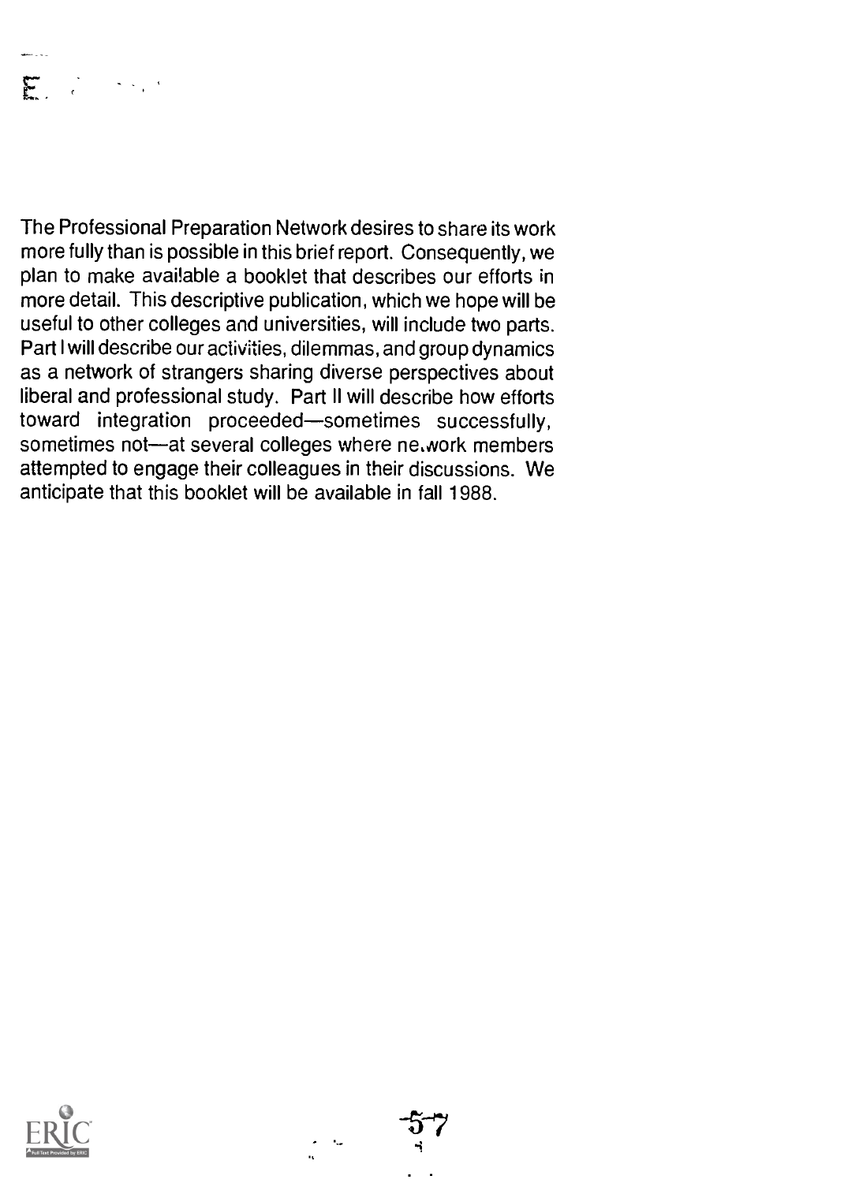The Professional Preparation Network desires to share its work more fully than is possible in this brief report. Consequently, we plan to make available a booklet that describes our efforts in more detail. This descriptive publication, which we hope will be useful to other colleges and universities, will include two parts. Part I will describe our activities, dilemmas, and group dynamics as a network of strangers sharing diverse perspectives about liberal and professional study. Part II will describe how efforts toward integration proceeded—sometimes successfully, sometimes not—at several colleges where network members attempted to engage their colleagues in their discussions. We anticipate that this booklet will be available in fall 1988.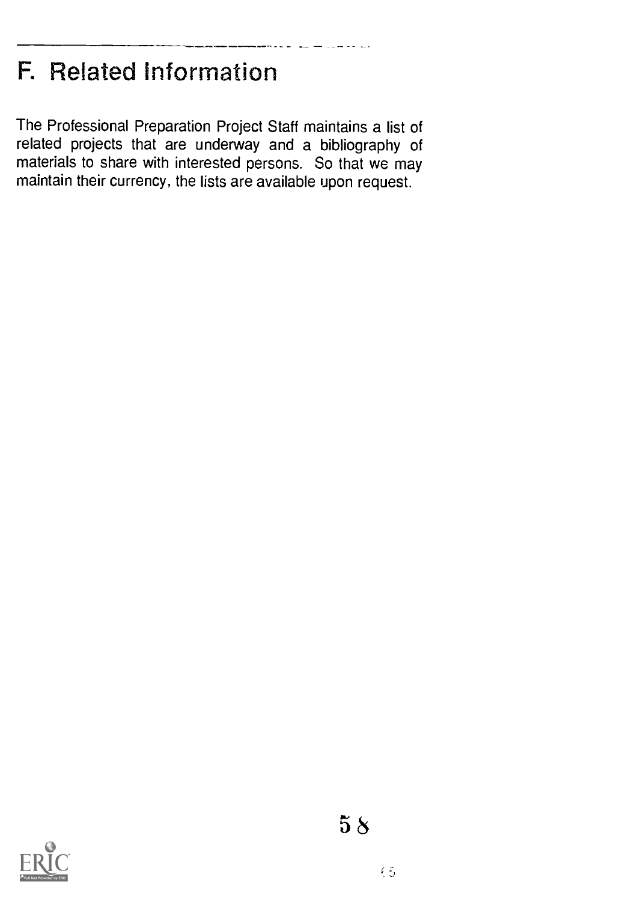# F. Related Information

The Professional Preparation Project Staff maintains a list of related projects that are underway and a bibliography of materials to share with interested persons. So that we may maintain their currency, the lists are available upon request.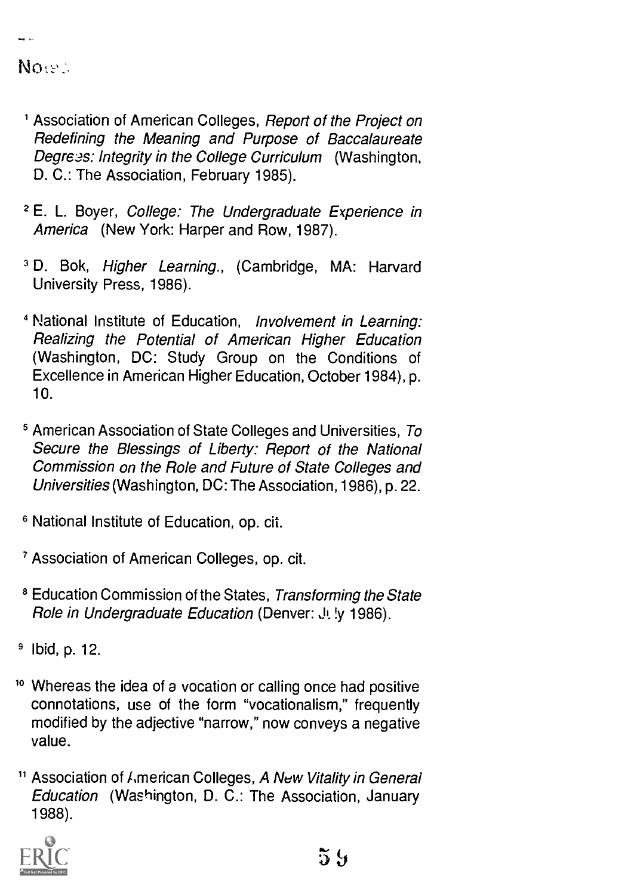# Notes

[1] Association of American Colleges, *Report of the Project on Redefining the Meaning and Purpose of Baccalaureate Degrees: Integrity in the College Curriculum* (Washington, D. C.: The Association, February 1985).

[2] E. L. Boyer, *College: The Undergraduate Experience in America* (New York: Harper and Row, 1987).

[3] D. Bok, *Higher Learning.*, (Cambridge, MA: Harvard University Press, 1986).

[4] National Institute of Education, *Involvement in Learning: Realizing the Potential of American Higher Education* (Washington, DC: Study Group on the Conditions of Excellence in American Higher Education, October 1984), p. 10.

[5] American Association of State Colleges and Universities, *To Secure the Blessings of Liberty: Report of the National Commission on the Role and Future of State Colleges and Universities* (Washington, DC: The Association, 1986), p. 22.

[6] National Institute of Education, op. cit.

[7] Association of American Colleges, op. cit.

[8] Education Commission of the States, *Transforming the State Role in Undergraduate Education* (Denver: July 1986).

[9] Ibid, p. 12.

[10] Whereas the idea of a vocation or calling once had positive connotations, use of the form "vocationalism," frequently modified by the adjective "narrow," now conveys a negative value.

[11] Association of American Colleges, *A New Vitality in General Education* (Washington, D. C.: The Association, January 1988).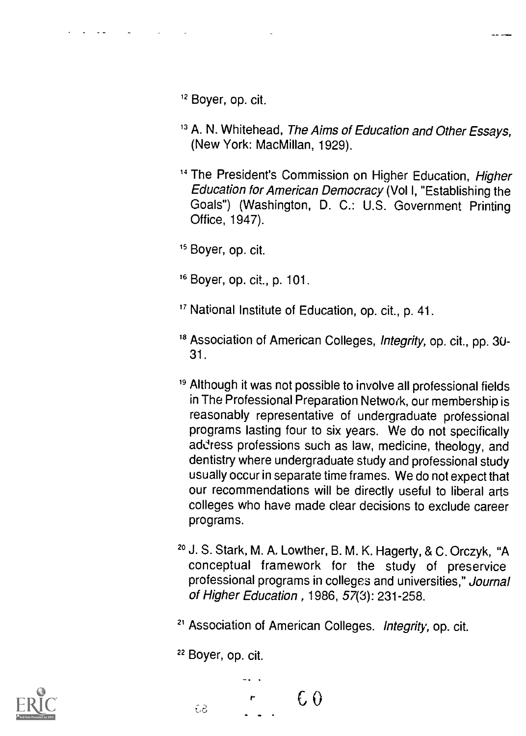[12] Boyer, op. cit.

[13] A. N. Whitehead, *The Aims of Education and Other Essays,* (New York: MacMillan, 1929).

[14] The President's Commission on Higher Education, *Higher Education for American Democracy* (Vol I, "Establishing the Goals") (Washington, D. C.: U.S. Government Printing Office, 1947).

[15] Boyer, op. cit.

[16] Boyer, op. cit., p. 101.

[17] National Institute of Education, op. cit., p. 41.

[18] Association of American Colleges, *Integrity,* op. cit., pp. 30-31.

[19] Although it was not possible to involve all professional fields in The Professional Preparation Network, our membership is reasonably representative of undergraduate professional programs lasting four to six years. We do not specifically address professions such as law, medicine, theology, and dentistry where undergraduate study and professional study usually occur in separate time frames. We do not expect that our recommendations will be directly useful to liberal arts colleges who have made clear decisions to exclude career programs.

[20] J. S. Stark, M. A. Lowther, B. M. K. Hagerty, & C. Orczyk, "A conceptual framework for the study of preservice professional programs in colleges and universities," *Journal of Higher Education*, 1986, *57*(3): 231-258.

[21] Association of American Colleges. *Integrity,* op. cit.

[22] Boyer, op. cit.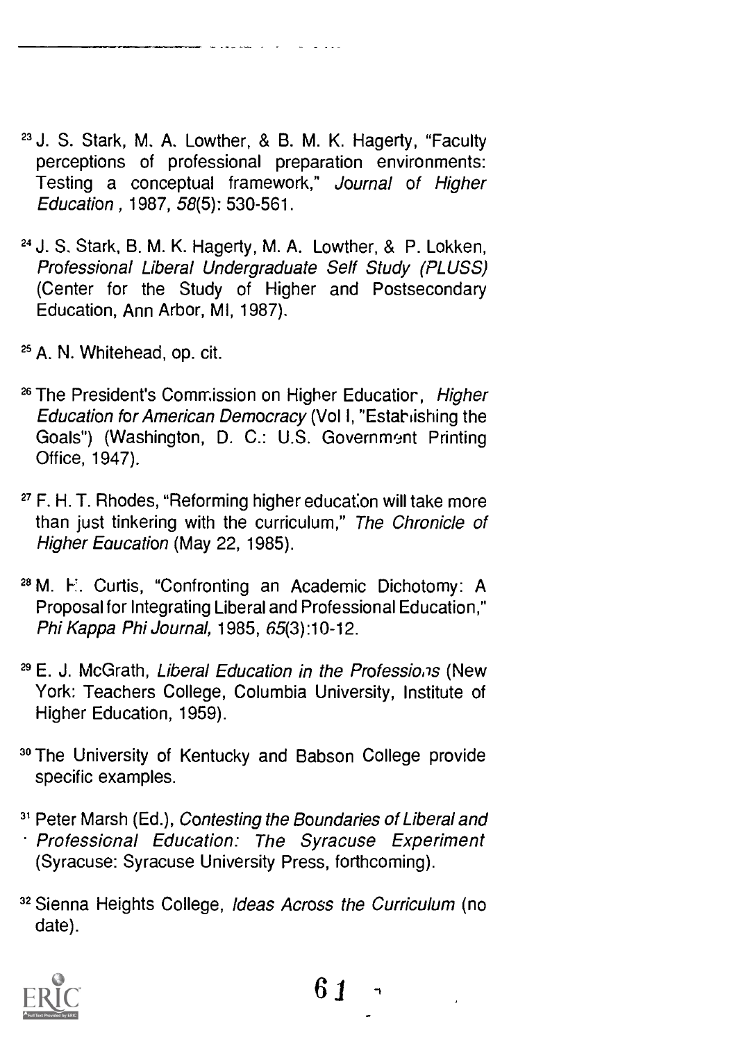[23] J. S. Stark, M. A. Lowther, & B. M. K. Hagerty, "Faculty perceptions of professional preparation environments: Testing a conceptual framework," *Journal of Higher Education*, 1987, *58*(5): 530-561.

[24] J. S. Stark, B. M. K. Hagerty, M. A. Lowther, & P. Lokken, *Professional Liberal Undergraduate Self Study (PLUSS)* (Center for the Study of Higher and Postsecondary Education, Ann Arbor, MI, 1987).

[25] A. N. Whitehead, op. cit.

[26] The President's Commission on Higher Education, *Higher Education for American Democracy* (Vol I, "Establishing the Goals") (Washington, D. C.: U.S. Government Printing Office, 1947).

[27] F. H. T. Rhodes, "Reforming higher education will take more than just tinkering with the curriculum," *The Chronicle of Higher Education* (May 22, 1985).

[28] M. E. Curtis, "Confronting an Academic Dichotomy: A Proposal for Integrating Liberal and Professional Education," *Phi Kappa Phi Journal*, 1985, *65*(3):10-12.

[29] E. J. McGrath, *Liberal Education in the Professions* (New York: Teachers College, Columbia University, Institute of Higher Education, 1959).

[30] The University of Kentucky and Babson College provide specific examples.

[31] Peter Marsh (Ed.), *Contesting the Boundaries of Liberal and Professional Education: The Syracuse Experiment* (Syracuse: Syracuse University Press, forthcoming).

[32] Sienna Heights College, *Ideas Across the Curriculum* (no date).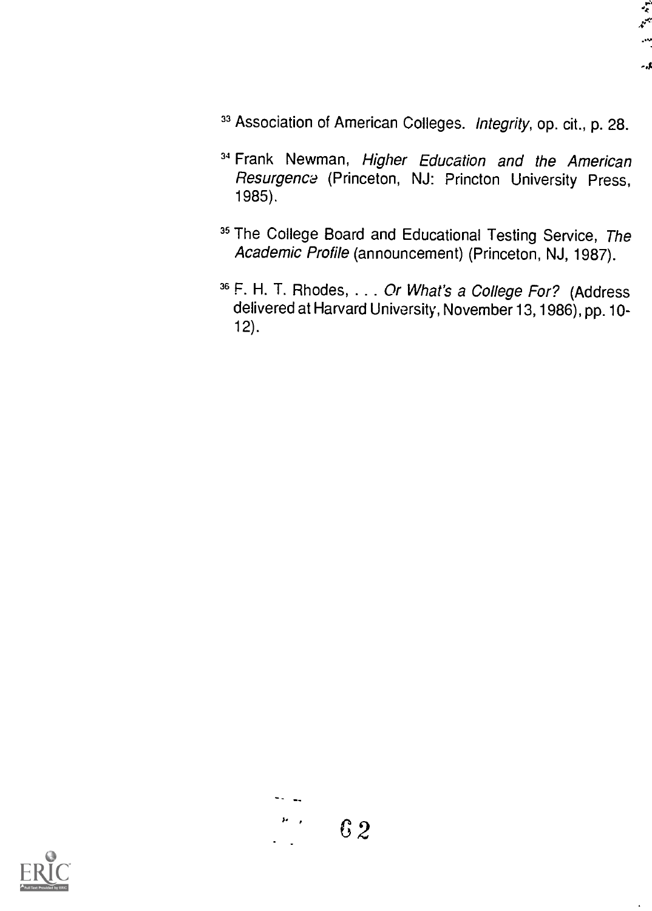[33] Association of American Colleges. *Integrity*, op. cit., p. 28.

[34] Frank Newman, *Higher Education and the American Resurgence* (Princeton, NJ: Princton University Press, 1985).

[35] The College Board and Educational Testing Service, *The Academic Profile* (announcement) (Princeton, NJ, 1987).

[36] F. H. T. Rhodes, . . . *Or What's a College For?* (Address delivered at Harvard University, November 13, 1986), pp. 10-12).